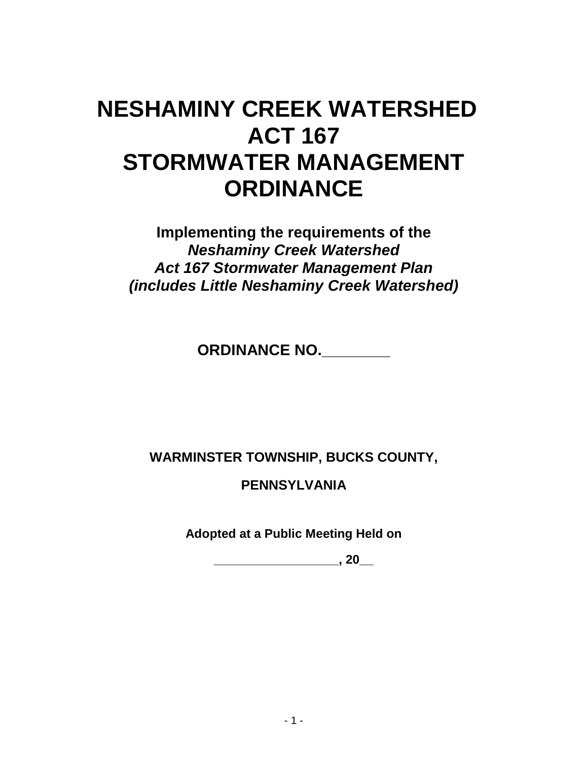# NESHAMINY CREEK WATERSHED ACT 167 STORMWATER MANAGEMENT ORDINANCE

**Implementing the requirements of the**
***Neshaminy Creek Watershed***
***Act 167 Stormwater Management Plan***
***(includes Little Neshaminy Creek Watershed)***

**ORDINANCE NO.________**

**WARMINSTER TOWNSHIP, BUCKS COUNTY,**

**PENNSYLVANIA**

**Adopted at a Public Meeting Held on**

**_________________, 20__**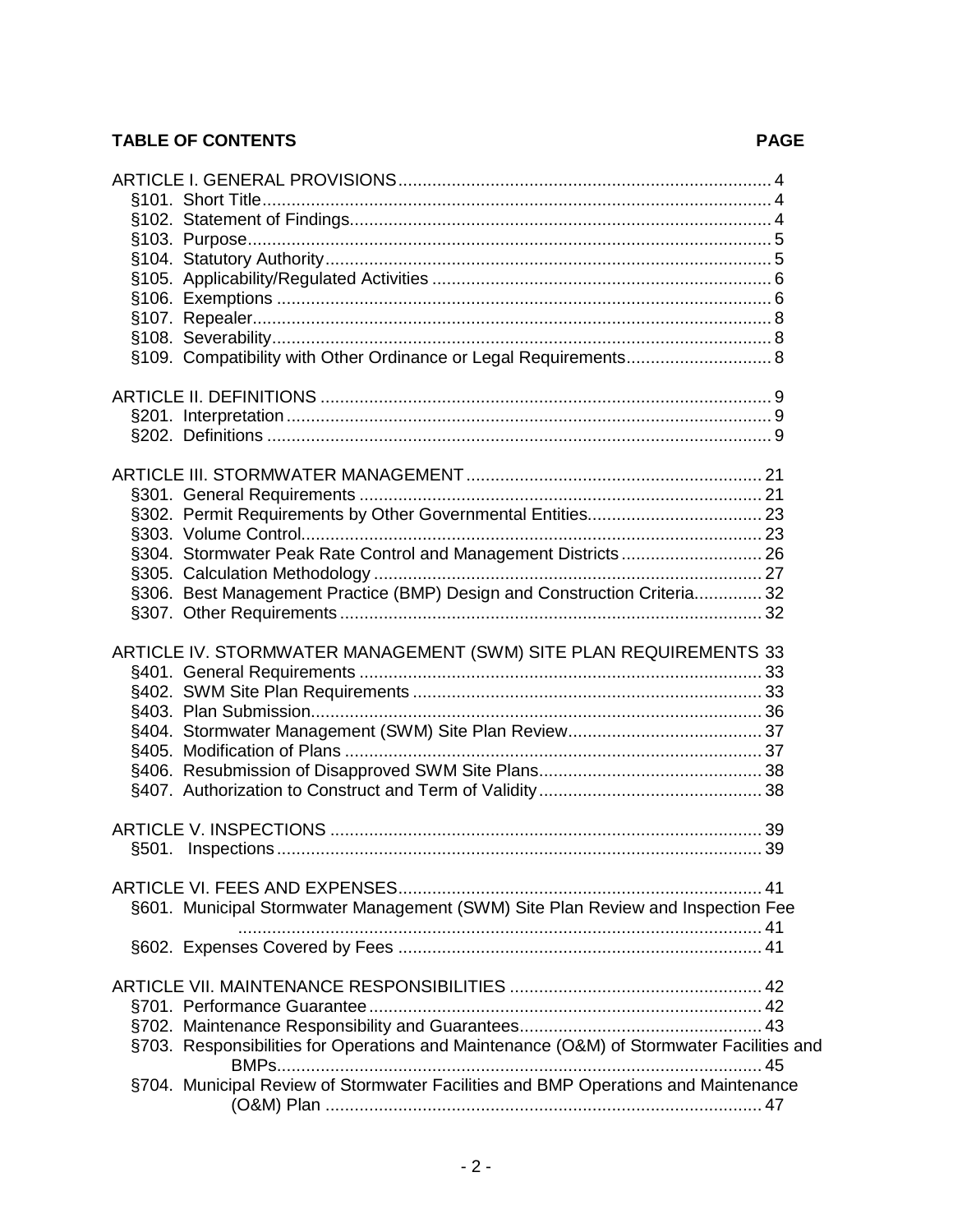**TABLE OF CONTENTS** **PAGE**

| | |
|---|---|
| ARTICLE I. GENERAL PROVISIONS | 4 |
| §101. Short Title | 4 |
| §102. Statement of Findings | 4 |
| §103. Purpose | 5 |
| §104. Statutory Authority | 5 |
| §105. Applicability/Regulated Activities | 6 |
| §106. Exemptions | 6 |
| §107. Repealer | 8 |
| §108. Severability | 8 |
| §109. Compatibility with Other Ordinance or Legal Requirements | 8 |
| ARTICLE II. DEFINITIONS | 9 |
| §201. Interpretation | 9 |
| §202. Definitions | 9 |
| ARTICLE III. STORMWATER MANAGEMENT | 21 |
| §301. General Requirements | 21 |
| §302. Permit Requirements by Other Governmental Entities | 23 |
| §303. Volume Control | 23 |
| §304. Stormwater Peak Rate Control and Management Districts | 26 |
| §305. Calculation Methodology | 27 |
| §306. Best Management Practice (BMP) Design and Construction Criteria | 32 |
| §307. Other Requirements | 32 |
| ARTICLE IV. STORMWATER MANAGEMENT (SWM) SITE PLAN REQUIREMENTS | 33 |
| §401. General Requirements | 33 |
| §402. SWM Site Plan Requirements | 33 |
| §403. Plan Submission | 36 |
| §404. Stormwater Management (SWM) Site Plan Review | 37 |
| §405. Modification of Plans | 37 |
| §406. Resubmission of Disapproved SWM Site Plans | 38 |
| §407. Authorization to Construct and Term of Validity | 38 |
| ARTICLE V. INSPECTIONS | 39 |
| §501. Inspections | 39 |
| ARTICLE VI. FEES AND EXPENSES | 41 |
| §601. Municipal Stormwater Management (SWM) Site Plan Review and Inspection Fee | 41 |
| §602. Expenses Covered by Fees | 41 |
| ARTICLE VII. MAINTENANCE RESPONSIBILITIES | 42 |
| §701. Performance Guarantee | 42 |
| §702. Maintenance Responsibility and Guarantees | 43 |
| §703. Responsibilities for Operations and Maintenance (O&M) of Stormwater Facilities and BMPs | 45 |
| §704. Municipal Review of Stormwater Facilities and BMP Operations and Maintenance (O&M) Plan | 47 |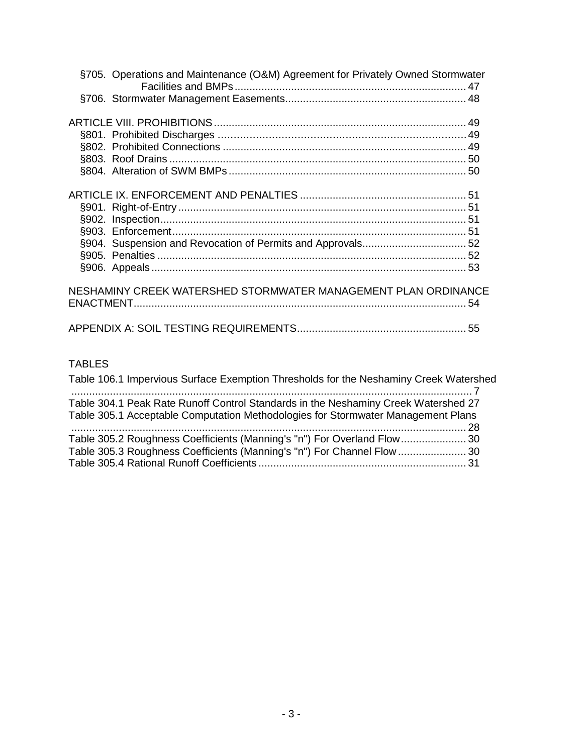§705. Operations and Maintenance (O&M) Agreement for Privately Owned Stormwater Facilities and BMPs ..... 47
§706. Stormwater Management Easements ..... 48

ARTICLE VIII. PROHIBITIONS ..... 49
§801. Prohibited Discharges ..... 49
§802. Prohibited Connections ..... 49
§803. Roof Drains ..... 50
§804. Alteration of SWM BMPs ..... 50

ARTICLE IX. ENFORCEMENT AND PENALTIES ..... 51
§901. Right-of-Entry ..... 51
§902. Inspection ..... 51
§903. Enforcement ..... 51
§904. Suspension and Revocation of Permits and Approvals ..... 52
§905. Penalties ..... 52
§906. Appeals ..... 53

NESHAMINY CREEK WATERSHED STORMWATER MANAGEMENT PLAN ORDINANCE ENACTMENT ..... 54

APPENDIX A: SOIL TESTING REQUIREMENTS ..... 55

TABLES

Table 106.1 Impervious Surface Exemption Thresholds for the Neshaminy Creek Watershed ..... 7
Table 304.1 Peak Rate Runoff Control Standards in the Neshaminy Creek Watershed 27
Table 305.1 Acceptable Computation Methodologies for Stormwater Management Plans ..... 28
Table 305.2 Roughness Coefficients (Manning's "n") For Overland Flow ..... 30
Table 305.3 Roughness Coefficients (Manning's "n") For Channel Flow ..... 30
Table 305.4 Rational Runoff Coefficients ..... 31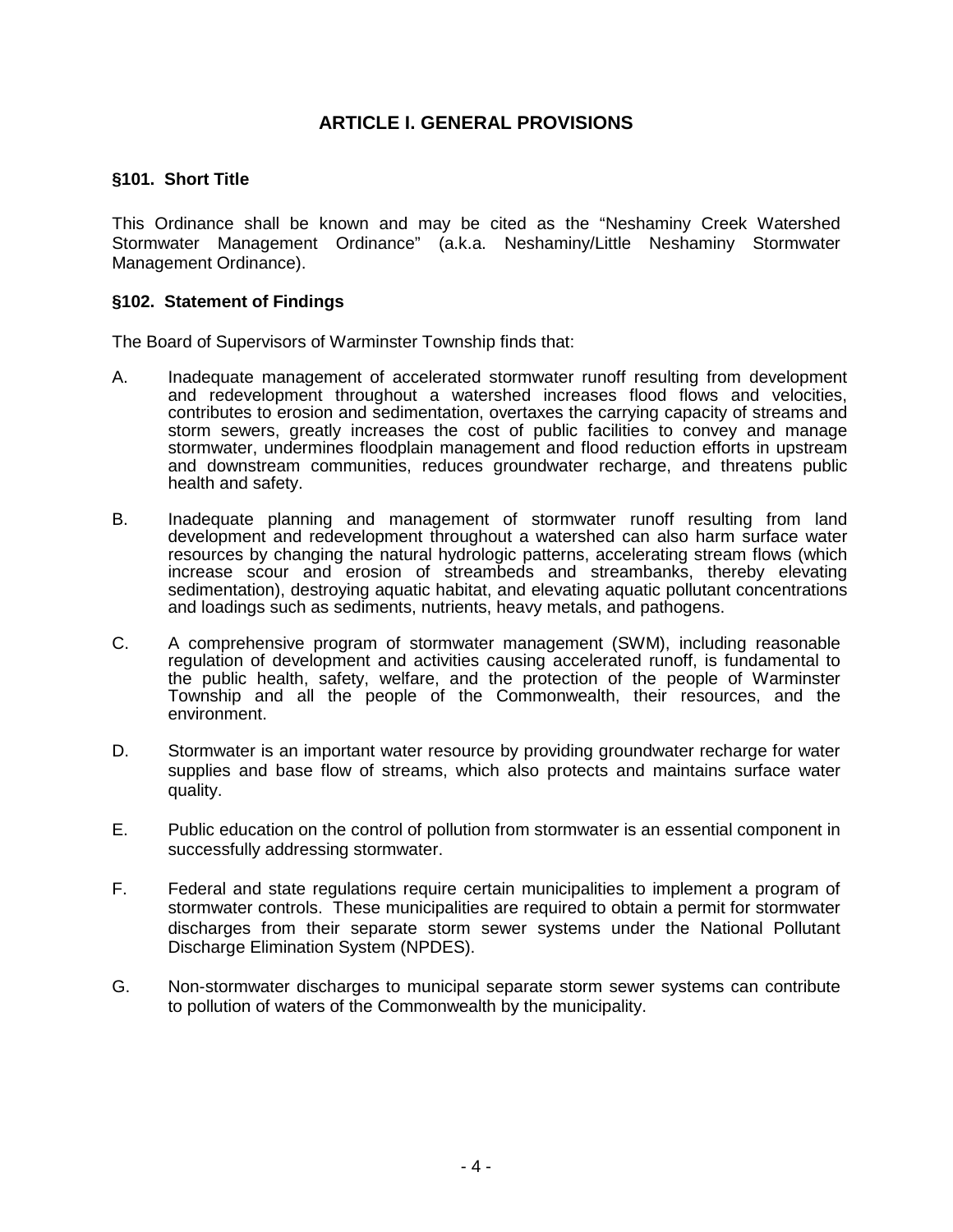# ARTICLE I. GENERAL PROVISIONS

### §101. Short Title

This Ordinance shall be known and may be cited as the "Neshaminy Creek Watershed Stormwater Management Ordinance" (a.k.a. Neshaminy/Little Neshaminy Stormwater Management Ordinance).

### §102. Statement of Findings

The Board of Supervisors of Warminster Township finds that:

A. Inadequate management of accelerated stormwater runoff resulting from development and redevelopment throughout a watershed increases flood flows and velocities, contributes to erosion and sedimentation, overtaxes the carrying capacity of streams and storm sewers, greatly increases the cost of public facilities to convey and manage stormwater, undermines floodplain management and flood reduction efforts in upstream and downstream communities, reduces groundwater recharge, and threatens public health and safety.

B. Inadequate planning and management of stormwater runoff resulting from land development and redevelopment throughout a watershed can also harm surface water resources by changing the natural hydrologic patterns, accelerating stream flows (which increase scour and erosion of streambeds and streambanks, thereby elevating sedimentation), destroying aquatic habitat, and elevating aquatic pollutant concentrations and loadings such as sediments, nutrients, heavy metals, and pathogens.

C. A comprehensive program of stormwater management (SWM), including reasonable regulation of development and activities causing accelerated runoff, is fundamental to the public health, safety, welfare, and the protection of the people of Warminster Township and all the people of the Commonwealth, their resources, and the environment.

D. Stormwater is an important water resource by providing groundwater recharge for water supplies and base flow of streams, which also protects and maintains surface water quality.

E. Public education on the control of pollution from stormwater is an essential component in successfully addressing stormwater.

F. Federal and state regulations require certain municipalities to implement a program of stormwater controls. These municipalities are required to obtain a permit for stormwater discharges from their separate storm sewer systems under the National Pollutant Discharge Elimination System (NPDES).

G. Non-stormwater discharges to municipal separate storm sewer systems can contribute to pollution of waters of the Commonwealth by the municipality.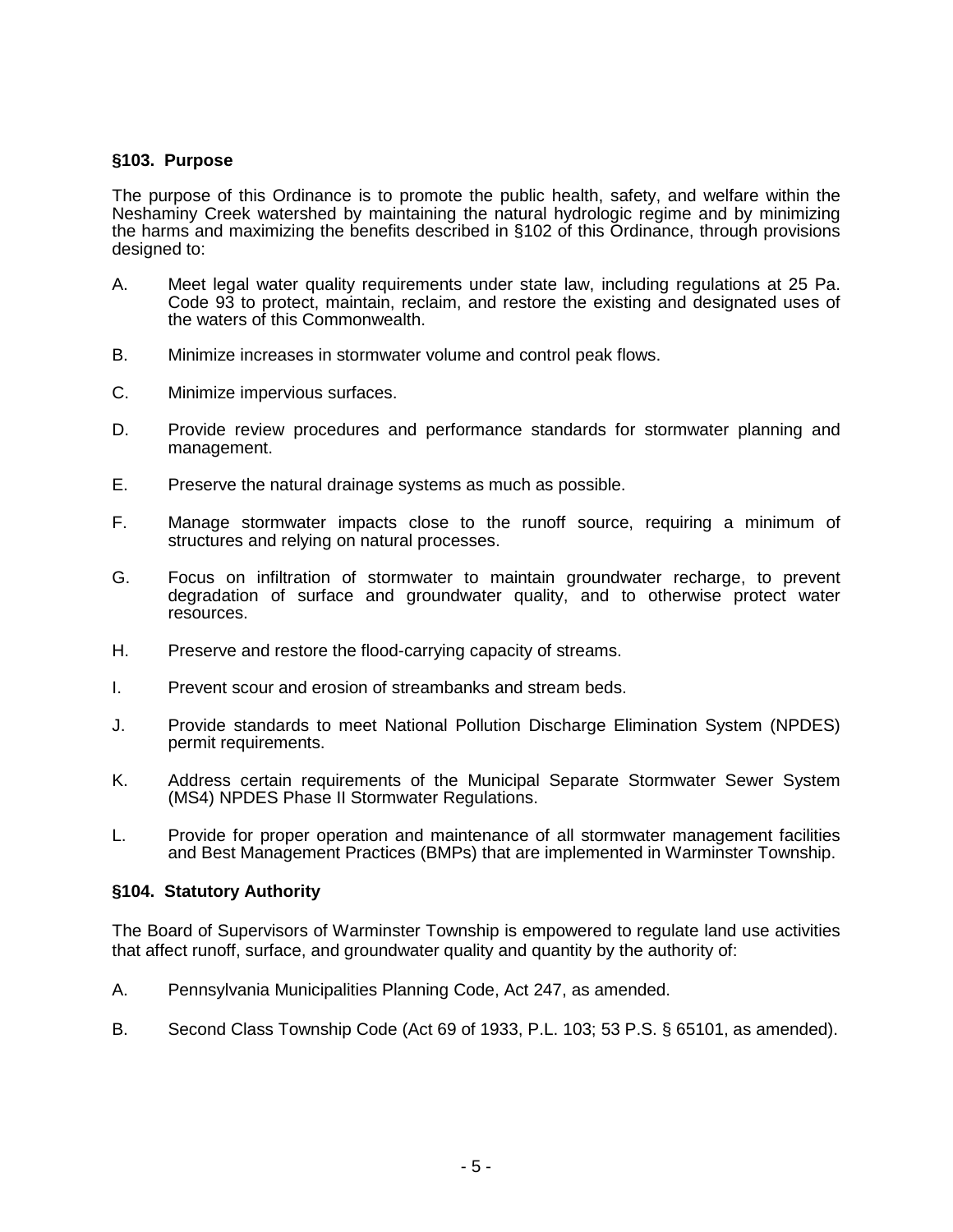**§103. Purpose**

The purpose of this Ordinance is to promote the public health, safety, and welfare within the Neshaminy Creek watershed by maintaining the natural hydrologic regime and by minimizing the harms and maximizing the benefits described in §102 of this Ordinance, through provisions designed to:

A. Meet legal water quality requirements under state law, including regulations at 25 Pa. Code 93 to protect, maintain, reclaim, and restore the existing and designated uses of the waters of this Commonwealth.

B. Minimize increases in stormwater volume and control peak flows.

C. Minimize impervious surfaces.

D. Provide review procedures and performance standards for stormwater planning and management.

E. Preserve the natural drainage systems as much as possible.

F. Manage stormwater impacts close to the runoff source, requiring a minimum of structures and relying on natural processes.

G. Focus on infiltration of stormwater to maintain groundwater recharge, to prevent degradation of surface and groundwater quality, and to otherwise protect water resources.

H. Preserve and restore the flood-carrying capacity of streams.

I. Prevent scour and erosion of streambanks and stream beds.

J. Provide standards to meet National Pollution Discharge Elimination System (NPDES) permit requirements.

K. Address certain requirements of the Municipal Separate Stormwater Sewer System (MS4) NPDES Phase II Stormwater Regulations.

L. Provide for proper operation and maintenance of all stormwater management facilities and Best Management Practices (BMPs) that are implemented in Warminster Township.

**§104. Statutory Authority**

The Board of Supervisors of Warminster Township is empowered to regulate land use activities that affect runoff, surface, and groundwater quality and quantity by the authority of:

A. Pennsylvania Municipalities Planning Code, Act 247, as amended.

B. Second Class Township Code (Act 69 of 1933, P.L. 103; 53 P.S. § 65101, as amended).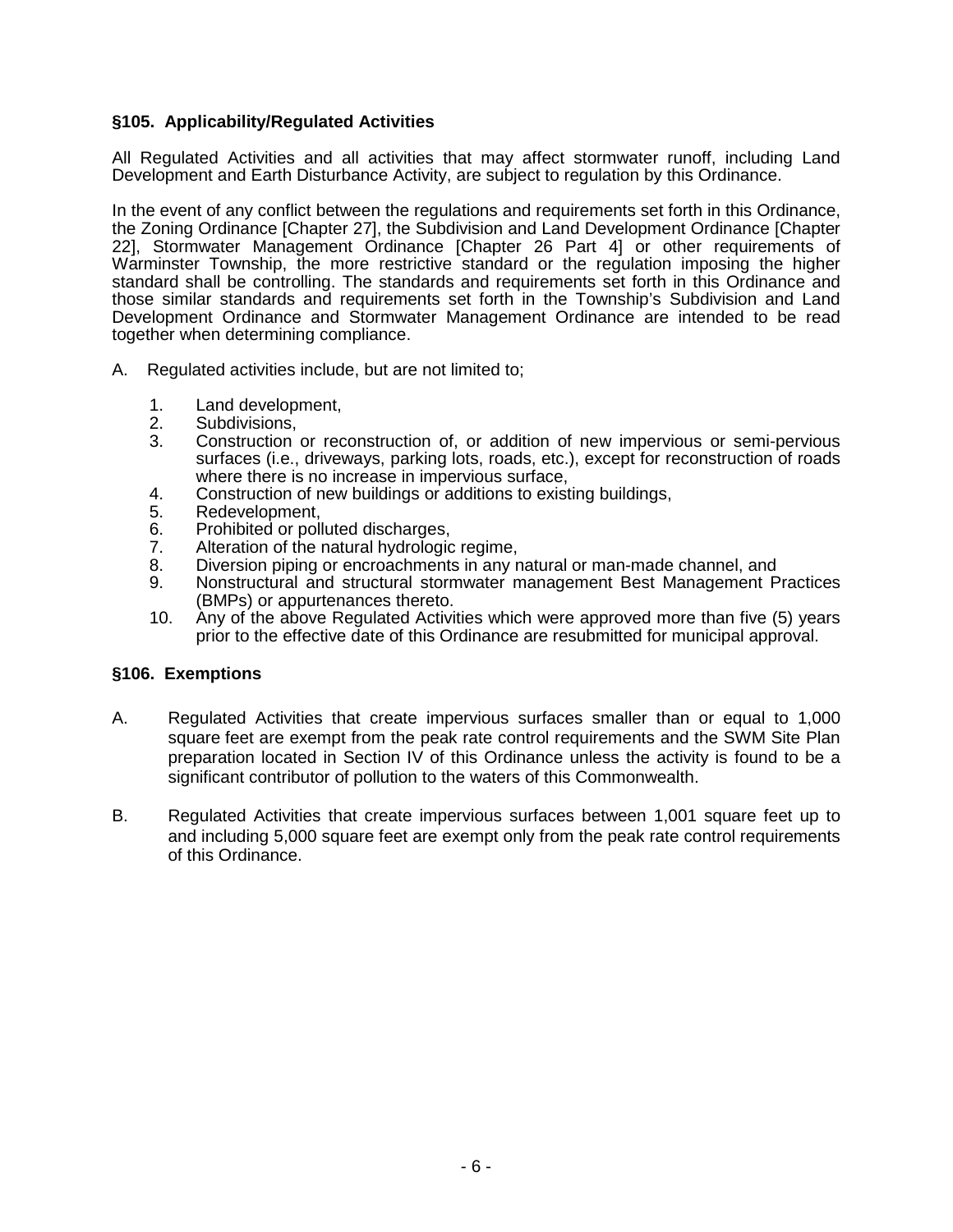### §105. Applicability/Regulated Activities

All Regulated Activities and all activities that may affect stormwater runoff, including Land Development and Earth Disturbance Activity, are subject to regulation by this Ordinance.

In the event of any conflict between the regulations and requirements set forth in this Ordinance, the Zoning Ordinance [Chapter 27], the Subdivision and Land Development Ordinance [Chapter 22], Stormwater Management Ordinance [Chapter 26 Part 4] or other requirements of Warminster Township, the more restrictive standard or the regulation imposing the higher standard shall be controlling. The standards and requirements set forth in this Ordinance and those similar standards and requirements set forth in the Township's Subdivision and Land Development Ordinance and Stormwater Management Ordinance are intended to be read together when determining compliance.

A. Regulated activities include, but are not limited to;

1. Land development,
2. Subdivisions,
3. Construction or reconstruction of, or addition of new impervious or semi-pervious surfaces (i.e., driveways, parking lots, roads, etc.), except for reconstruction of roads where there is no increase in impervious surface,
4. Construction of new buildings or additions to existing buildings,
5. Redevelopment,
6. Prohibited or polluted discharges,
7. Alteration of the natural hydrologic regime,
8. Diversion piping or encroachments in any natural or man-made channel, and
9. Nonstructural and structural stormwater management Best Management Practices (BMPs) or appurtenances thereto.
10. Any of the above Regulated Activities which were approved more than five (5) years prior to the effective date of this Ordinance are resubmitted for municipal approval.

### §106. Exemptions

A. Regulated Activities that create impervious surfaces smaller than or equal to 1,000 square feet are exempt from the peak rate control requirements and the SWM Site Plan preparation located in Section IV of this Ordinance unless the activity is found to be a significant contributor of pollution to the waters of this Commonwealth.

B. Regulated Activities that create impervious surfaces between 1,001 square feet up to and including 5,000 square feet are exempt only from the peak rate control requirements of this Ordinance.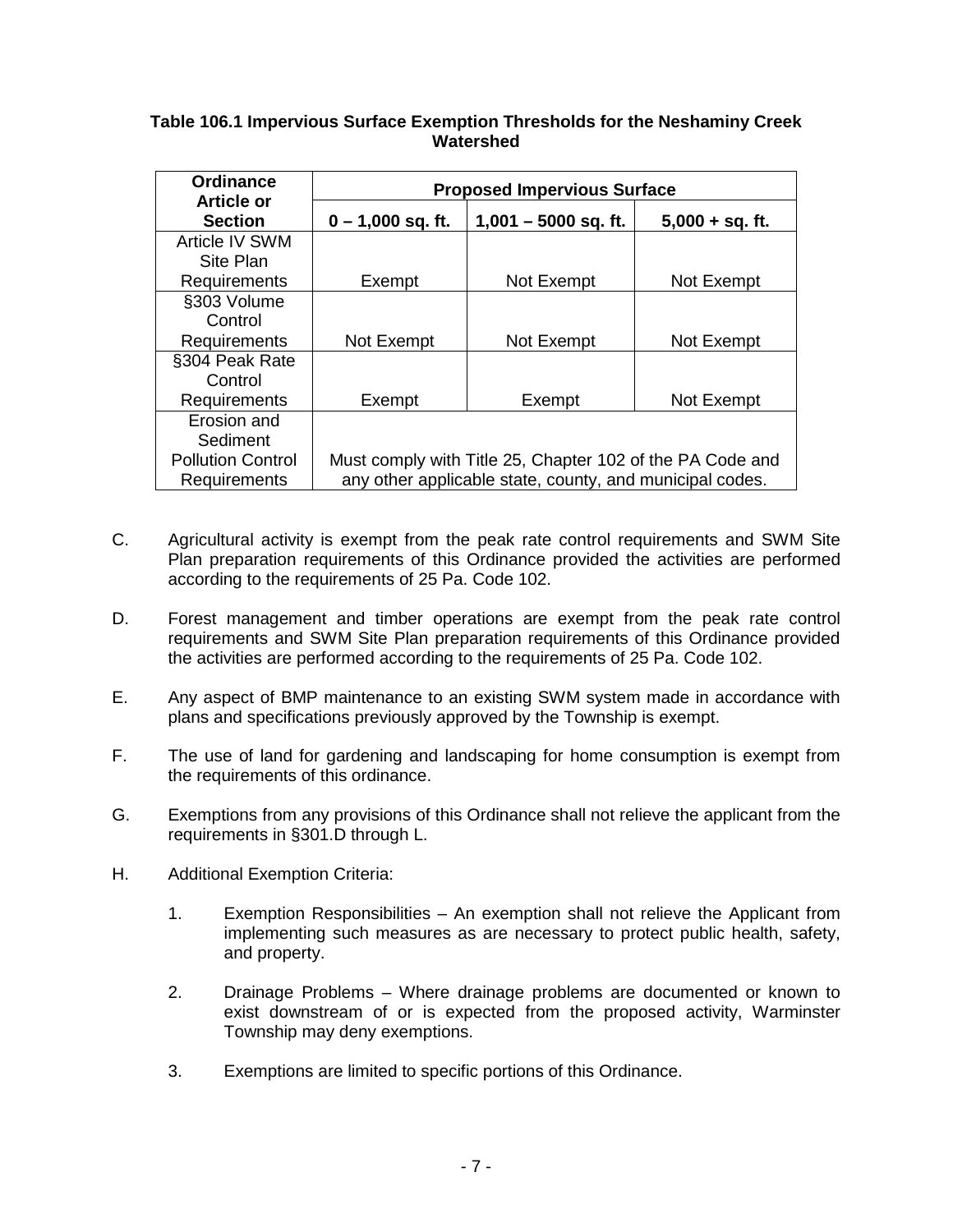**Table 106.1 Impervious Surface Exemption Thresholds for the Neshaminy Creek Watershed**

| Ordinance Article or Section | Proposed Impervious Surface | | |
|---|---|---|---|
| | 0 – 1,000 sq. ft. | 1,001 – 5000 sq. ft. | 5,000 + sq. ft. |
| Article IV SWM Site Plan Requirements | Exempt | Not Exempt | Not Exempt |
| §303 Volume Control Requirements | Not Exempt | Not Exempt | Not Exempt |
| §304 Peak Rate Control Requirements | Exempt | Exempt | Not Exempt |
| Erosion and Sediment Pollution Control Requirements | Must comply with Title 25, Chapter 102 of the PA Code and any other applicable state, county, and municipal codes. | | |

C. Agricultural activity is exempt from the peak rate control requirements and SWM Site Plan preparation requirements of this Ordinance provided the activities are performed according to the requirements of 25 Pa. Code 102.

D. Forest management and timber operations are exempt from the peak rate control requirements and SWM Site Plan preparation requirements of this Ordinance provided the activities are performed according to the requirements of 25 Pa. Code 102.

E. Any aspect of BMP maintenance to an existing SWM system made in accordance with plans and specifications previously approved by the Township is exempt.

F. The use of land for gardening and landscaping for home consumption is exempt from the requirements of this ordinance.

G. Exemptions from any provisions of this Ordinance shall not relieve the applicant from the requirements in §301.D through L.

H. Additional Exemption Criteria:

1. Exemption Responsibilities – An exemption shall not relieve the Applicant from implementing such measures as are necessary to protect public health, safety, and property.

2. Drainage Problems – Where drainage problems are documented or known to exist downstream of or is expected from the proposed activity, Warminster Township may deny exemptions.

3. Exemptions are limited to specific portions of this Ordinance.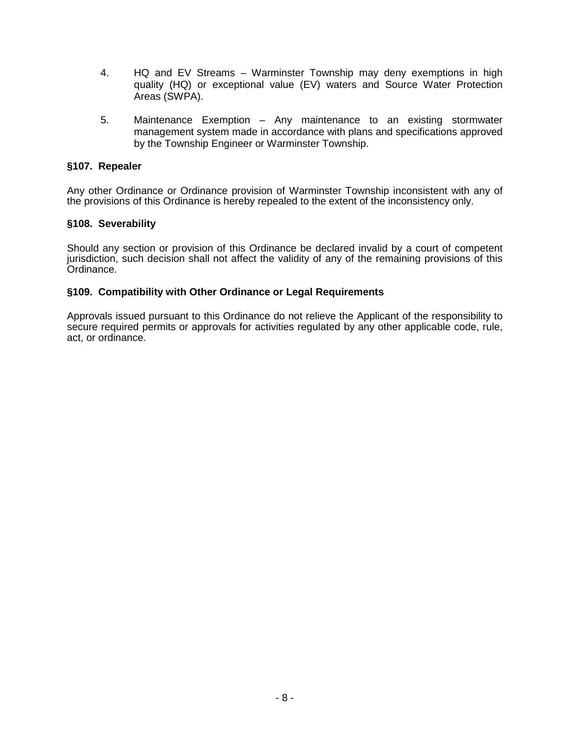4. HQ and EV Streams – Warminster Township may deny exemptions in high quality (HQ) or exceptional value (EV) waters and Source Water Protection Areas (SWPA).

5. Maintenance Exemption – Any maintenance to an existing stormwater management system made in accordance with plans and specifications approved by the Township Engineer or Warminster Township.

### §107. Repealer

Any other Ordinance or Ordinance provision of Warminster Township inconsistent with any of the provisions of this Ordinance is hereby repealed to the extent of the inconsistency only.

### §108. Severability

Should any section or provision of this Ordinance be declared invalid by a court of competent jurisdiction, such decision shall not affect the validity of any of the remaining provisions of this Ordinance.

### §109. Compatibility with Other Ordinance or Legal Requirements

Approvals issued pursuant to this Ordinance do not relieve the Applicant of the responsibility to secure required permits or approvals for activities regulated by any other applicable code, rule, act, or ordinance.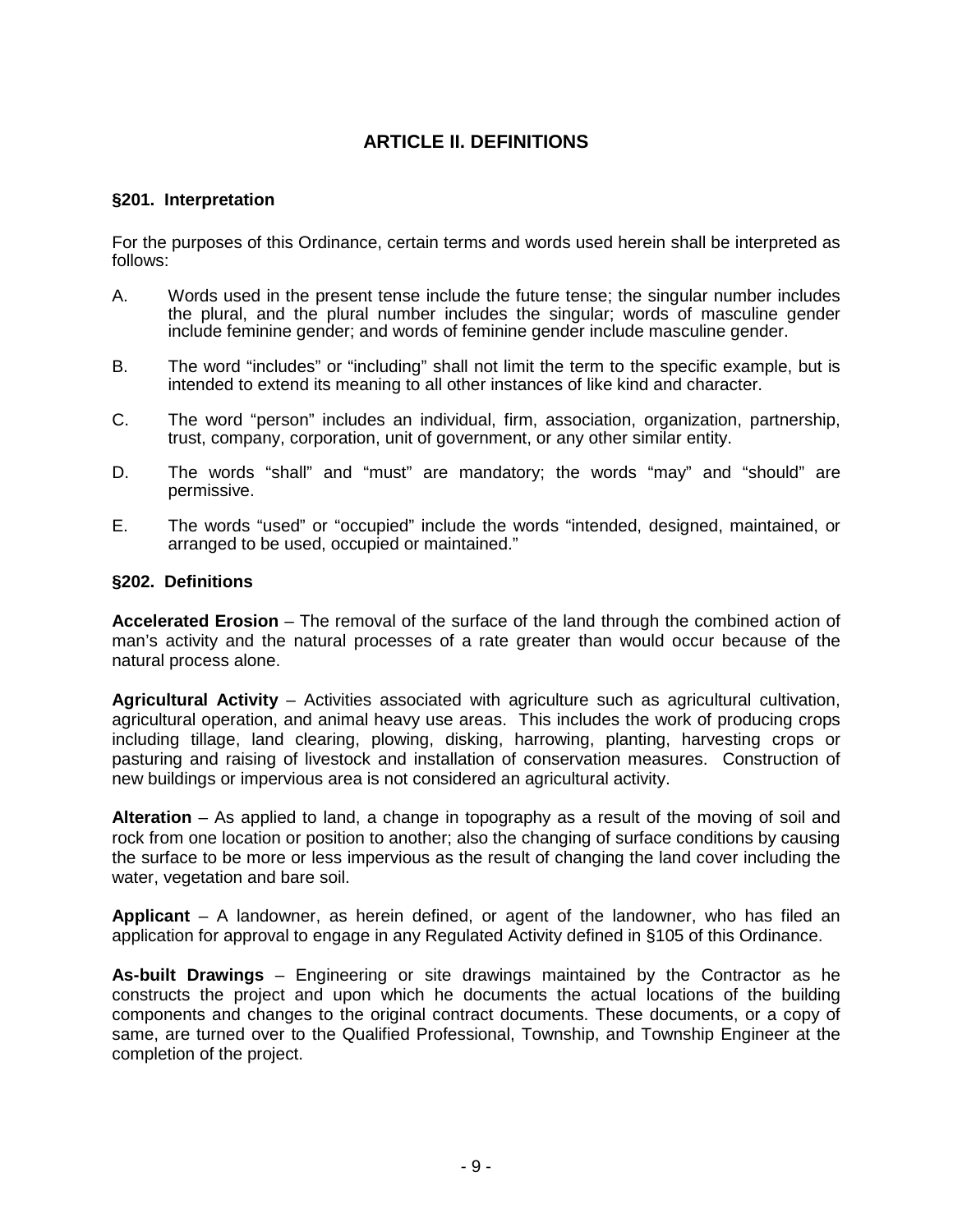# ARTICLE II. DEFINITIONS

### §201. Interpretation

For the purposes of this Ordinance, certain terms and words used herein shall be interpreted as follows:

A. Words used in the present tense include the future tense; the singular number includes the plural, and the plural number includes the singular; words of masculine gender include feminine gender; and words of feminine gender include masculine gender.

B. The word "includes" or "including" shall not limit the term to the specific example, but is intended to extend its meaning to all other instances of like kind and character.

C. The word "person" includes an individual, firm, association, organization, partnership, trust, company, corporation, unit of government, or any other similar entity.

D. The words "shall" and "must" are mandatory; the words "may" and "should" are permissive.

E. The words "used" or "occupied" include the words "intended, designed, maintained, or arranged to be used, occupied or maintained."

### §202. Definitions

**Accelerated Erosion** – The removal of the surface of the land through the combined action of man's activity and the natural processes of a rate greater than would occur because of the natural process alone.

**Agricultural Activity** – Activities associated with agriculture such as agricultural cultivation, agricultural operation, and animal heavy use areas. This includes the work of producing crops including tillage, land clearing, plowing, disking, harrowing, planting, harvesting crops or pasturing and raising of livestock and installation of conservation measures. Construction of new buildings or impervious area is not considered an agricultural activity.

**Alteration** – As applied to land, a change in topography as a result of the moving of soil and rock from one location or position to another; also the changing of surface conditions by causing the surface to be more or less impervious as the result of changing the land cover including the water, vegetation and bare soil.

**Applicant** – A landowner, as herein defined, or agent of the landowner, who has filed an application for approval to engage in any Regulated Activity defined in §105 of this Ordinance.

**As-built Drawings** – Engineering or site drawings maintained by the Contractor as he constructs the project and upon which he documents the actual locations of the building components and changes to the original contract documents. These documents, or a copy of same, are turned over to the Qualified Professional, Township, and Township Engineer at the completion of the project.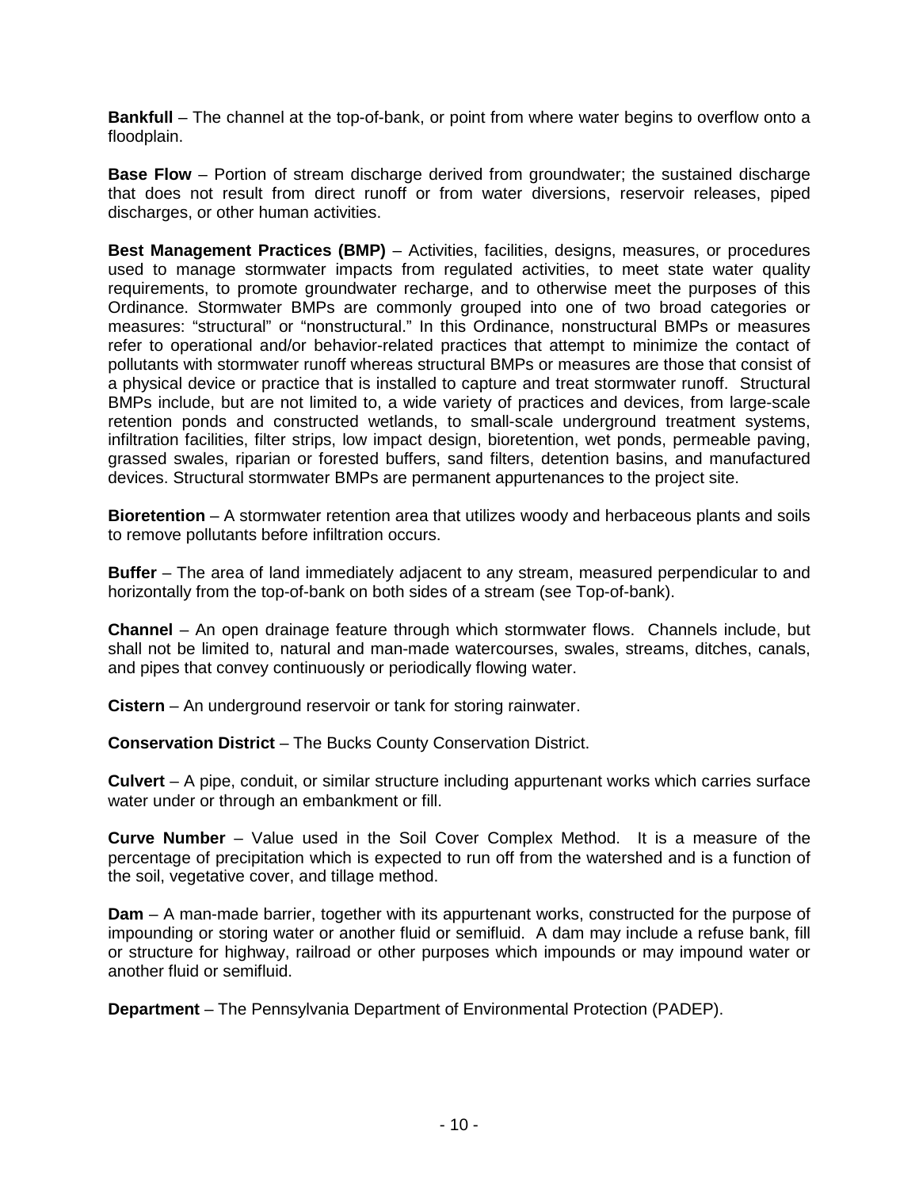**Bankfull** – The channel at the top-of-bank, or point from where water begins to overflow onto a floodplain.

**Base Flow** – Portion of stream discharge derived from groundwater; the sustained discharge that does not result from direct runoff or from water diversions, reservoir releases, piped discharges, or other human activities.

**Best Management Practices (BMP)** – Activities, facilities, designs, measures, or procedures used to manage stormwater impacts from regulated activities, to meet state water quality requirements, to promote groundwater recharge, and to otherwise meet the purposes of this Ordinance. Stormwater BMPs are commonly grouped into one of two broad categories or measures: "structural" or "nonstructural." In this Ordinance, nonstructural BMPs or measures refer to operational and/or behavior-related practices that attempt to minimize the contact of pollutants with stormwater runoff whereas structural BMPs or measures are those that consist of a physical device or practice that is installed to capture and treat stormwater runoff. Structural BMPs include, but are not limited to, a wide variety of practices and devices, from large-scale retention ponds and constructed wetlands, to small-scale underground treatment systems, infiltration facilities, filter strips, low impact design, bioretention, wet ponds, permeable paving, grassed swales, riparian or forested buffers, sand filters, detention basins, and manufactured devices. Structural stormwater BMPs are permanent appurtenances to the project site.

**Bioretention** – A stormwater retention area that utilizes woody and herbaceous plants and soils to remove pollutants before infiltration occurs.

**Buffer** – The area of land immediately adjacent to any stream, measured perpendicular to and horizontally from the top-of-bank on both sides of a stream (see Top-of-bank).

**Channel** – An open drainage feature through which stormwater flows. Channels include, but shall not be limited to, natural and man-made watercourses, swales, streams, ditches, canals, and pipes that convey continuously or periodically flowing water.

**Cistern** – An underground reservoir or tank for storing rainwater.

**Conservation District** – The Bucks County Conservation District.

**Culvert** – A pipe, conduit, or similar structure including appurtenant works which carries surface water under or through an embankment or fill.

**Curve Number** – Value used in the Soil Cover Complex Method. It is a measure of the percentage of precipitation which is expected to run off from the watershed and is a function of the soil, vegetative cover, and tillage method.

**Dam** – A man-made barrier, together with its appurtenant works, constructed for the purpose of impounding or storing water or another fluid or semifluid. A dam may include a refuse bank, fill or structure for highway, railroad or other purposes which impounds or may impound water or another fluid or semifluid.

**Department** – The Pennsylvania Department of Environmental Protection (PADEP).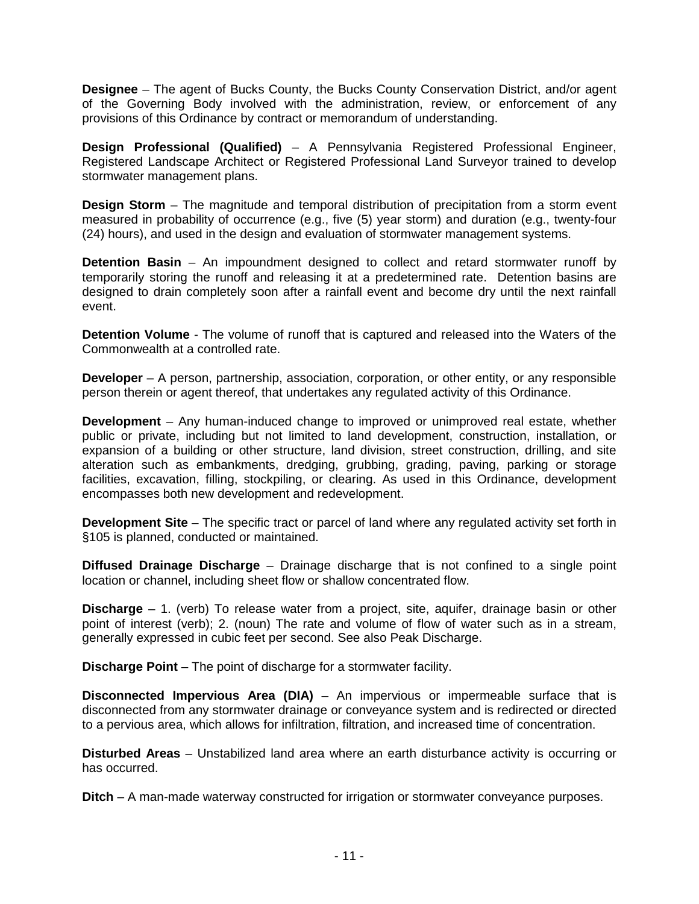**Designee** – The agent of Bucks County, the Bucks County Conservation District, and/or agent of the Governing Body involved with the administration, review, or enforcement of any provisions of this Ordinance by contract or memorandum of understanding.

**Design Professional (Qualified)** – A Pennsylvania Registered Professional Engineer, Registered Landscape Architect or Registered Professional Land Surveyor trained to develop stormwater management plans.

**Design Storm** – The magnitude and temporal distribution of precipitation from a storm event measured in probability of occurrence (e.g., five (5) year storm) and duration (e.g., twenty-four (24) hours), and used in the design and evaluation of stormwater management systems.

**Detention Basin** – An impoundment designed to collect and retard stormwater runoff by temporarily storing the runoff and releasing it at a predetermined rate. Detention basins are designed to drain completely soon after a rainfall event and become dry until the next rainfall event.

**Detention Volume** - The volume of runoff that is captured and released into the Waters of the Commonwealth at a controlled rate.

**Developer** – A person, partnership, association, corporation, or other entity, or any responsible person therein or agent thereof, that undertakes any regulated activity of this Ordinance.

**Development** – Any human-induced change to improved or unimproved real estate, whether public or private, including but not limited to land development, construction, installation, or expansion of a building or other structure, land division, street construction, drilling, and site alteration such as embankments, dredging, grubbing, grading, paving, parking or storage facilities, excavation, filling, stockpiling, or clearing. As used in this Ordinance, development encompasses both new development and redevelopment.

**Development Site** – The specific tract or parcel of land where any regulated activity set forth in §105 is planned, conducted or maintained.

**Diffused Drainage Discharge** – Drainage discharge that is not confined to a single point location or channel, including sheet flow or shallow concentrated flow.

**Discharge** – 1. (verb) To release water from a project, site, aquifer, drainage basin or other point of interest (verb); 2. (noun) The rate and volume of flow of water such as in a stream, generally expressed in cubic feet per second. See also Peak Discharge.

**Discharge Point** – The point of discharge for a stormwater facility.

**Disconnected Impervious Area (DIA)** – An impervious or impermeable surface that is disconnected from any stormwater drainage or conveyance system and is redirected or directed to a pervious area, which allows for infiltration, filtration, and increased time of concentration.

**Disturbed Areas** – Unstabilized land area where an earth disturbance activity is occurring or has occurred.

**Ditch** – A man-made waterway constructed for irrigation or stormwater conveyance purposes.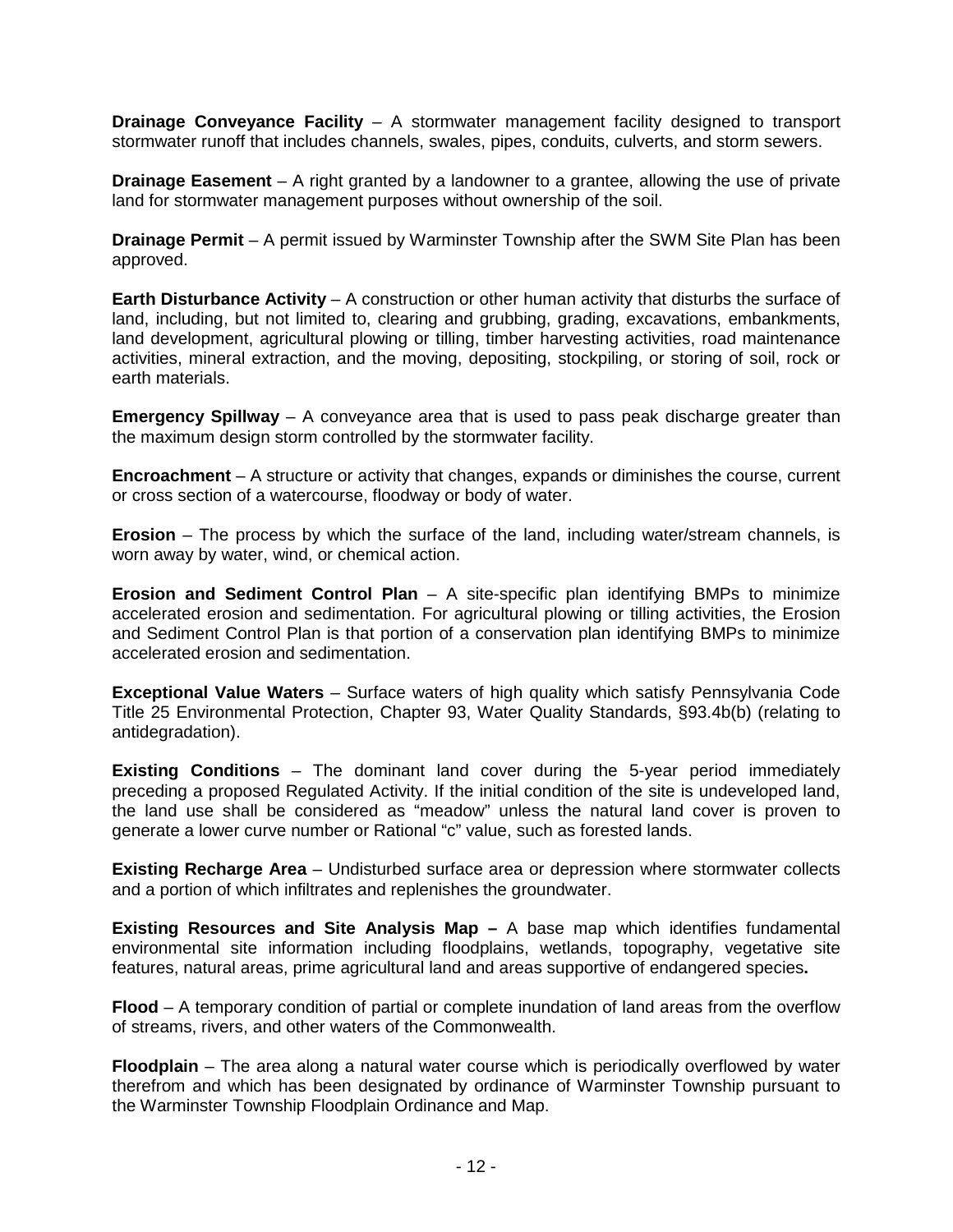**Drainage Conveyance Facility** – A stormwater management facility designed to transport stormwater runoff that includes channels, swales, pipes, conduits, culverts, and storm sewers.

**Drainage Easement** – A right granted by a landowner to a grantee, allowing the use of private land for stormwater management purposes without ownership of the soil.

**Drainage Permit** – A permit issued by Warminster Township after the SWM Site Plan has been approved.

**Earth Disturbance Activity** – A construction or other human activity that disturbs the surface of land, including, but not limited to, clearing and grubbing, grading, excavations, embankments, land development, agricultural plowing or tilling, timber harvesting activities, road maintenance activities, mineral extraction, and the moving, depositing, stockpiling, or storing of soil, rock or earth materials.

**Emergency Spillway** – A conveyance area that is used to pass peak discharge greater than the maximum design storm controlled by the stormwater facility.

**Encroachment** – A structure or activity that changes, expands or diminishes the course, current or cross section of a watercourse, floodway or body of water.

**Erosion** – The process by which the surface of the land, including water/stream channels, is worn away by water, wind, or chemical action.

**Erosion and Sediment Control Plan** – A site-specific plan identifying BMPs to minimize accelerated erosion and sedimentation. For agricultural plowing or tilling activities, the Erosion and Sediment Control Plan is that portion of a conservation plan identifying BMPs to minimize accelerated erosion and sedimentation.

**Exceptional Value Waters** – Surface waters of high quality which satisfy Pennsylvania Code Title 25 Environmental Protection, Chapter 93, Water Quality Standards, §93.4b(b) (relating to antidegradation).

**Existing Conditions** – The dominant land cover during the 5-year period immediately preceding a proposed Regulated Activity. If the initial condition of the site is undeveloped land, the land use shall be considered as "meadow" unless the natural land cover is proven to generate a lower curve number or Rational "c" value, such as forested lands.

**Existing Recharge Area** – Undisturbed surface area or depression where stormwater collects and a portion of which infiltrates and replenishes the groundwater.

**Existing Resources and Site Analysis Map –** A base map which identifies fundamental environmental site information including floodplains, wetlands, topography, vegetative site features, natural areas, prime agricultural land and areas supportive of endangered species**.**

**Flood** – A temporary condition of partial or complete inundation of land areas from the overflow of streams, rivers, and other waters of the Commonwealth.

**Floodplain** – The area along a natural water course which is periodically overflowed by water therefrom and which has been designated by ordinance of Warminster Township pursuant to the Warminster Township Floodplain Ordinance and Map.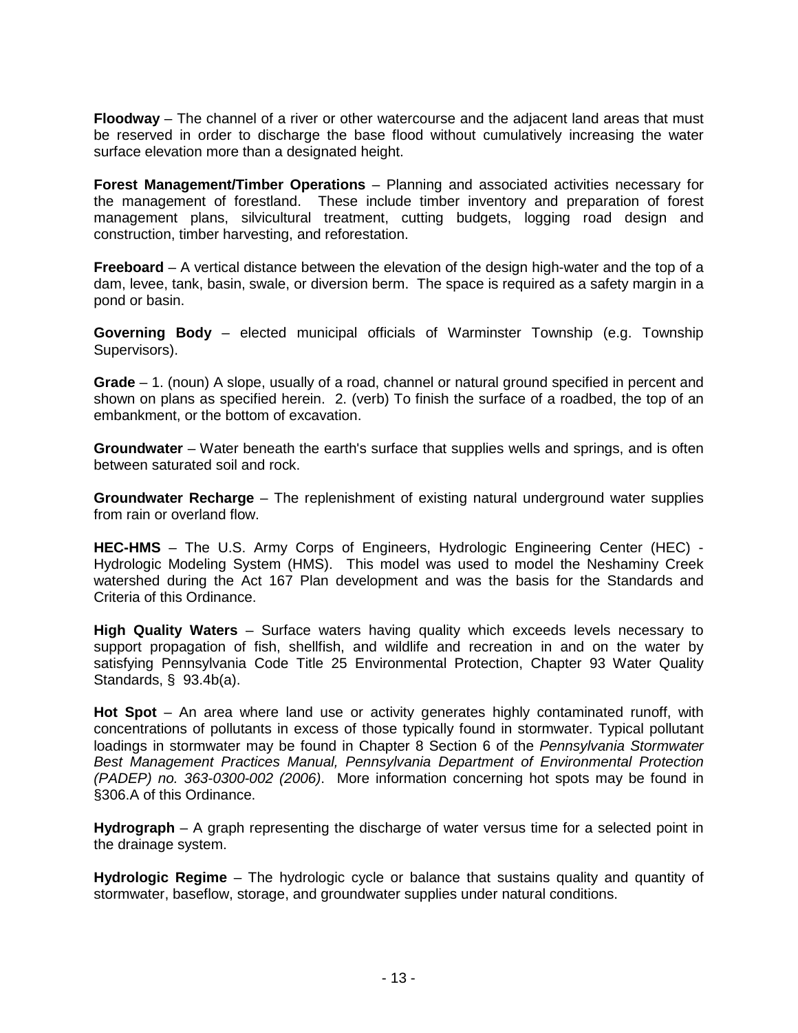**Floodway** – The channel of a river or other watercourse and the adjacent land areas that must be reserved in order to discharge the base flood without cumulatively increasing the water surface elevation more than a designated height.

**Forest Management/Timber Operations** – Planning and associated activities necessary for the management of forestland. These include timber inventory and preparation of forest management plans, silvicultural treatment, cutting budgets, logging road design and construction, timber harvesting, and reforestation.

**Freeboard** – A vertical distance between the elevation of the design high-water and the top of a dam, levee, tank, basin, swale, or diversion berm. The space is required as a safety margin in a pond or basin.

**Governing Body** – elected municipal officials of Warminster Township (e.g. Township Supervisors).

**Grade** – 1. (noun) A slope, usually of a road, channel or natural ground specified in percent and shown on plans as specified herein. 2. (verb) To finish the surface of a roadbed, the top of an embankment, or the bottom of excavation.

**Groundwater** – Water beneath the earth's surface that supplies wells and springs, and is often between saturated soil and rock.

**Groundwater Recharge** – The replenishment of existing natural underground water supplies from rain or overland flow.

**HEC-HMS** – The U.S. Army Corps of Engineers, Hydrologic Engineering Center (HEC) - Hydrologic Modeling System (HMS). This model was used to model the Neshaminy Creek watershed during the Act 167 Plan development and was the basis for the Standards and Criteria of this Ordinance.

**High Quality Waters** – Surface waters having quality which exceeds levels necessary to support propagation of fish, shellfish, and wildlife and recreation in and on the water by satisfying Pennsylvania Code Title 25 Environmental Protection, Chapter 93 Water Quality Standards, § 93.4b(a).

**Hot Spot** – An area where land use or activity generates highly contaminated runoff, with concentrations of pollutants in excess of those typically found in stormwater. Typical pollutant loadings in stormwater may be found in Chapter 8 Section 6 of the *Pennsylvania Stormwater Best Management Practices Manual, Pennsylvania Department of Environmental Protection (PADEP) no. 363-0300-002 (2006)*. More information concerning hot spots may be found in §306.A of this Ordinance.

**Hydrograph** – A graph representing the discharge of water versus time for a selected point in the drainage system.

**Hydrologic Regime** – The hydrologic cycle or balance that sustains quality and quantity of stormwater, baseflow, storage, and groundwater supplies under natural conditions.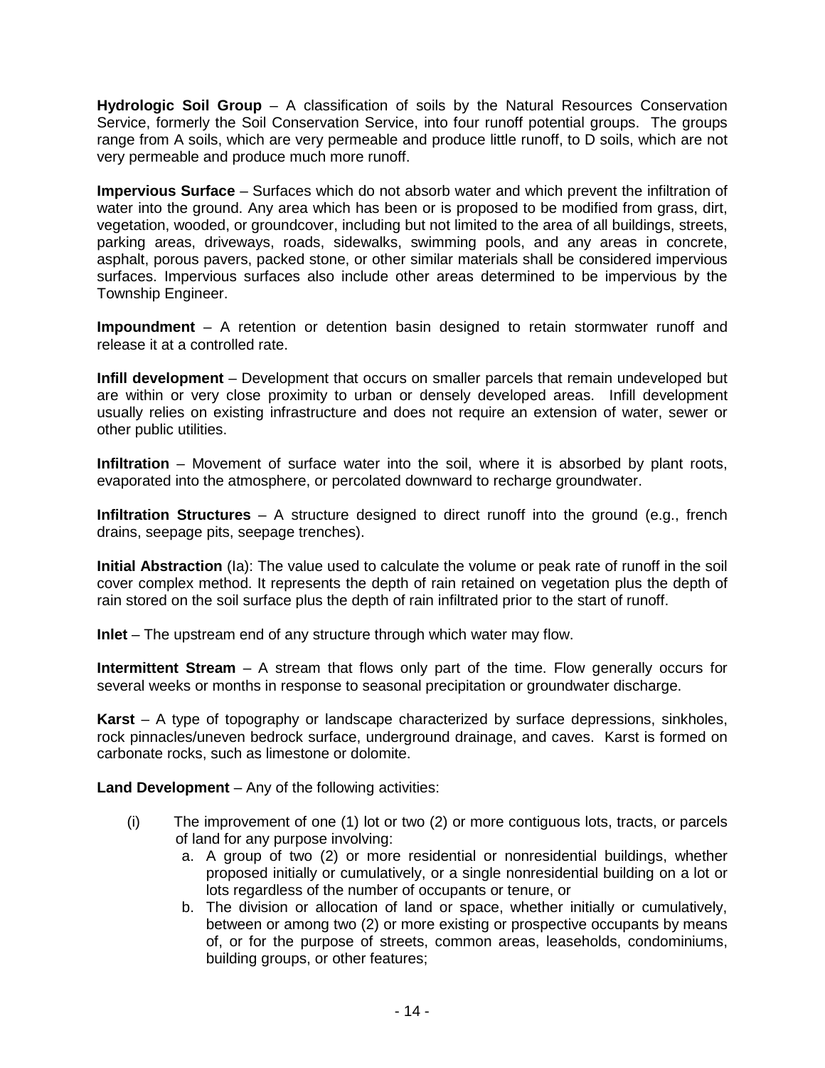**Hydrologic Soil Group** – A classification of soils by the Natural Resources Conservation Service, formerly the Soil Conservation Service, into four runoff potential groups. The groups range from A soils, which are very permeable and produce little runoff, to D soils, which are not very permeable and produce much more runoff.

**Impervious Surface** – Surfaces which do not absorb water and which prevent the infiltration of water into the ground. Any area which has been or is proposed to be modified from grass, dirt, vegetation, wooded, or groundcover, including but not limited to the area of all buildings, streets, parking areas, driveways, roads, sidewalks, swimming pools, and any areas in concrete, asphalt, porous pavers, packed stone, or other similar materials shall be considered impervious surfaces. Impervious surfaces also include other areas determined to be impervious by the Township Engineer.

**Impoundment** – A retention or detention basin designed to retain stormwater runoff and release it at a controlled rate.

**Infill development** – Development that occurs on smaller parcels that remain undeveloped but are within or very close proximity to urban or densely developed areas. Infill development usually relies on existing infrastructure and does not require an extension of water, sewer or other public utilities.

**Infiltration** – Movement of surface water into the soil, where it is absorbed by plant roots, evaporated into the atmosphere, or percolated downward to recharge groundwater.

**Infiltration Structures** – A structure designed to direct runoff into the ground (e.g., french drains, seepage pits, seepage trenches).

**Initial Abstraction** (Ia): The value used to calculate the volume or peak rate of runoff in the soil cover complex method. It represents the depth of rain retained on vegetation plus the depth of rain stored on the soil surface plus the depth of rain infiltrated prior to the start of runoff.

**Inlet** – The upstream end of any structure through which water may flow.

**Intermittent Stream** – A stream that flows only part of the time. Flow generally occurs for several weeks or months in response to seasonal precipitation or groundwater discharge.

**Karst** – A type of topography or landscape characterized by surface depressions, sinkholes, rock pinnacles/uneven bedrock surface, underground drainage, and caves. Karst is formed on carbonate rocks, such as limestone or dolomite.

**Land Development** – Any of the following activities:

(i) The improvement of one (1) lot or two (2) or more contiguous lots, tracts, or parcels of land for any purpose involving:

  a. A group of two (2) or more residential or nonresidential buildings, whether proposed initially or cumulatively, or a single nonresidential building on a lot or lots regardless of the number of occupants or tenure, or
  b. The division or allocation of land or space, whether initially or cumulatively, between or among two (2) or more existing or prospective occupants by means of, or for the purpose of streets, common areas, leaseholds, condominiums, building groups, or other features;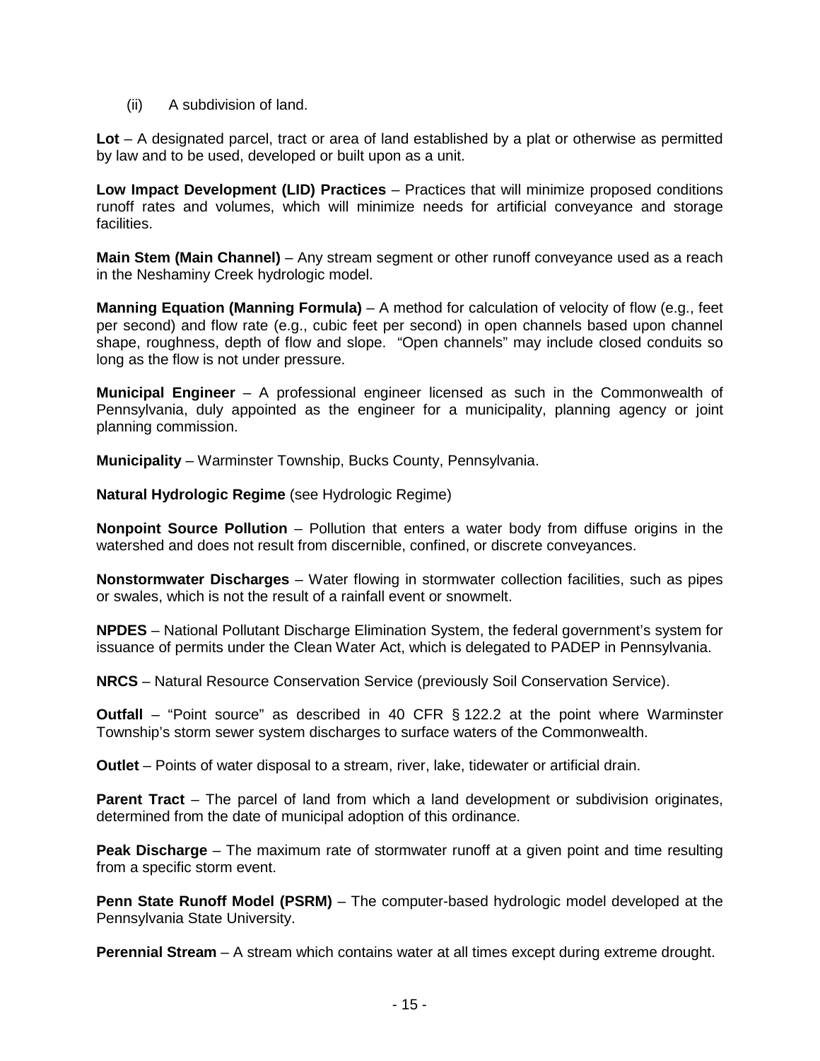(ii) A subdivision of land.

**Lot** – A designated parcel, tract or area of land established by a plat or otherwise as permitted by law and to be used, developed or built upon as a unit.

**Low Impact Development (LID) Practices** – Practices that will minimize proposed conditions runoff rates and volumes, which will minimize needs for artificial conveyance and storage facilities.

**Main Stem (Main Channel)** – Any stream segment or other runoff conveyance used as a reach in the Neshaminy Creek hydrologic model.

**Manning Equation (Manning Formula)** – A method for calculation of velocity of flow (e.g., feet per second) and flow rate (e.g., cubic feet per second) in open channels based upon channel shape, roughness, depth of flow and slope. "Open channels" may include closed conduits so long as the flow is not under pressure.

**Municipal Engineer** – A professional engineer licensed as such in the Commonwealth of Pennsylvania, duly appointed as the engineer for a municipality, planning agency or joint planning commission.

**Municipality** – Warminster Township, Bucks County, Pennsylvania.

**Natural Hydrologic Regime** (see Hydrologic Regime)

**Nonpoint Source Pollution** – Pollution that enters a water body from diffuse origins in the watershed and does not result from discernible, confined, or discrete conveyances.

**Nonstormwater Discharges** – Water flowing in stormwater collection facilities, such as pipes or swales, which is not the result of a rainfall event or snowmelt.

**NPDES** – National Pollutant Discharge Elimination System, the federal government's system for issuance of permits under the Clean Water Act, which is delegated to PADEP in Pennsylvania.

**NRCS** – Natural Resource Conservation Service (previously Soil Conservation Service).

**Outfall** – "Point source" as described in 40 CFR § 122.2 at the point where Warminster Township's storm sewer system discharges to surface waters of the Commonwealth.

**Outlet** – Points of water disposal to a stream, river, lake, tidewater or artificial drain.

**Parent Tract** – The parcel of land from which a land development or subdivision originates, determined from the date of municipal adoption of this ordinance.

**Peak Discharge** – The maximum rate of stormwater runoff at a given point and time resulting from a specific storm event.

**Penn State Runoff Model (PSRM)** – The computer-based hydrologic model developed at the Pennsylvania State University.

**Perennial Stream** – A stream which contains water at all times except during extreme drought.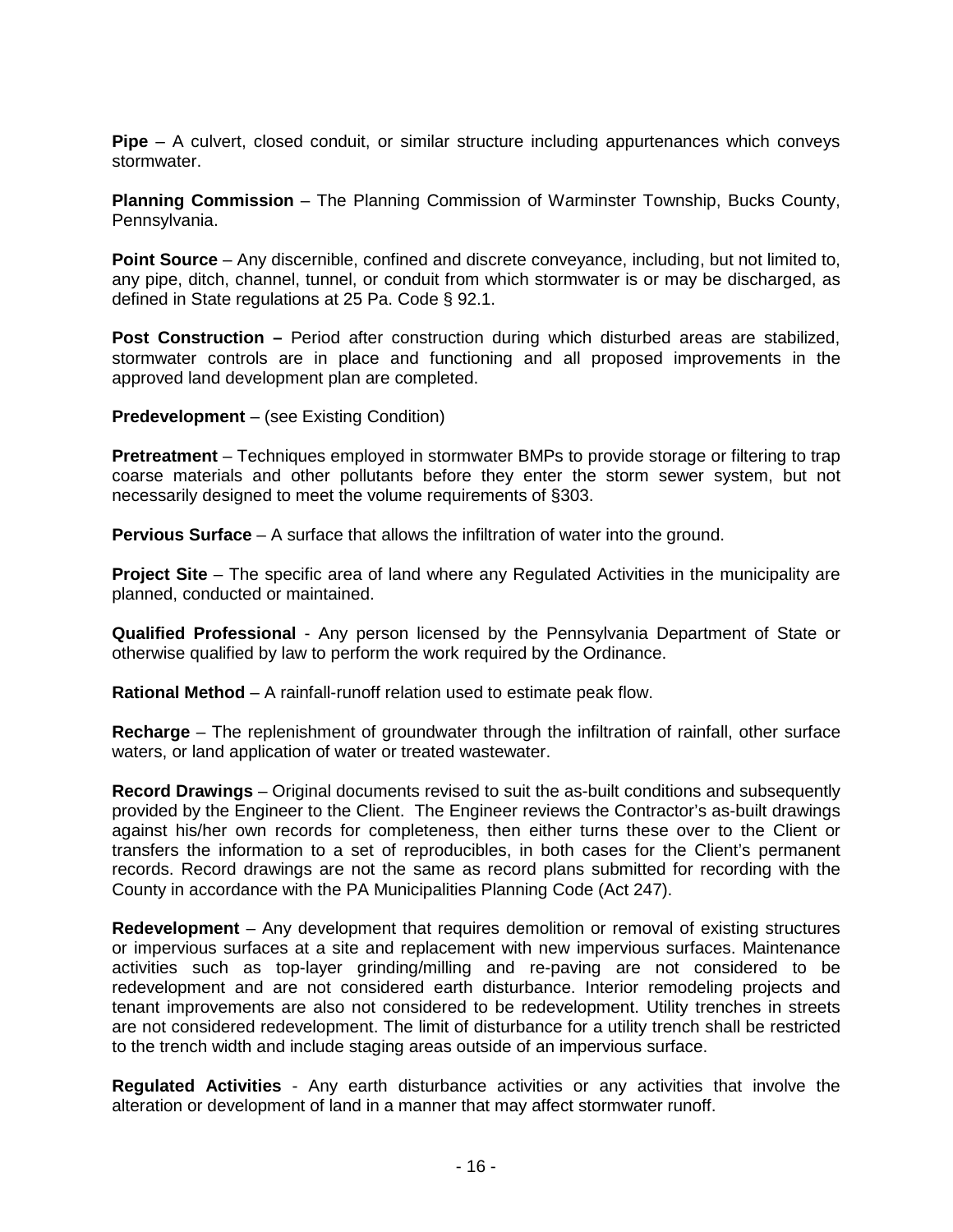**Pipe** – A culvert, closed conduit, or similar structure including appurtenances which conveys stormwater.

**Planning Commission** – The Planning Commission of Warminster Township, Bucks County, Pennsylvania.

**Point Source** – Any discernible, confined and discrete conveyance, including, but not limited to, any pipe, ditch, channel, tunnel, or conduit from which stormwater is or may be discharged, as defined in State regulations at 25 Pa. Code § 92.1.

**Post Construction –** Period after construction during which disturbed areas are stabilized, stormwater controls are in place and functioning and all proposed improvements in the approved land development plan are completed.

**Predevelopment** – (see Existing Condition)

**Pretreatment** – Techniques employed in stormwater BMPs to provide storage or filtering to trap coarse materials and other pollutants before they enter the storm sewer system, but not necessarily designed to meet the volume requirements of §303.

**Pervious Surface** – A surface that allows the infiltration of water into the ground.

**Project Site** – The specific area of land where any Regulated Activities in the municipality are planned, conducted or maintained.

**Qualified Professional** - Any person licensed by the Pennsylvania Department of State or otherwise qualified by law to perform the work required by the Ordinance.

**Rational Method** – A rainfall-runoff relation used to estimate peak flow.

**Recharge** – The replenishment of groundwater through the infiltration of rainfall, other surface waters, or land application of water or treated wastewater.

**Record Drawings** – Original documents revised to suit the as-built conditions and subsequently provided by the Engineer to the Client. The Engineer reviews the Contractor's as-built drawings against his/her own records for completeness, then either turns these over to the Client or transfers the information to a set of reproducibles, in both cases for the Client's permanent records. Record drawings are not the same as record plans submitted for recording with the County in accordance with the PA Municipalities Planning Code (Act 247).

**Redevelopment** – Any development that requires demolition or removal of existing structures or impervious surfaces at a site and replacement with new impervious surfaces. Maintenance activities such as top-layer grinding/milling and re-paving are not considered to be redevelopment and are not considered earth disturbance. Interior remodeling projects and tenant improvements are also not considered to be redevelopment. Utility trenches in streets are not considered redevelopment. The limit of disturbance for a utility trench shall be restricted to the trench width and include staging areas outside of an impervious surface.

**Regulated Activities** - Any earth disturbance activities or any activities that involve the alteration or development of land in a manner that may affect stormwater runoff.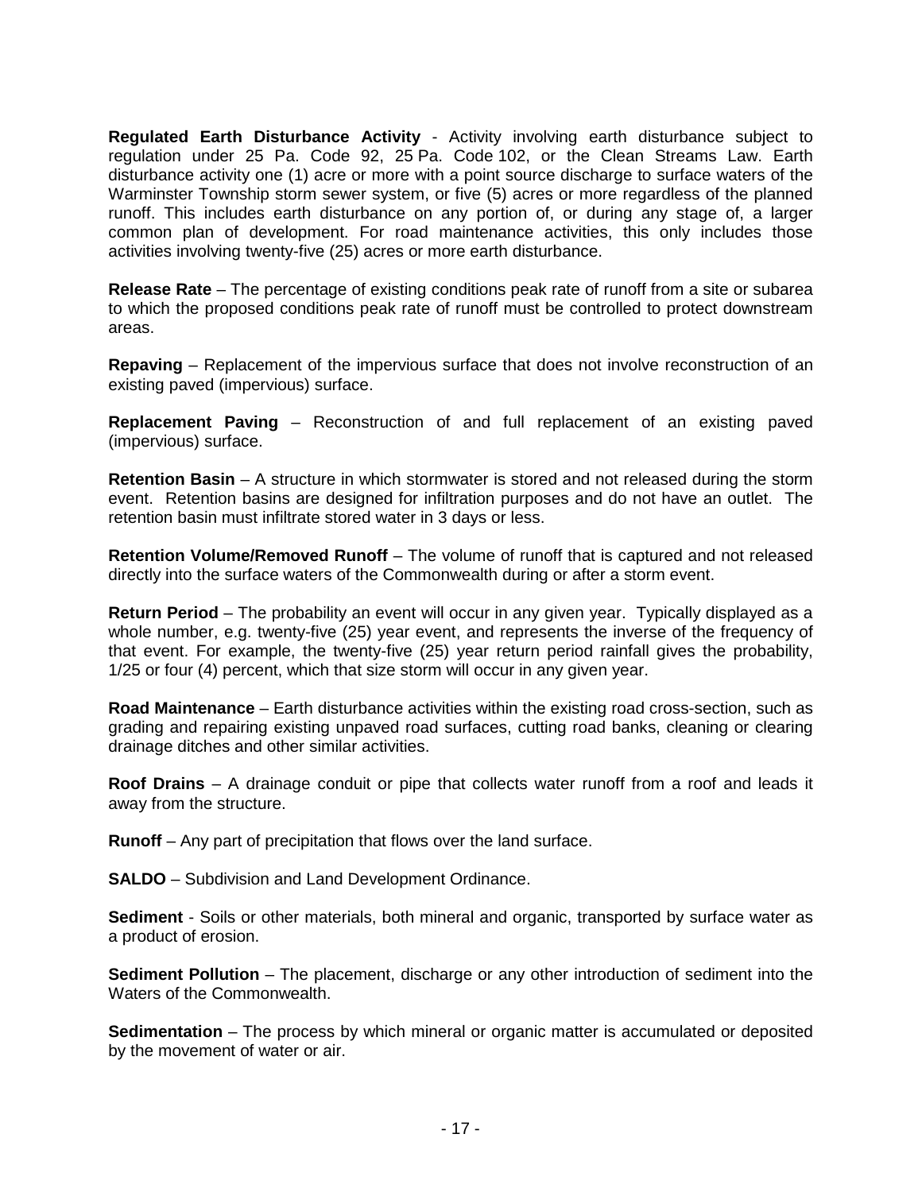**Regulated Earth Disturbance Activity** - Activity involving earth disturbance subject to regulation under 25 Pa. Code 92, 25 Pa. Code 102, or the Clean Streams Law. Earth disturbance activity one (1) acre or more with a point source discharge to surface waters of the Warminster Township storm sewer system, or five (5) acres or more regardless of the planned runoff. This includes earth disturbance on any portion of, or during any stage of, a larger common plan of development. For road maintenance activities, this only includes those activities involving twenty-five (25) acres or more earth disturbance.

**Release Rate** – The percentage of existing conditions peak rate of runoff from a site or subarea to which the proposed conditions peak rate of runoff must be controlled to protect downstream areas.

**Repaving** – Replacement of the impervious surface that does not involve reconstruction of an existing paved (impervious) surface.

**Replacement Paving** – Reconstruction of and full replacement of an existing paved (impervious) surface.

**Retention Basin** – A structure in which stormwater is stored and not released during the storm event. Retention basins are designed for infiltration purposes and do not have an outlet. The retention basin must infiltrate stored water in 3 days or less.

**Retention Volume/Removed Runoff** – The volume of runoff that is captured and not released directly into the surface waters of the Commonwealth during or after a storm event.

**Return Period** – The probability an event will occur in any given year. Typically displayed as a whole number, e.g. twenty-five (25) year event, and represents the inverse of the frequency of that event. For example, the twenty-five (25) year return period rainfall gives the probability, 1/25 or four (4) percent, which that size storm will occur in any given year.

**Road Maintenance** – Earth disturbance activities within the existing road cross-section, such as grading and repairing existing unpaved road surfaces, cutting road banks, cleaning or clearing drainage ditches and other similar activities.

**Roof Drains** – A drainage conduit or pipe that collects water runoff from a roof and leads it away from the structure.

**Runoff** – Any part of precipitation that flows over the land surface.

**SALDO** – Subdivision and Land Development Ordinance.

**Sediment** - Soils or other materials, both mineral and organic, transported by surface water as a product of erosion.

**Sediment Pollution** – The placement, discharge or any other introduction of sediment into the Waters of the Commonwealth.

**Sedimentation** – The process by which mineral or organic matter is accumulated or deposited by the movement of water or air.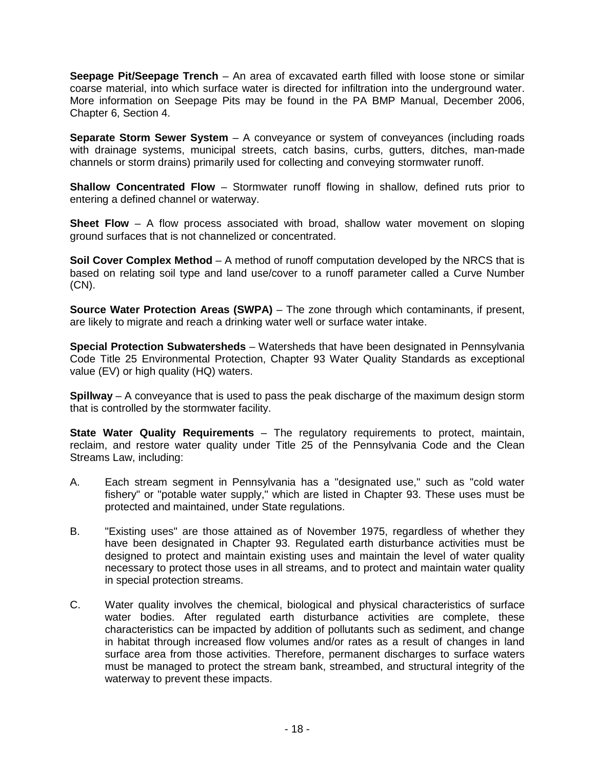**Seepage Pit/Seepage Trench** – An area of excavated earth filled with loose stone or similar coarse material, into which surface water is directed for infiltration into the underground water. More information on Seepage Pits may be found in the PA BMP Manual, December 2006, Chapter 6, Section 4.

**Separate Storm Sewer System** – A conveyance or system of conveyances (including roads with drainage systems, municipal streets, catch basins, curbs, gutters, ditches, man-made channels or storm drains) primarily used for collecting and conveying stormwater runoff.

**Shallow Concentrated Flow** – Stormwater runoff flowing in shallow, defined ruts prior to entering a defined channel or waterway.

**Sheet Flow** – A flow process associated with broad, shallow water movement on sloping ground surfaces that is not channelized or concentrated.

**Soil Cover Complex Method** – A method of runoff computation developed by the NRCS that is based on relating soil type and land use/cover to a runoff parameter called a Curve Number (CN).

**Source Water Protection Areas (SWPA)** – The zone through which contaminants, if present, are likely to migrate and reach a drinking water well or surface water intake.

**Special Protection Subwatersheds** – Watersheds that have been designated in Pennsylvania Code Title 25 Environmental Protection, Chapter 93 Water Quality Standards as exceptional value (EV) or high quality (HQ) waters.

**Spillway** – A conveyance that is used to pass the peak discharge of the maximum design storm that is controlled by the stormwater facility.

**State Water Quality Requirements** – The regulatory requirements to protect, maintain, reclaim, and restore water quality under Title 25 of the Pennsylvania Code and the Clean Streams Law, including:

A. Each stream segment in Pennsylvania has a "designated use," such as "cold water fishery" or "potable water supply," which are listed in Chapter 93. These uses must be protected and maintained, under State regulations.

B. "Existing uses" are those attained as of November 1975, regardless of whether they have been designated in Chapter 93. Regulated earth disturbance activities must be designed to protect and maintain existing uses and maintain the level of water quality necessary to protect those uses in all streams, and to protect and maintain water quality in special protection streams.

C. Water quality involves the chemical, biological and physical characteristics of surface water bodies. After regulated earth disturbance activities are complete, these characteristics can be impacted by addition of pollutants such as sediment, and change in habitat through increased flow volumes and/or rates as a result of changes in land surface area from those activities. Therefore, permanent discharges to surface waters must be managed to protect the stream bank, streambed, and structural integrity of the waterway to prevent these impacts.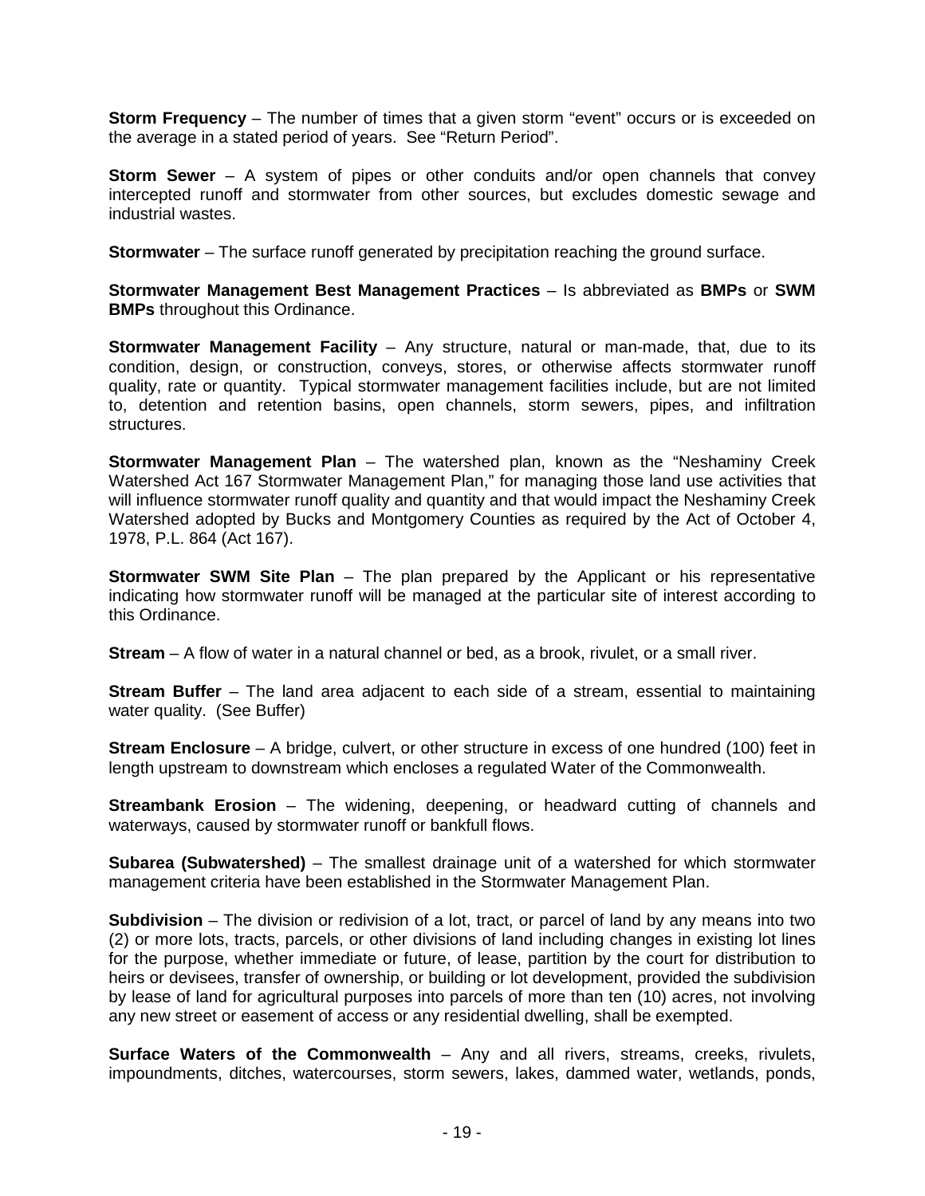**Storm Frequency** – The number of times that a given storm "event" occurs or is exceeded on the average in a stated period of years. See "Return Period".

**Storm Sewer** – A system of pipes or other conduits and/or open channels that convey intercepted runoff and stormwater from other sources, but excludes domestic sewage and industrial wastes.

**Stormwater** – The surface runoff generated by precipitation reaching the ground surface.

**Stormwater Management Best Management Practices** – Is abbreviated as **BMPs** or **SWM BMPs** throughout this Ordinance.

**Stormwater Management Facility** – Any structure, natural or man-made, that, due to its condition, design, or construction, conveys, stores, or otherwise affects stormwater runoff quality, rate or quantity. Typical stormwater management facilities include, but are not limited to, detention and retention basins, open channels, storm sewers, pipes, and infiltration structures.

**Stormwater Management Plan** – The watershed plan, known as the "Neshaminy Creek Watershed Act 167 Stormwater Management Plan," for managing those land use activities that will influence stormwater runoff quality and quantity and that would impact the Neshaminy Creek Watershed adopted by Bucks and Montgomery Counties as required by the Act of October 4, 1978, P.L. 864 (Act 167).

**Stormwater SWM Site Plan** – The plan prepared by the Applicant or his representative indicating how stormwater runoff will be managed at the particular site of interest according to this Ordinance.

**Stream** – A flow of water in a natural channel or bed, as a brook, rivulet, or a small river.

**Stream Buffer** – The land area adjacent to each side of a stream, essential to maintaining water quality. (See Buffer)

**Stream Enclosure** – A bridge, culvert, or other structure in excess of one hundred (100) feet in length upstream to downstream which encloses a regulated Water of the Commonwealth.

**Streambank Erosion** – The widening, deepening, or headward cutting of channels and waterways, caused by stormwater runoff or bankfull flows.

**Subarea (Subwatershed)** – The smallest drainage unit of a watershed for which stormwater management criteria have been established in the Stormwater Management Plan.

**Subdivision** – The division or redivision of a lot, tract, or parcel of land by any means into two (2) or more lots, tracts, parcels, or other divisions of land including changes in existing lot lines for the purpose, whether immediate or future, of lease, partition by the court for distribution to heirs or devisees, transfer of ownership, or building or lot development, provided the subdivision by lease of land for agricultural purposes into parcels of more than ten (10) acres, not involving any new street or easement of access or any residential dwelling, shall be exempted.

**Surface Waters of the Commonwealth** – Any and all rivers, streams, creeks, rivulets, impoundments, ditches, watercourses, storm sewers, lakes, dammed water, wetlands, ponds,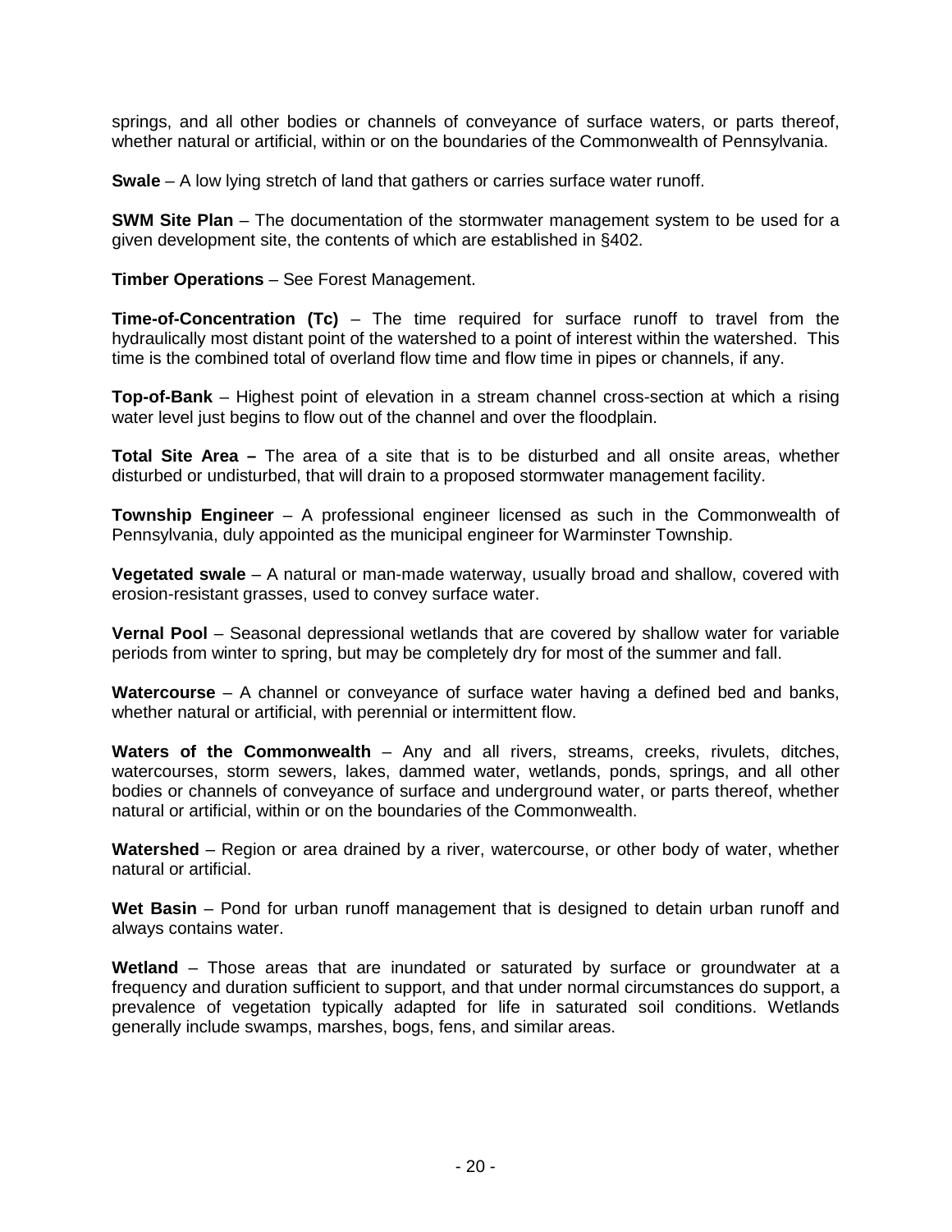springs, and all other bodies or channels of conveyance of surface waters, or parts thereof, whether natural or artificial, within or on the boundaries of the Commonwealth of Pennsylvania.

**Swale** – A low lying stretch of land that gathers or carries surface water runoff.

**SWM Site Plan** – The documentation of the stormwater management system to be used for a given development site, the contents of which are established in §402.

**Timber Operations** – See Forest Management.

**Time-of-Concentration (Tc)** – The time required for surface runoff to travel from the hydraulically most distant point of the watershed to a point of interest within the watershed. This time is the combined total of overland flow time and flow time in pipes or channels, if any.

**Top-of-Bank** – Highest point of elevation in a stream channel cross-section at which a rising water level just begins to flow out of the channel and over the floodplain.

**Total Site Area –** The area of a site that is to be disturbed and all onsite areas, whether disturbed or undisturbed, that will drain to a proposed stormwater management facility.

**Township Engineer** – A professional engineer licensed as such in the Commonwealth of Pennsylvania, duly appointed as the municipal engineer for Warminster Township.

**Vegetated swale** – A natural or man-made waterway, usually broad and shallow, covered with erosion-resistant grasses, used to convey surface water.

**Vernal Pool** – Seasonal depressional wetlands that are covered by shallow water for variable periods from winter to spring, but may be completely dry for most of the summer and fall.

**Watercourse** – A channel or conveyance of surface water having a defined bed and banks, whether natural or artificial, with perennial or intermittent flow.

**Waters of the Commonwealth** – Any and all rivers, streams, creeks, rivulets, ditches, watercourses, storm sewers, lakes, dammed water, wetlands, ponds, springs, and all other bodies or channels of conveyance of surface and underground water, or parts thereof, whether natural or artificial, within or on the boundaries of the Commonwealth.

**Watershed** – Region or area drained by a river, watercourse, or other body of water, whether natural or artificial.

**Wet Basin** – Pond for urban runoff management that is designed to detain urban runoff and always contains water.

**Wetland** – Those areas that are inundated or saturated by surface or groundwater at a frequency and duration sufficient to support, and that under normal circumstances do support, a prevalence of vegetation typically adapted for life in saturated soil conditions. Wetlands generally include swamps, marshes, bogs, fens, and similar areas.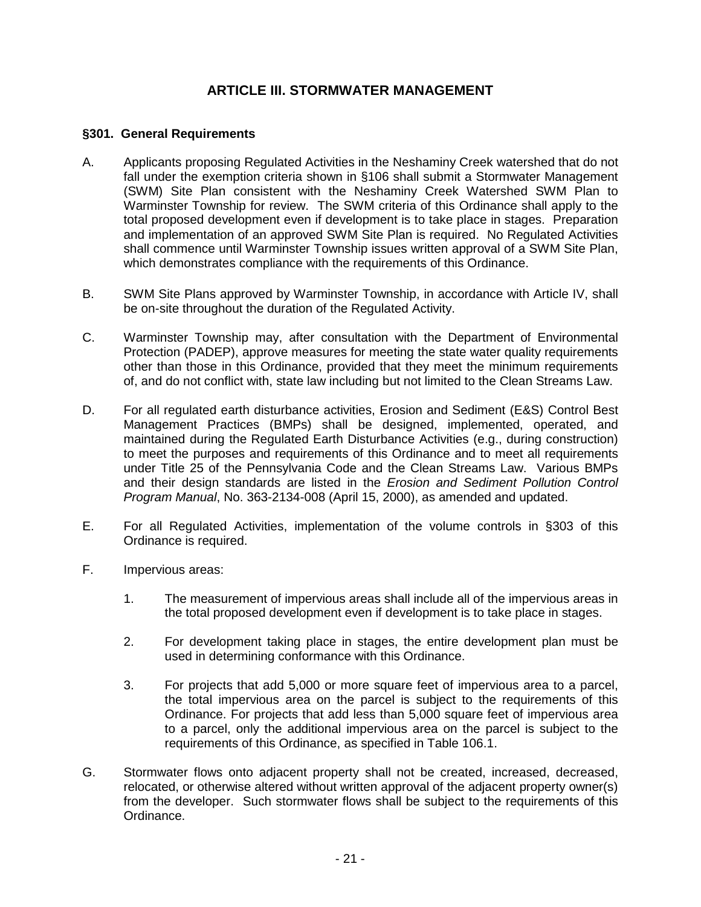# ARTICLE III. STORMWATER MANAGEMENT

### §301. General Requirements

A. Applicants proposing Regulated Activities in the Neshaminy Creek watershed that do not fall under the exemption criteria shown in §106 shall submit a Stormwater Management (SWM) Site Plan consistent with the Neshaminy Creek Watershed SWM Plan to Warminster Township for review. The SWM criteria of this Ordinance shall apply to the total proposed development even if development is to take place in stages. Preparation and implementation of an approved SWM Site Plan is required. No Regulated Activities shall commence until Warminster Township issues written approval of a SWM Site Plan, which demonstrates compliance with the requirements of this Ordinance.

B. SWM Site Plans approved by Warminster Township, in accordance with Article IV, shall be on-site throughout the duration of the Regulated Activity.

C. Warminster Township may, after consultation with the Department of Environmental Protection (PADEP), approve measures for meeting the state water quality requirements other than those in this Ordinance, provided that they meet the minimum requirements of, and do not conflict with, state law including but not limited to the Clean Streams Law.

D. For all regulated earth disturbance activities, Erosion and Sediment (E&S) Control Best Management Practices (BMPs) shall be designed, implemented, operated, and maintained during the Regulated Earth Disturbance Activities (e.g., during construction) to meet the purposes and requirements of this Ordinance and to meet all requirements under Title 25 of the Pennsylvania Code and the Clean Streams Law. Various BMPs and their design standards are listed in the *Erosion and Sediment Pollution Control Program Manual*, No. 363-2134-008 (April 15, 2000), as amended and updated.

E. For all Regulated Activities, implementation of the volume controls in §303 of this Ordinance is required.

F. Impervious areas:

   1. The measurement of impervious areas shall include all of the impervious areas in the total proposed development even if development is to take place in stages.

   2. For development taking place in stages, the entire development plan must be used in determining conformance with this Ordinance.

   3. For projects that add 5,000 or more square feet of impervious area to a parcel, the total impervious area on the parcel is subject to the requirements of this Ordinance. For projects that add less than 5,000 square feet of impervious area to a parcel, only the additional impervious area on the parcel is subject to the requirements of this Ordinance, as specified in Table 106.1.

G. Stormwater flows onto adjacent property shall not be created, increased, decreased, relocated, or otherwise altered without written approval of the adjacent property owner(s) from the developer. Such stormwater flows shall be subject to the requirements of this Ordinance.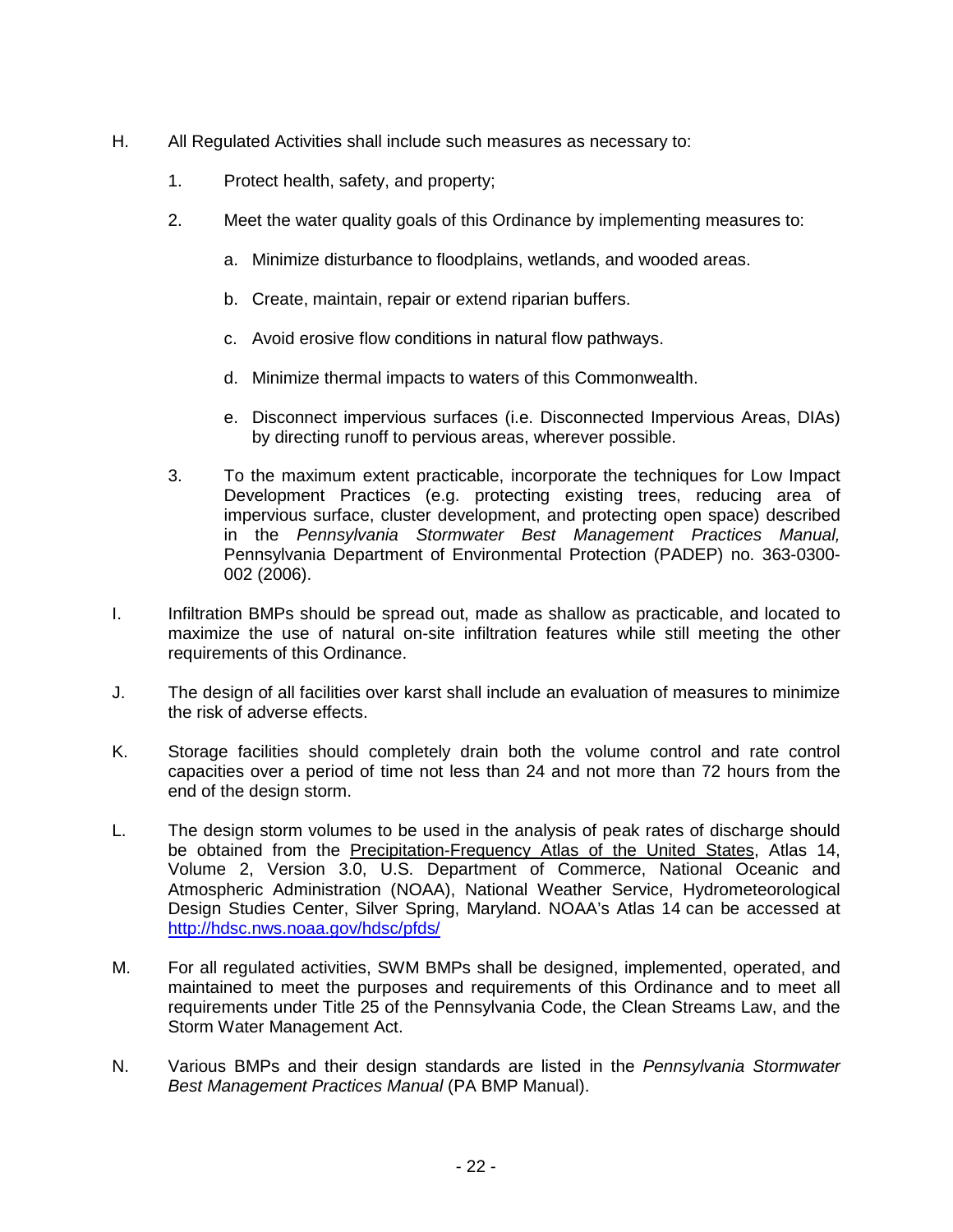H. All Regulated Activities shall include such measures as necessary to:

1. Protect health, safety, and property;

2. Meet the water quality goals of this Ordinance by implementing measures to:

   a. Minimize disturbance to floodplains, wetlands, and wooded areas.

   b. Create, maintain, repair or extend riparian buffers.

   c. Avoid erosive flow conditions in natural flow pathways.

   d. Minimize thermal impacts to waters of this Commonwealth.

   e. Disconnect impervious surfaces (i.e. Disconnected Impervious Areas, DIAs) by directing runoff to pervious areas, wherever possible.

3. To the maximum extent practicable, incorporate the techniques for Low Impact Development Practices (e.g. protecting existing trees, reducing area of impervious surface, cluster development, and protecting open space) described in the *Pennsylvania Stormwater Best Management Practices Manual,* Pennsylvania Department of Environmental Protection (PADEP) no. 363-0300-002 (2006).

I. Infiltration BMPs should be spread out, made as shallow as practicable, and located to maximize the use of natural on-site infiltration features while still meeting the other requirements of this Ordinance.

J. The design of all facilities over karst shall include an evaluation of measures to minimize the risk of adverse effects.

K. Storage facilities should completely drain both the volume control and rate control capacities over a period of time not less than 24 and not more than 72 hours from the end of the design storm.

L. The design storm volumes to be used in the analysis of peak rates of discharge should be obtained from the Precipitation-Frequency Atlas of the United States, Atlas 14, Volume 2, Version 3.0, U.S. Department of Commerce, National Oceanic and Atmospheric Administration (NOAA), National Weather Service, Hydrometeorological Design Studies Center, Silver Spring, Maryland. NOAA's Atlas 14 can be accessed at http://hdsc.nws.noaa.gov/hdsc/pfds/

M. For all regulated activities, SWM BMPs shall be designed, implemented, operated, and maintained to meet the purposes and requirements of this Ordinance and to meet all requirements under Title 25 of the Pennsylvania Code, the Clean Streams Law, and the Storm Water Management Act.

N. Various BMPs and their design standards are listed in the *Pennsylvania Stormwater Best Management Practices Manual* (PA BMP Manual).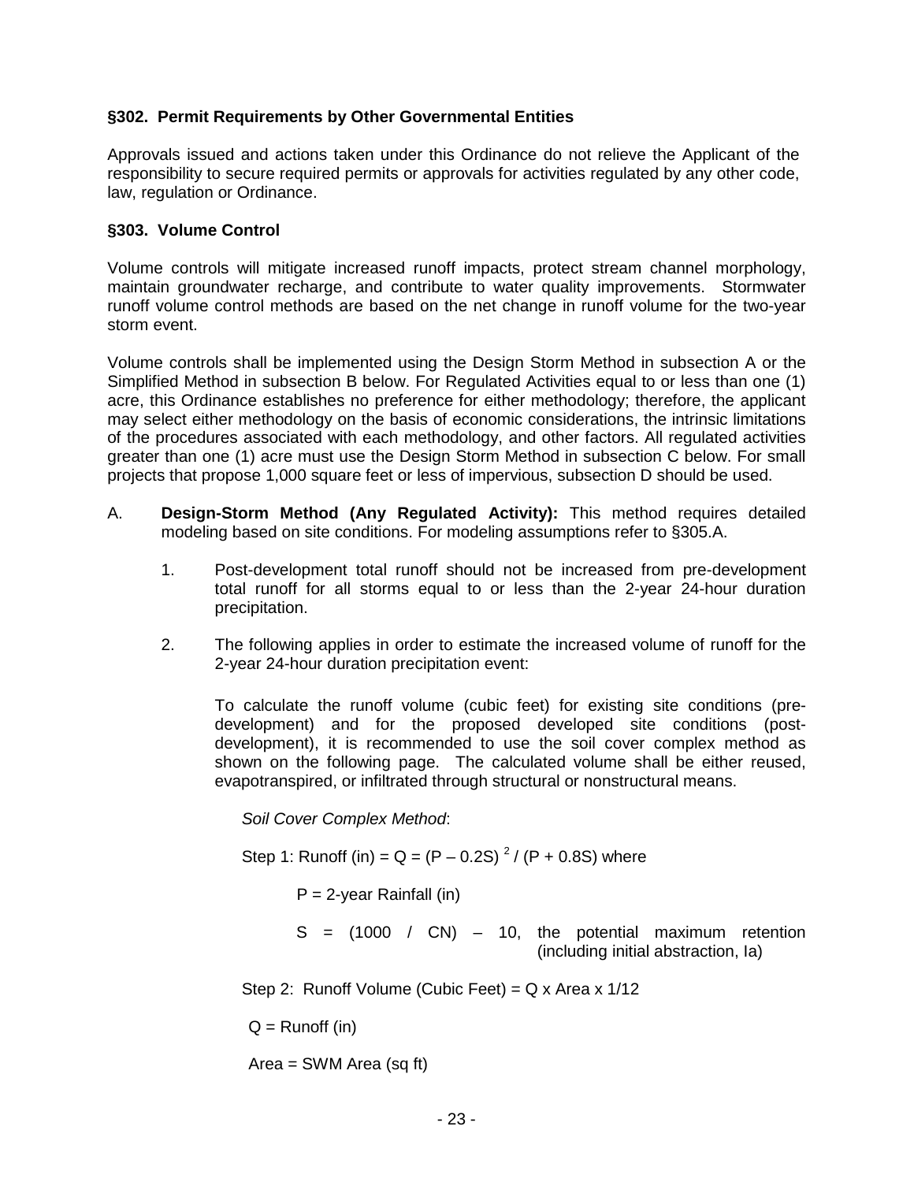### §302. Permit Requirements by Other Governmental Entities

Approvals issued and actions taken under this Ordinance do not relieve the Applicant of the responsibility to secure required permits or approvals for activities regulated by any other code, law, regulation or Ordinance.

### §303. Volume Control

Volume controls will mitigate increased runoff impacts, protect stream channel morphology, maintain groundwater recharge, and contribute to water quality improvements. Stormwater runoff volume control methods are based on the net change in runoff volume for the two-year storm event.

Volume controls shall be implemented using the Design Storm Method in subsection A or the Simplified Method in subsection B below. For Regulated Activities equal to or less than one (1) acre, this Ordinance establishes no preference for either methodology; therefore, the applicant may select either methodology on the basis of economic considerations, the intrinsic limitations of the procedures associated with each methodology, and other factors. All regulated activities greater than one (1) acre must use the Design Storm Method in subsection C below. For small projects that propose 1,000 square feet or less of impervious, subsection D should be used.

A. **Design-Storm Method (Any Regulated Activity):** This method requires detailed modeling based on site conditions. For modeling assumptions refer to §305.A.

1. Post-development total runoff should not be increased from pre-development total runoff for all storms equal to or less than the 2-year 24-hour duration precipitation.

2. The following applies in order to estimate the increased volume of runoff for the 2-year 24-hour duration precipitation event:

   To calculate the runoff volume (cubic feet) for existing site conditions (pre-development) and for the proposed developed site conditions (post-development), it is recommended to use the soil cover complex method as shown on the following page. The calculated volume shall be either reused, evapotranspired, or infiltrated through structural or nonstructural means.

   *Soil Cover Complex Method*:

   Step 1: Runoff (in) = $Q = (P - 0.2S)^2 / (P + 0.8S)$ where

   $P$ = 2-year Rainfall (in)

   $S = (1000 / CN) - 10$, the potential maximum retention (including initial abstraction, Ia)

   Step 2: Runoff Volume (Cubic Feet) = $Q \times \text{Area} \times 1/12$

   $Q$ = Runoff (in)

   Area = SWM Area (sq ft)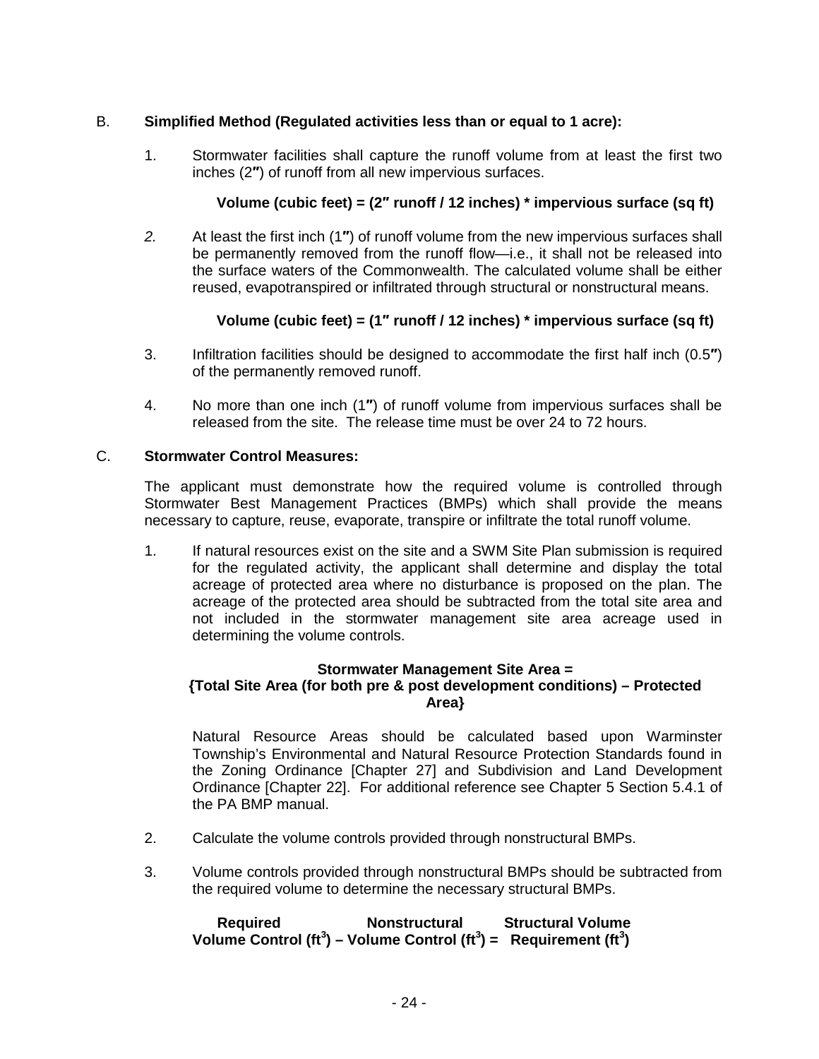B. **Simplified Method (Regulated activities less than or equal to 1 acre):**

1. Stormwater facilities shall capture the runoff volume from at least the first two inches (2″) of runoff from all new impervious surfaces.

   **Volume (cubic feet) = (2″ runoff / 12 inches) * impervious surface (sq ft)**

2. At least the first inch (1″) of runoff volume from the new impervious surfaces shall be permanently removed from the runoff flow—i.e., it shall not be released into the surface waters of the Commonwealth. The calculated volume shall be either reused, evapotranspired or infiltrated through structural or nonstructural means.

   **Volume (cubic feet) = (1″ runoff / 12 inches) * impervious surface (sq ft)**

3. Infiltration facilities should be designed to accommodate the first half inch (0.5″) of the permanently removed runoff.

4. No more than one inch (1″) of runoff volume from impervious surfaces shall be released from the site. The release time must be over 24 to 72 hours.

C. **Stormwater Control Measures:**

The applicant must demonstrate how the required volume is controlled through Stormwater Best Management Practices (BMPs) which shall provide the means necessary to capture, reuse, evaporate, transpire or infiltrate the total runoff volume.

1. If natural resources exist on the site and a SWM Site Plan submission is required for the regulated activity, the applicant shall determine and display the total acreage of protected area where no disturbance is proposed on the plan. The acreage of the protected area should be subtracted from the total site area and not included in the stormwater management site area acreage used in determining the volume controls.

   **Stormwater Management Site Area =**
   **{Total Site Area (for both pre & post development conditions) – Protected Area}**

   Natural Resource Areas should be calculated based upon Warminster Township's Environmental and Natural Resource Protection Standards found in the Zoning Ordinance [Chapter 27] and Subdivision and Land Development Ordinance [Chapter 22]. For additional reference see Chapter 5 Section 5.4.1 of the PA BMP manual.

2. Calculate the volume controls provided through nonstructural BMPs.

3. Volume controls provided through nonstructural BMPs should be subtracted from the required volume to determine the necessary structural BMPs.

   **Required Volume Control ($ft^3$) – Nonstructural Volume Control ($ft^3$) = Structural Volume Requirement ($ft^3$)**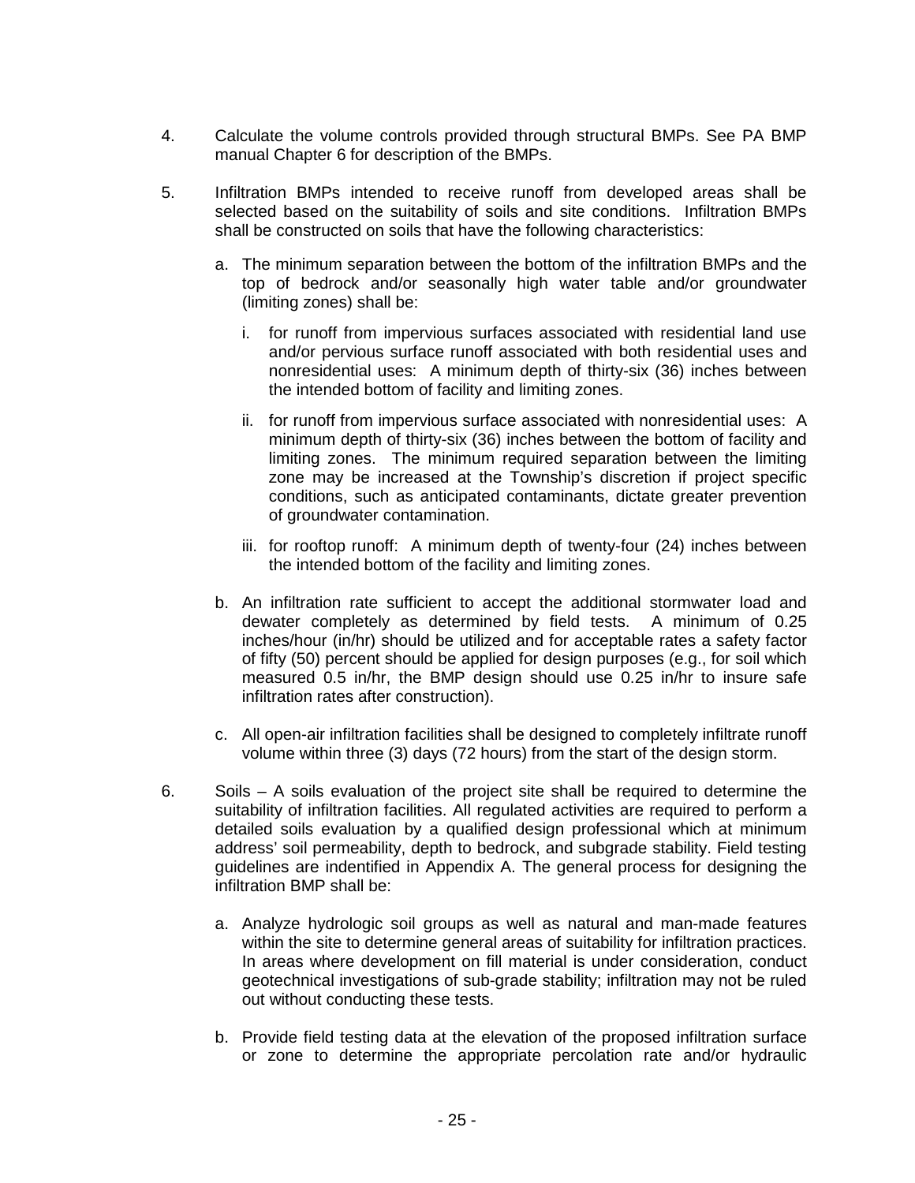4. Calculate the volume controls provided through structural BMPs. See PA BMP manual Chapter 6 for description of the BMPs.

5. Infiltration BMPs intended to receive runoff from developed areas shall be selected based on the suitability of soils and site conditions. Infiltration BMPs shall be constructed on soils that have the following characteristics:

   a. The minimum separation between the bottom of the infiltration BMPs and the top of bedrock and/or seasonally high water table and/or groundwater (limiting zones) shall be:

      i. for runoff from impervious surfaces associated with residential land use and/or pervious surface runoff associated with both residential uses and nonresidential uses: A minimum depth of thirty-six (36) inches between the intended bottom of facility and limiting zones.

      ii. for runoff from impervious surface associated with nonresidential uses: A minimum depth of thirty-six (36) inches between the bottom of facility and limiting zones. The minimum required separation between the limiting zone may be increased at the Township's discretion if project specific conditions, such as anticipated contaminants, dictate greater prevention of groundwater contamination.

      iii. for rooftop runoff: A minimum depth of twenty-four (24) inches between the intended bottom of the facility and limiting zones.

   b. An infiltration rate sufficient to accept the additional stormwater load and dewater completely as determined by field tests. A minimum of 0.25 inches/hour (in/hr) should be utilized and for acceptable rates a safety factor of fifty (50) percent should be applied for design purposes (e.g., for soil which measured 0.5 in/hr, the BMP design should use 0.25 in/hr to insure safe infiltration rates after construction).

   c. All open-air infiltration facilities shall be designed to completely infiltrate runoff volume within three (3) days (72 hours) from the start of the design storm.

6. Soils – A soils evaluation of the project site shall be required to determine the suitability of infiltration facilities. All regulated activities are required to perform a detailed soils evaluation by a qualified design professional which at minimum address' soil permeability, depth to bedrock, and subgrade stability. Field testing guidelines are indentified in Appendix A. The general process for designing the infiltration BMP shall be:

   a. Analyze hydrologic soil groups as well as natural and man-made features within the site to determine general areas of suitability for infiltration practices. In areas where development on fill material is under consideration, conduct geotechnical investigations of sub-grade stability; infiltration may not be ruled out without conducting these tests.

   b. Provide field testing data at the elevation of the proposed infiltration surface or zone to determine the appropriate percolation rate and/or hydraulic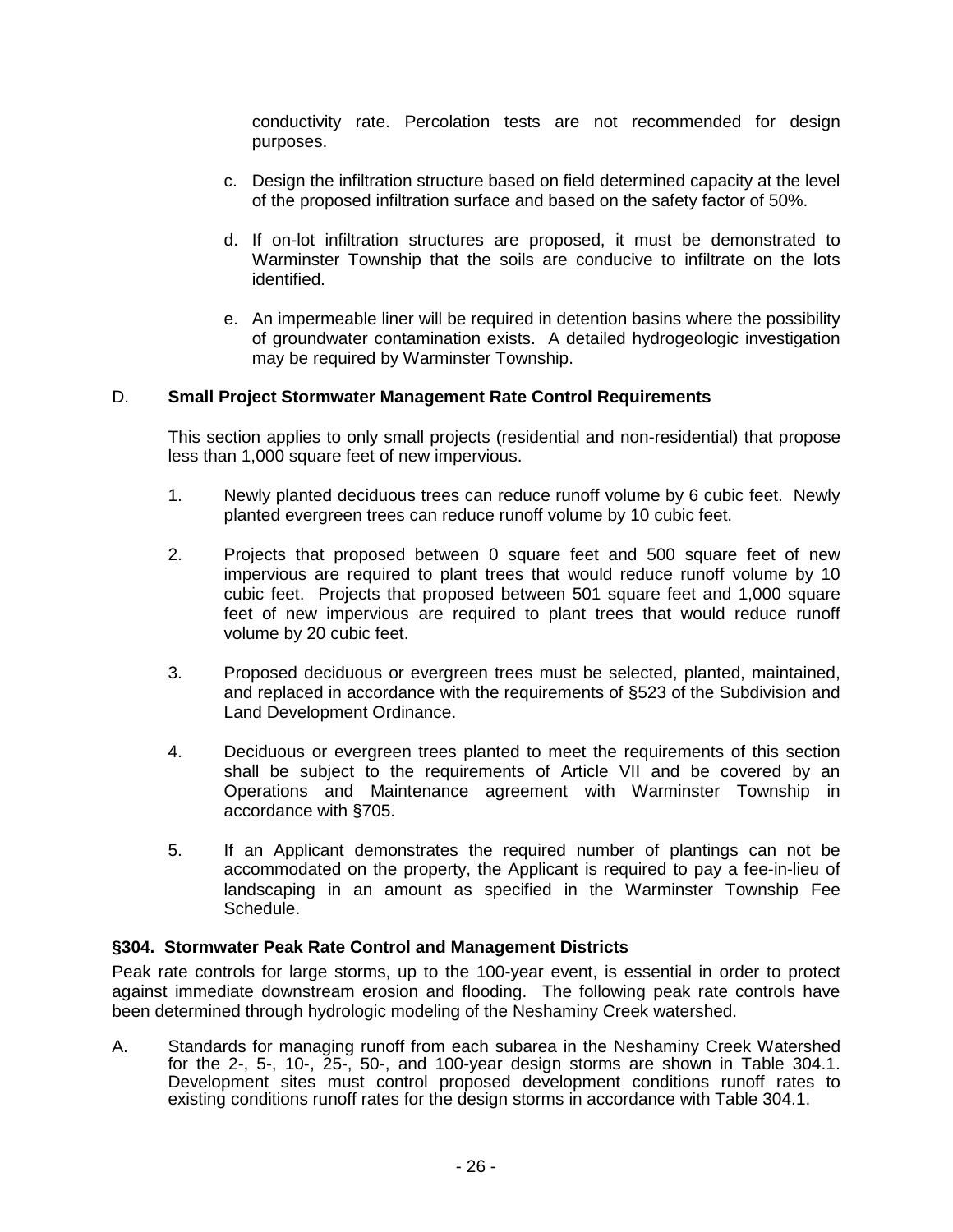conductivity rate. Percolation tests are not recommended for design purposes.

c. Design the infiltration structure based on field determined capacity at the level of the proposed infiltration surface and based on the safety factor of 50%.

d. If on-lot infiltration structures are proposed, it must be demonstrated to Warminster Township that the soils are conducive to infiltrate on the lots identified.

e. An impermeable liner will be required in detention basins where the possibility of groundwater contamination exists. A detailed hydrogeologic investigation may be required by Warminster Township.

D. **Small Project Stormwater Management Rate Control Requirements**

This section applies to only small projects (residential and non-residential) that propose less than 1,000 square feet of new impervious.

1. Newly planted deciduous trees can reduce runoff volume by 6 cubic feet. Newly planted evergreen trees can reduce runoff volume by 10 cubic feet.

2. Projects that proposed between 0 square feet and 500 square feet of new impervious are required to plant trees that would reduce runoff volume by 10 cubic feet. Projects that proposed between 501 square feet and 1,000 square feet of new impervious are required to plant trees that would reduce runoff volume by 20 cubic feet.

3. Proposed deciduous or evergreen trees must be selected, planted, maintained, and replaced in accordance with the requirements of §523 of the Subdivision and Land Development Ordinance.

4. Deciduous or evergreen trees planted to meet the requirements of this section shall be subject to the requirements of Article VII and be covered by an Operations and Maintenance agreement with Warminster Township in accordance with §705.

5. If an Applicant demonstrates the required number of plantings can not be accommodated on the property, the Applicant is required to pay a fee-in-lieu of landscaping in an amount as specified in the Warminster Township Fee Schedule.

### §304. Stormwater Peak Rate Control and Management Districts

Peak rate controls for large storms, up to the 100-year event, is essential in order to protect against immediate downstream erosion and flooding. The following peak rate controls have been determined through hydrologic modeling of the Neshaminy Creek watershed.

A. Standards for managing runoff from each subarea in the Neshaminy Creek Watershed for the 2-, 5-, 10-, 25-, 50-, and 100-year design storms are shown in Table 304.1. Development sites must control proposed development conditions runoff rates to existing conditions runoff rates for the design storms in accordance with Table 304.1.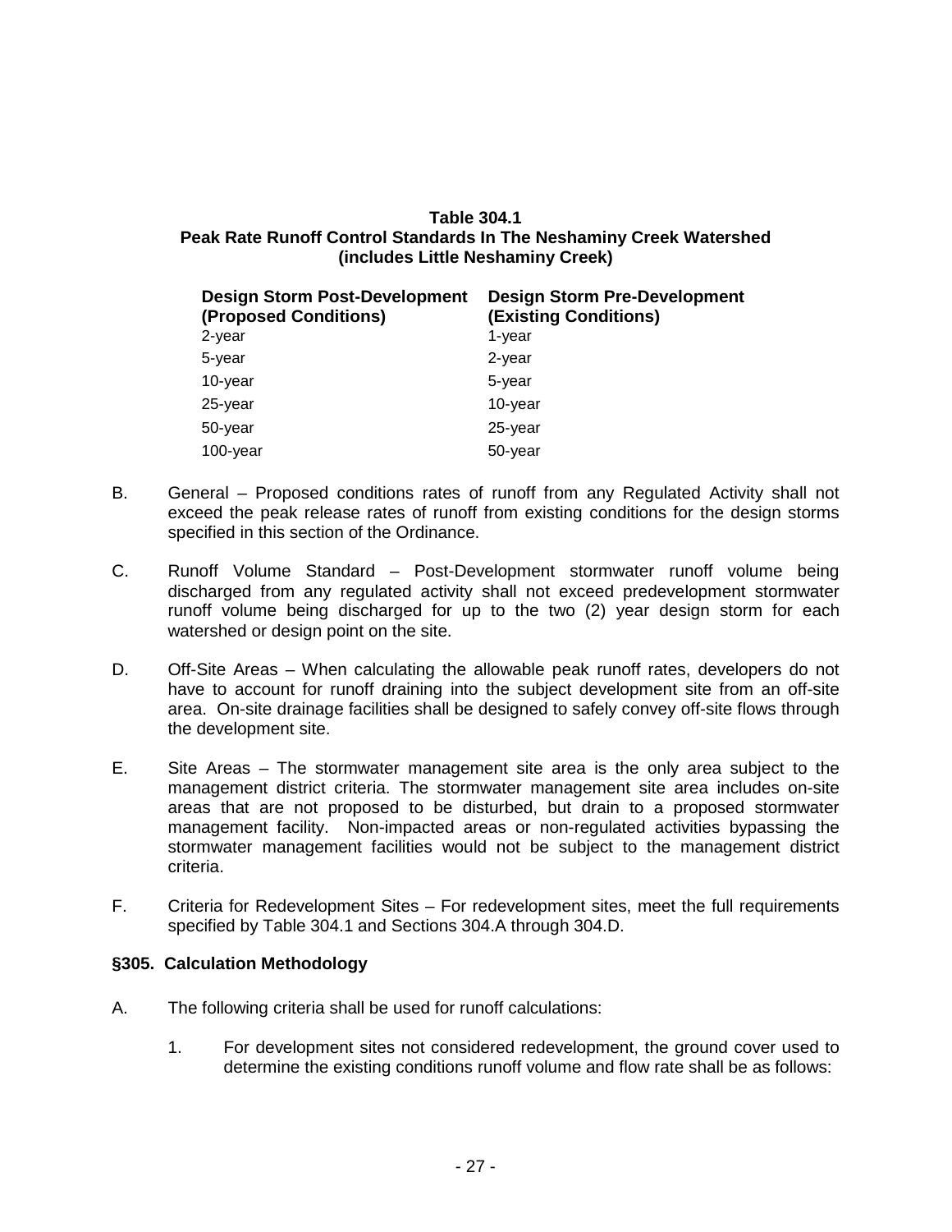**Table 304.1**
**Peak Rate Runoff Control Standards In The Neshaminy Creek Watershed**
**(includes Little Neshaminy Creek)**

| Design Storm Post-Development (Proposed Conditions) | Design Storm Pre-Development (Existing Conditions) |
|---|---|
| 2-year | 1-year |
| 5-year | 2-year |
| 10-year | 5-year |
| 25-year | 10-year |
| 50-year | 25-year |
| 100-year | 50-year |

B. General – Proposed conditions rates of runoff from any Regulated Activity shall not exceed the peak release rates of runoff from existing conditions for the design storms specified in this section of the Ordinance.

C. Runoff Volume Standard – Post-Development stormwater runoff volume being discharged from any regulated activity shall not exceed predevelopment stormwater runoff volume being discharged for up to the two (2) year design storm for each watershed or design point on the site.

D. Off-Site Areas – When calculating the allowable peak runoff rates, developers do not have to account for runoff draining into the subject development site from an off-site area. On-site drainage facilities shall be designed to safely convey off-site flows through the development site.

E. Site Areas – The stormwater management site area is the only area subject to the management district criteria. The stormwater management site area includes on-site areas that are not proposed to be disturbed, but drain to a proposed stormwater management facility. Non-impacted areas or non-regulated activities bypassing the stormwater management facilities would not be subject to the management district criteria.

F. Criteria for Redevelopment Sites – For redevelopment sites, meet the full requirements specified by Table 304.1 and Sections 304.A through 304.D.

### §305. Calculation Methodology

A. The following criteria shall be used for runoff calculations:

1. For development sites not considered redevelopment, the ground cover used to determine the existing conditions runoff volume and flow rate shall be as follows: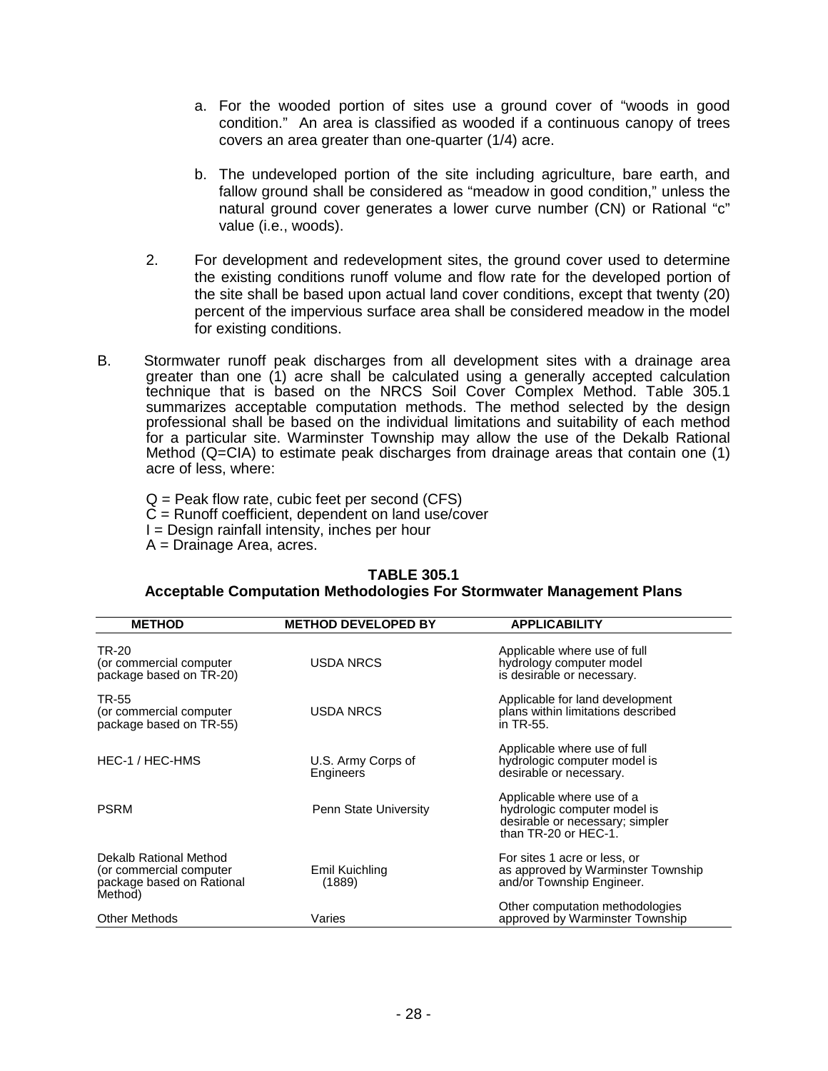a. For the wooded portion of sites use a ground cover of "woods in good condition." An area is classified as wooded if a continuous canopy of trees covers an area greater than one-quarter (1/4) acre.

b. The undeveloped portion of the site including agriculture, bare earth, and fallow ground shall be considered as "meadow in good condition," unless the natural ground cover generates a lower curve number (CN) or Rational "c" value (i.e., woods).

2. For development and redevelopment sites, the ground cover used to determine the existing conditions runoff volume and flow rate for the developed portion of the site shall be based upon actual land cover conditions, except that twenty (20) percent of the impervious surface area shall be considered meadow in the model for existing conditions.

B. Stormwater runoff peak discharges from all development sites with a drainage area greater than one (1) acre shall be calculated using a generally accepted calculation technique that is based on the NRCS Soil Cover Complex Method. Table 305.1 summarizes acceptable computation methods. The method selected by the design professional shall be based on the individual limitations and suitability of each method for a particular site. Warminster Township may allow the use of the Dekalb Rational Method (Q=CIA) to estimate peak discharges from drainage areas that contain one (1) acre of less, where:

Q = Peak flow rate, cubic feet per second (CFS)
C = Runoff coefficient, dependent on land use/cover
I = Design rainfall intensity, inches per hour
A = Drainage Area, acres.

**TABLE 305.1**
**Acceptable Computation Methodologies For Stormwater Management Plans**

| METHOD | METHOD DEVELOPED BY | APPLICABILITY |
|---|---|---|
| TR-20 (or commercial computer package based on TR-20) | USDA NRCS | Applicable where use of full hydrology computer model is desirable or necessary. |
| TR-55 (or commercial computer package based on TR-55) | USDA NRCS | Applicable for land development plans within limitations described in TR-55. |
| HEC-1 / HEC-HMS | U.S. Army Corps of Engineers | Applicable where use of full hydrologic computer model is desirable or necessary. |
| PSRM | Penn State University | Applicable where use of a hydrologic computer model is desirable or necessary; simpler than TR-20 or HEC-1. |
| Dekalb Rational Method (or commercial computer package based on Rational Method) | Emil Kuichling (1889) | For sites 1 acre or less, or as approved by Warminster Township and/or Township Engineer. |
| Other Methods | Varies | Other computation methodologies approved by Warminster Township |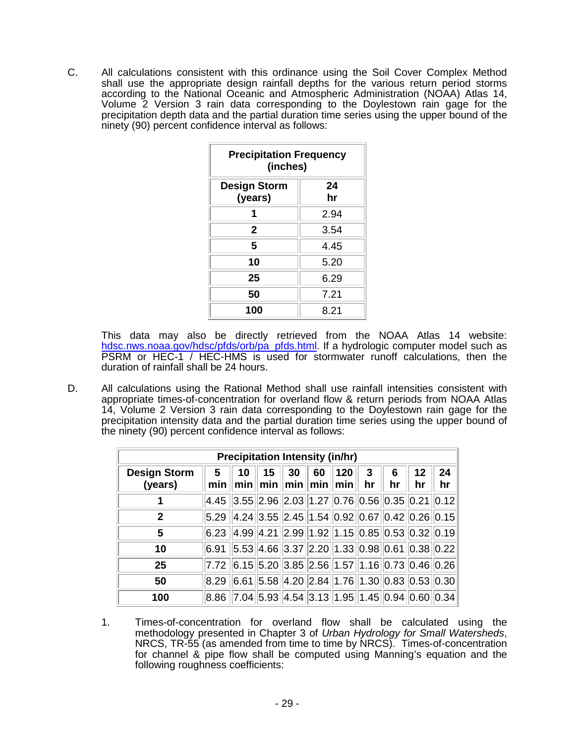C. All calculations consistent with this ordinance using the Soil Cover Complex Method shall use the appropriate design rainfall depths for the various return period storms according to the National Oceanic and Atmospheric Administration (NOAA) Atlas 14, Volume 2 Version 3 rain data corresponding to the Doylestown rain gage for the precipitation depth data and the partial duration time series using the upper bound of the ninety (90) percent confidence interval as follows:

| Precipitation Frequency (inches) | |
|---|---|
| **Design Storm (years)** | **24 hr** |
| **1** | 2.94 |
| **2** | 3.54 |
| **5** | 4.45 |
| **10** | 5.20 |
| **25** | 6.29 |
| **50** | 7.21 |
| **100** | 8.21 |

This data may also be directly retrieved from the NOAA Atlas 14 website: hdsc.nws.noaa.gov/hdsc/pfds/orb/pa_pfds.html. If a hydrologic computer model such as PSRM or HEC-1 / HEC-HMS is used for stormwater runoff calculations, then the duration of rainfall shall be 24 hours.

D. All calculations using the Rational Method shall use rainfall intensities consistent with appropriate times-of-concentration for overland flow & return periods from NOAA Atlas 14, Volume 2 Version 3 rain data corresponding to the Doylestown rain gage for the precipitation intensity data and the partial duration time series using the upper bound of the ninety (90) percent confidence interval as follows:

| Precipitation Intensity (in/hr) | | | | | | | | | | |
|---|---|---|---|---|---|---|---|---|---|---|
| **Design Storm (years)** | **5 min** | **10 min** | **15 min** | **30 min** | **60 min** | **120 min** | **3 hr** | **6 hr** | **12 hr** | **24 hr** |
| **1** | 4.45 | 3.55 | 2.96 | 2.03 | 1.27 | 0.76 | 0.56 | 0.35 | 0.21 | 0.12 |
| **2** | 5.29 | 4.24 | 3.55 | 2.45 | 1.54 | 0.92 | 0.67 | 0.42 | 0.26 | 0.15 |
| **5** | 6.23 | 4.99 | 4.21 | 2.99 | 1.92 | 1.15 | 0.85 | 0.53 | 0.32 | 0.19 |
| **10** | 6.91 | 5.53 | 4.66 | 3.37 | 2.20 | 1.33 | 0.98 | 0.61 | 0.38 | 0.22 |
| **25** | 7.72 | 6.15 | 5.20 | 3.85 | 2.56 | 1.57 | 1.16 | 0.73 | 0.46 | 0.26 |
| **50** | 8.29 | 6.61 | 5.58 | 4.20 | 2.84 | 1.76 | 1.30 | 0.83 | 0.53 | 0.30 |
| **100** | 8.86 | 7.04 | 5.93 | 4.54 | 3.13 | 1.95 | 1.45 | 0.94 | 0.60 | 0.34 |

1. Times-of-concentration for overland flow shall be calculated using the methodology presented in Chapter 3 of *Urban Hydrology for Small Watersheds*, NRCS, TR-55 (as amended from time to time by NRCS). Times-of-concentration for channel & pipe flow shall be computed using Manning's equation and the following roughness coefficients: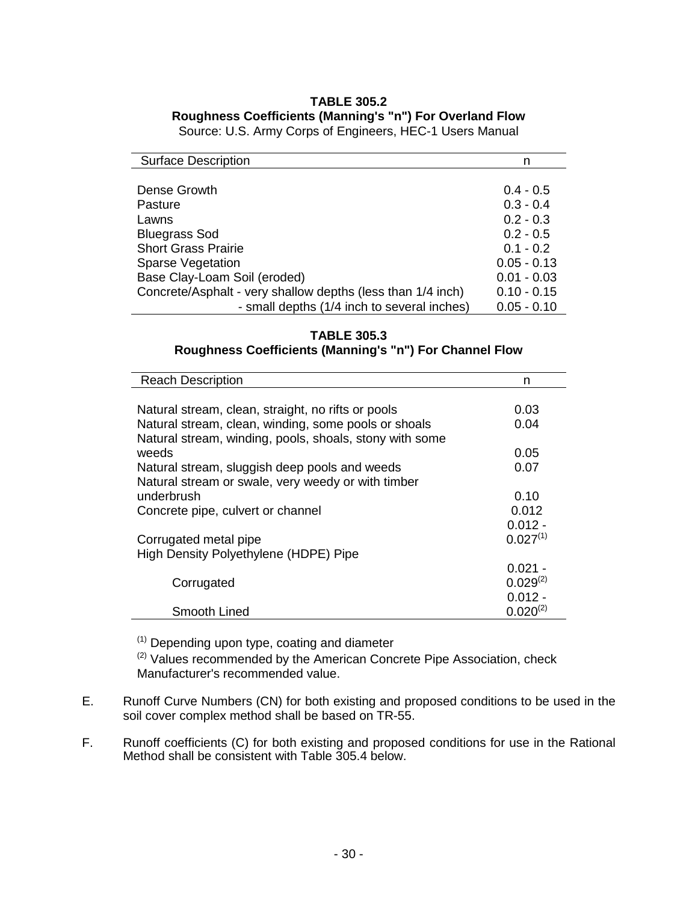**TABLE 305.2**
**Roughness Coefficients (Manning's "n") For Overland Flow**
Source: U.S. Army Corps of Engineers, HEC-1 Users Manual

| Surface Description | n |
|---|---|
| Dense Growth | 0.4 - 0.5 |
| Pasture | 0.3 - 0.4 |
| Lawns | 0.2 - 0.3 |
| Bluegrass Sod | 0.2 - 0.5 |
| Short Grass Prairie | 0.1 - 0.2 |
| Sparse Vegetation | 0.05 - 0.13 |
| Base Clay-Loam Soil (eroded) | 0.01 - 0.03 |
| Concrete/Asphalt - very shallow depths (less than 1/4 inch) | 0.10 - 0.15 |
| - small depths (1/4 inch to several inches) | 0.05 - 0.10 |

**TABLE 305.3**
**Roughness Coefficients (Manning's "n") For Channel Flow**

| Reach Description | n |
|---|---|
| Natural stream, clean, straight, no rifts or pools | 0.03 |
| Natural stream, clean, winding, some pools or shoals | 0.04 |
| Natural stream, winding, pools, shoals, stony with some weeds | 0.05 |
| Natural stream, sluggish deep pools and weeds | 0.07 |
| Natural stream or swale, very weedy or with timber underbrush | 0.10 |
| Concrete pipe, culvert or channel | 0.012 |
| Corrugated metal pipe | 0.012 - 0.027(1) |
| High Density Polyethylene (HDPE) Pipe | |
| Corrugated | 0.021 - 0.029(2) |
| Smooth Lined | 0.012 - 0.020(2) |

(1) Depending upon type, coating and diameter
(2) Values recommended by the American Concrete Pipe Association, check Manufacturer's recommended value.

E. Runoff Curve Numbers (CN) for both existing and proposed conditions to be used in the soil cover complex method shall be based on TR-55.

F. Runoff coefficients (C) for both existing and proposed conditions for use in the Rational Method shall be consistent with Table 305.4 below.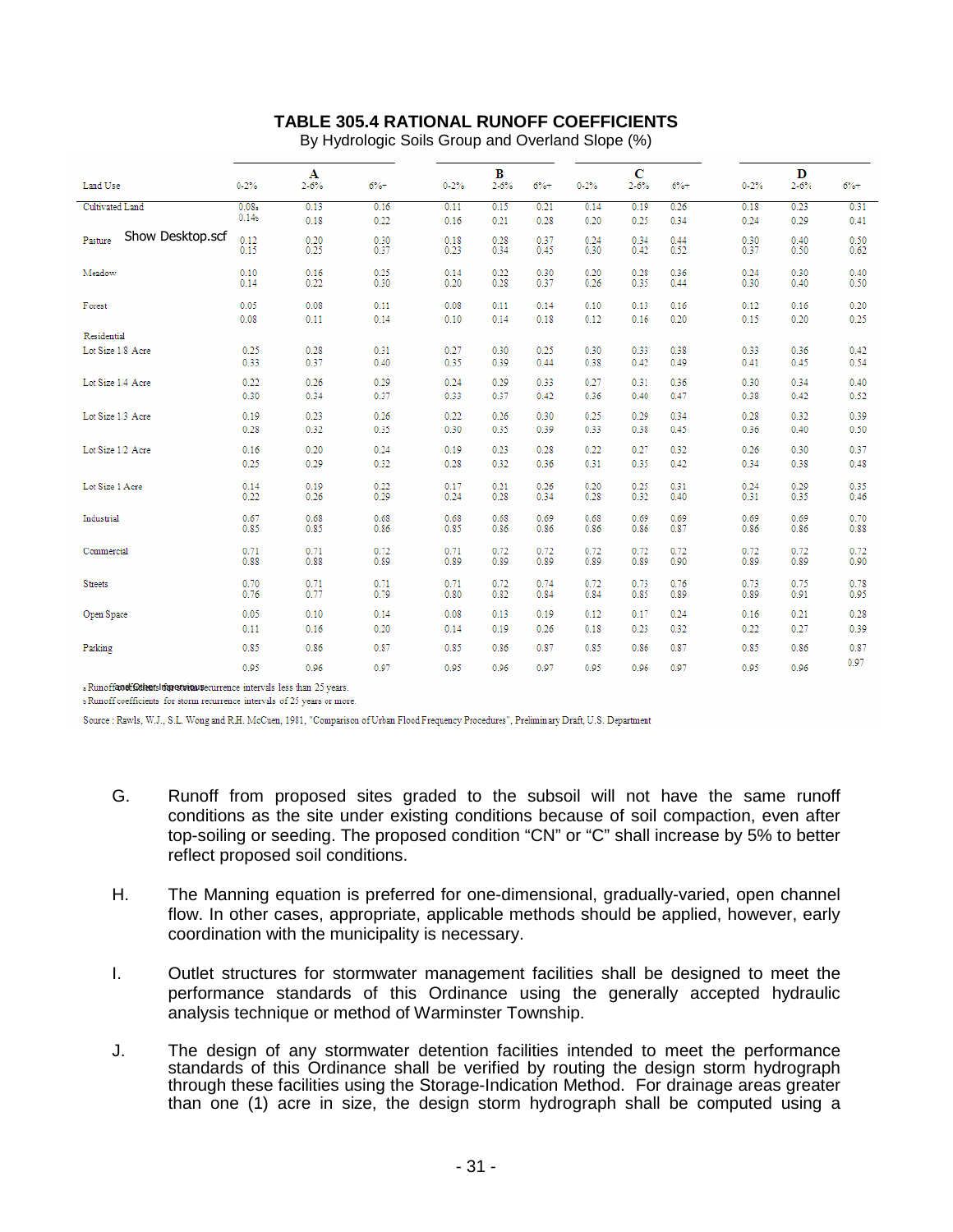## TABLE 305.4 RATIONAL RUNOFF COEFFICIENTS

By Hydrologic Soils Group and Overland Slope (%)

| Land Use | A 0-2% | A 2-6% | A 6%+ | B 0-2% | B 2-6% | B 6%+ | C 0-2% | C 2-6% | C 6%+ | D 0-2% | D 2-6% | D 6%+ |
|---|---|---|---|---|---|---|---|---|---|---|---|---|
| Cultivated Land | 0.08[a] | 0.13 | 0.16 | 0.11 | 0.15 | 0.21 | 0.14 | 0.19 | 0.26 | 0.18 | 0.23 | 0.31 |
| | 0.14[b] | 0.18 | 0.22 | 0.16 | 0.21 | 0.28 | 0.20 | 0.25 | 0.34 | 0.24 | 0.29 | 0.41 |
| Pasture | 0.12 | 0.20 | 0.30 | 0.18 | 0.28 | 0.37 | 0.24 | 0.34 | 0.44 | 0.30 | 0.40 | 0.50 |
| | 0.15 | 0.25 | 0.37 | 0.23 | 0.34 | 0.45 | 0.30 | 0.42 | 0.52 | 0.37 | 0.50 | 0.62 |
| Meadow | 0.10 | 0.16 | 0.25 | 0.14 | 0.22 | 0.30 | 0.20 | 0.28 | 0.36 | 0.24 | 0.30 | 0.40 |
| | 0.14 | 0.22 | 0.30 | 0.20 | 0.28 | 0.37 | 0.26 | 0.35 | 0.44 | 0.30 | 0.40 | 0.50 |
| Forest | 0.05 | 0.08 | 0.11 | 0.08 | 0.11 | 0.14 | 0.10 | 0.13 | 0.16 | 0.12 | 0.16 | 0.20 |
| | 0.08 | 0.11 | 0.14 | 0.10 | 0.14 | 0.18 | 0.12 | 0.16 | 0.20 | 0.15 | 0.20 | 0.25 |
| Residential | | | | | | | | | | | | |
| Lot Size 1/8 Acre | 0.25 | 0.28 | 0.31 | 0.27 | 0.30 | 0.25 | 0.30 | 0.33 | 0.38 | 0.33 | 0.36 | 0.42 |
| | 0.33 | 0.37 | 0.40 | 0.35 | 0.39 | 0.44 | 0.38 | 0.42 | 0.49 | 0.41 | 0.45 | 0.54 |
| Lot Size 1/4 Acre | 0.22 | 0.26 | 0.29 | 0.24 | 0.29 | 0.33 | 0.27 | 0.31 | 0.36 | 0.30 | 0.34 | 0.40 |
| | 0.30 | 0.34 | 0.37 | 0.33 | 0.37 | 0.42 | 0.36 | 0.40 | 0.47 | 0.38 | 0.42 | 0.52 |
| Lot Size 1/3 Acre | 0.19 | 0.23 | 0.26 | 0.22 | 0.26 | 0.30 | 0.25 | 0.29 | 0.34 | 0.28 | 0.32 | 0.39 |
| | 0.28 | 0.32 | 0.35 | 0.30 | 0.35 | 0.39 | 0.33 | 0.38 | 0.45 | 0.36 | 0.40 | 0.50 |
| Lot Size 1/2 Acre | 0.16 | 0.20 | 0.24 | 0.19 | 0.23 | 0.28 | 0.22 | 0.27 | 0.32 | 0.26 | 0.30 | 0.37 |
| | 0.25 | 0.29 | 0.32 | 0.28 | 0.32 | 0.36 | 0.31 | 0.35 | 0.42 | 0.34 | 0.38 | 0.48 |
| Lot Size 1 Acre | 0.14 | 0.19 | 0.22 | 0.17 | 0.21 | 0.26 | 0.20 | 0.25 | 0.31 | 0.24 | 0.29 | 0.35 |
| | 0.22 | 0.26 | 0.29 | 0.24 | 0.28 | 0.34 | 0.28 | 0.32 | 0.40 | 0.31 | 0.35 | 0.46 |
| Industrial | 0.67 | 0.68 | 0.68 | 0.68 | 0.68 | 0.69 | 0.68 | 0.69 | 0.69 | 0.69 | 0.69 | 0.70 |
| | 0.85 | 0.85 | 0.86 | 0.85 | 0.86 | 0.86 | 0.86 | 0.86 | 0.87 | 0.86 | 0.86 | 0.88 |
| Commercial | 0.71 | 0.71 | 0.72 | 0.71 | 0.72 | 0.72 | 0.72 | 0.72 | 0.72 | 0.72 | 0.72 | 0.72 |
| | 0.88 | 0.88 | 0.89 | 0.89 | 0.89 | 0.89 | 0.89 | 0.89 | 0.90 | 0.89 | 0.89 | 0.90 |
| Streets | 0.70 | 0.71 | 0.71 | 0.71 | 0.72 | 0.74 | 0.72 | 0.73 | 0.76 | 0.73 | 0.75 | 0.78 |
| | 0.76 | 0.77 | 0.79 | 0.80 | 0.82 | 0.84 | 0.84 | 0.85 | 0.89 | 0.89 | 0.91 | 0.95 |
| Open Space | 0.05 | 0.10 | 0.14 | 0.08 | 0.13 | 0.19 | 0.12 | 0.17 | 0.24 | 0.16 | 0.21 | 0.28 |
| | 0.11 | 0.16 | 0.20 | 0.14 | 0.19 | 0.26 | 0.18 | 0.23 | 0.32 | 0.22 | 0.27 | 0.39 |
| Parking | 0.85 | 0.86 | 0.87 | 0.85 | 0.86 | 0.87 | 0.85 | 0.86 | 0.87 | 0.85 | 0.86 | 0.87 |
| | 0.95 | 0.96 | 0.97 | 0.95 | 0.96 | 0.97 | 0.95 | 0.96 | 0.97 | 0.95 | 0.96 | 0.97 |

[a] Runoff coefficients for storm recurrence intervals less than 25 years.
[b] Runoff coefficients for storm recurrence intervals of 25 years or more.

Source : Rawls, W.J., S.L. Wong and R.H. McCuen, 1981, "Comparison of Urban Flood Frequency Procedures", Preliminary Draft, U.S. Department

G. Runoff from proposed sites graded to the subsoil will not have the same runoff conditions as the site under existing conditions because of soil compaction, even after top-soiling or seeding. The proposed condition "CN" or "C" shall increase by 5% to better reflect proposed soil conditions.

H. The Manning equation is preferred for one-dimensional, gradually-varied, open channel flow. In other cases, appropriate, applicable methods should be applied, however, early coordination with the municipality is necessary.

I. Outlet structures for stormwater management facilities shall be designed to meet the performance standards of this Ordinance using the generally accepted hydraulic analysis technique or method of Warminster Township.

J. The design of any stormwater detention facilities intended to meet the performance standards of this Ordinance shall be verified by routing the design storm hydrograph through these facilities using the Storage-Indication Method. For drainage areas greater than one (1) acre in size, the design storm hydrograph shall be computed using a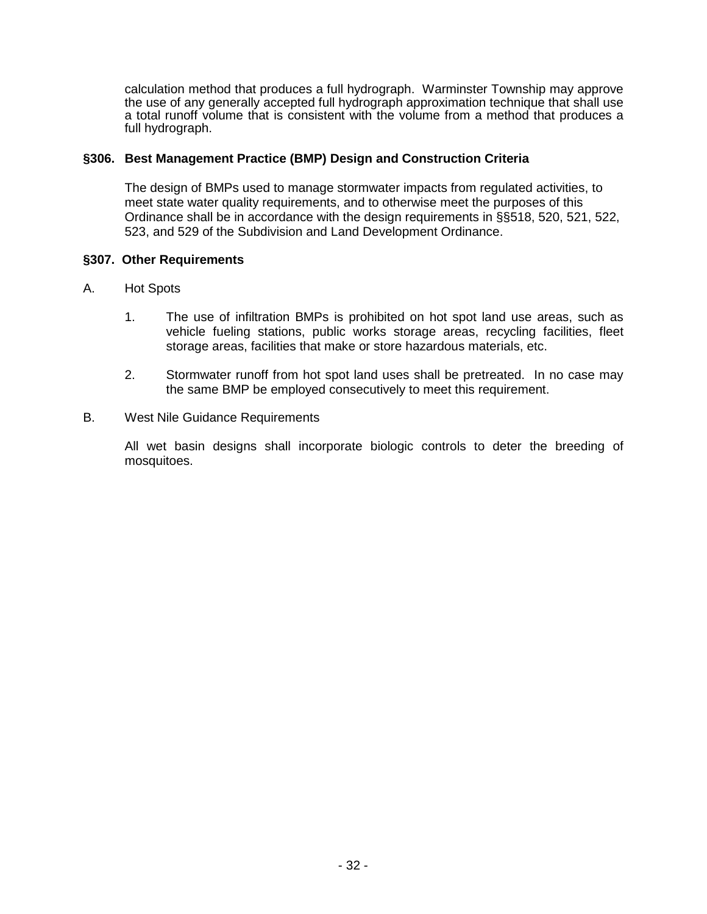calculation method that produces a full hydrograph. Warminster Township may approve the use of any generally accepted full hydrograph approximation technique that shall use a total runoff volume that is consistent with the volume from a method that produces a full hydrograph.

### §306. Best Management Practice (BMP) Design and Construction Criteria

The design of BMPs used to manage stormwater impacts from regulated activities, to meet state water quality requirements, and to otherwise meet the purposes of this Ordinance shall be in accordance with the design requirements in §§518, 520, 521, 522, 523, and 529 of the Subdivision and Land Development Ordinance.

### §307. Other Requirements

A. Hot Spots

1. The use of infiltration BMPs is prohibited on hot spot land use areas, such as vehicle fueling stations, public works storage areas, recycling facilities, fleet storage areas, facilities that make or store hazardous materials, etc.

2. Stormwater runoff from hot spot land uses shall be pretreated. In no case may the same BMP be employed consecutively to meet this requirement.

B. West Nile Guidance Requirements

All wet basin designs shall incorporate biologic controls to deter the breeding of mosquitoes.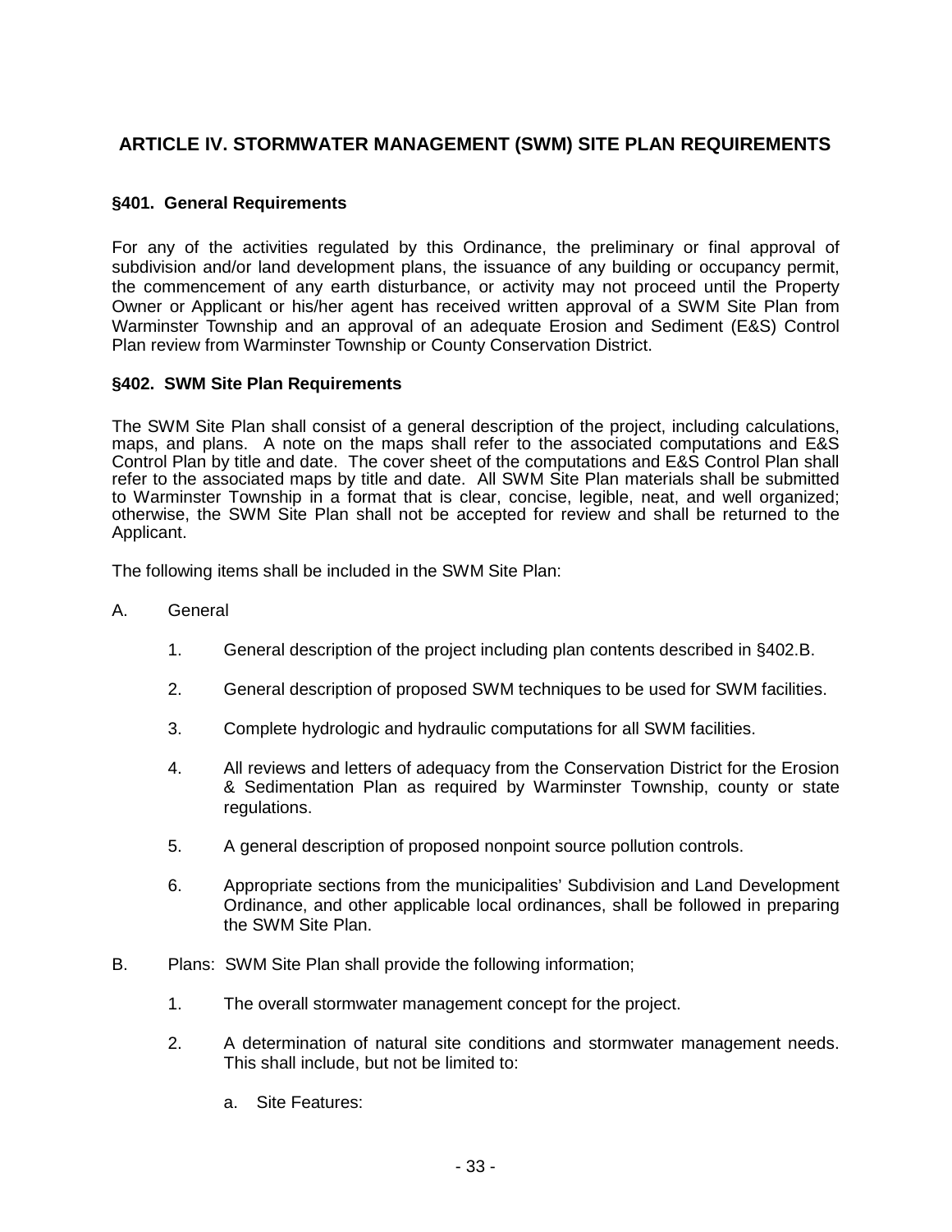## ARTICLE IV. STORMWATER MANAGEMENT (SWM) SITE PLAN REQUIREMENTS

### §401. General Requirements

For any of the activities regulated by this Ordinance, the preliminary or final approval of subdivision and/or land development plans, the issuance of any building or occupancy permit, the commencement of any earth disturbance, or activity may not proceed until the Property Owner or Applicant or his/her agent has received written approval of a SWM Site Plan from Warminster Township and an approval of an adequate Erosion and Sediment (E&S) Control Plan review from Warminster Township or County Conservation District.

### §402. SWM Site Plan Requirements

The SWM Site Plan shall consist of a general description of the project, including calculations, maps, and plans. A note on the maps shall refer to the associated computations and E&S Control Plan by title and date. The cover sheet of the computations and E&S Control Plan shall refer to the associated maps by title and date. All SWM Site Plan materials shall be submitted to Warminster Township in a format that is clear, concise, legible, neat, and well organized; otherwise, the SWM Site Plan shall not be accepted for review and shall be returned to the Applicant.

The following items shall be included in the SWM Site Plan:

A. General

1. General description of the project including plan contents described in §402.B.
2. General description of proposed SWM techniques to be used for SWM facilities.
3. Complete hydrologic and hydraulic computations for all SWM facilities.
4. All reviews and letters of adequacy from the Conservation District for the Erosion & Sedimentation Plan as required by Warminster Township, county or state regulations.
5. A general description of proposed nonpoint source pollution controls.
6. Appropriate sections from the municipalities' Subdivision and Land Development Ordinance, and other applicable local ordinances, shall be followed in preparing the SWM Site Plan.

B. Plans: SWM Site Plan shall provide the following information;

1. The overall stormwater management concept for the project.
2. A determination of natural site conditions and stormwater management needs. This shall include, but not be limited to:
   a. Site Features: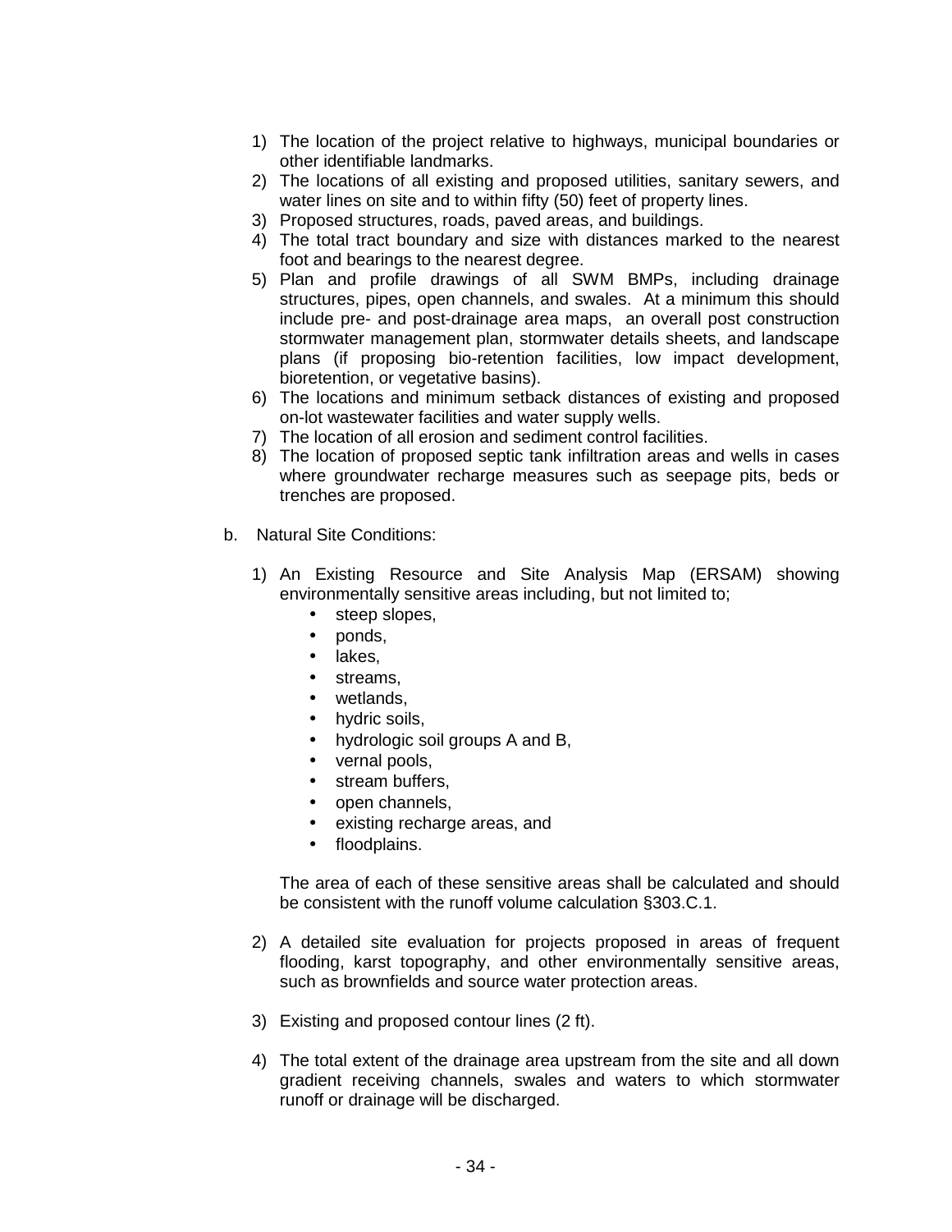1) The location of the project relative to highways, municipal boundaries or other identifiable landmarks.
2) The locations of all existing and proposed utilities, sanitary sewers, and water lines on site and to within fifty (50) feet of property lines.
3) Proposed structures, roads, paved areas, and buildings.
4) The total tract boundary and size with distances marked to the nearest foot and bearings to the nearest degree.
5) Plan and profile drawings of all SWM BMPs, including drainage structures, pipes, open channels, and swales. At a minimum this should include pre- and post-drainage area maps, an overall post construction stormwater management plan, stormwater details sheets, and landscape plans (if proposing bio-retention facilities, low impact development, bioretention, or vegetative basins).
6) The locations and minimum setback distances of existing and proposed on-lot wastewater facilities and water supply wells.
7) The location of all erosion and sediment control facilities.
8) The location of proposed septic tank infiltration areas and wells in cases where groundwater recharge measures such as seepage pits, beds or trenches are proposed.

b. Natural Site Conditions:

1) An Existing Resource and Site Analysis Map (ERSAM) showing environmentally sensitive areas including, but not limited to;
   - steep slopes,
   - ponds,
   - lakes,
   - streams,
   - wetlands,
   - hydric soils,
   - hydrologic soil groups A and B,
   - vernal pools,
   - stream buffers,
   - open channels,
   - existing recharge areas, and
   - floodplains.

   The area of each of these sensitive areas shall be calculated and should be consistent with the runoff volume calculation §303.C.1.

2) A detailed site evaluation for projects proposed in areas of frequent flooding, karst topography, and other environmentally sensitive areas, such as brownfields and source water protection areas.

3) Existing and proposed contour lines (2 ft).

4) The total extent of the drainage area upstream from the site and all down gradient receiving channels, swales and waters to which stormwater runoff or drainage will be discharged.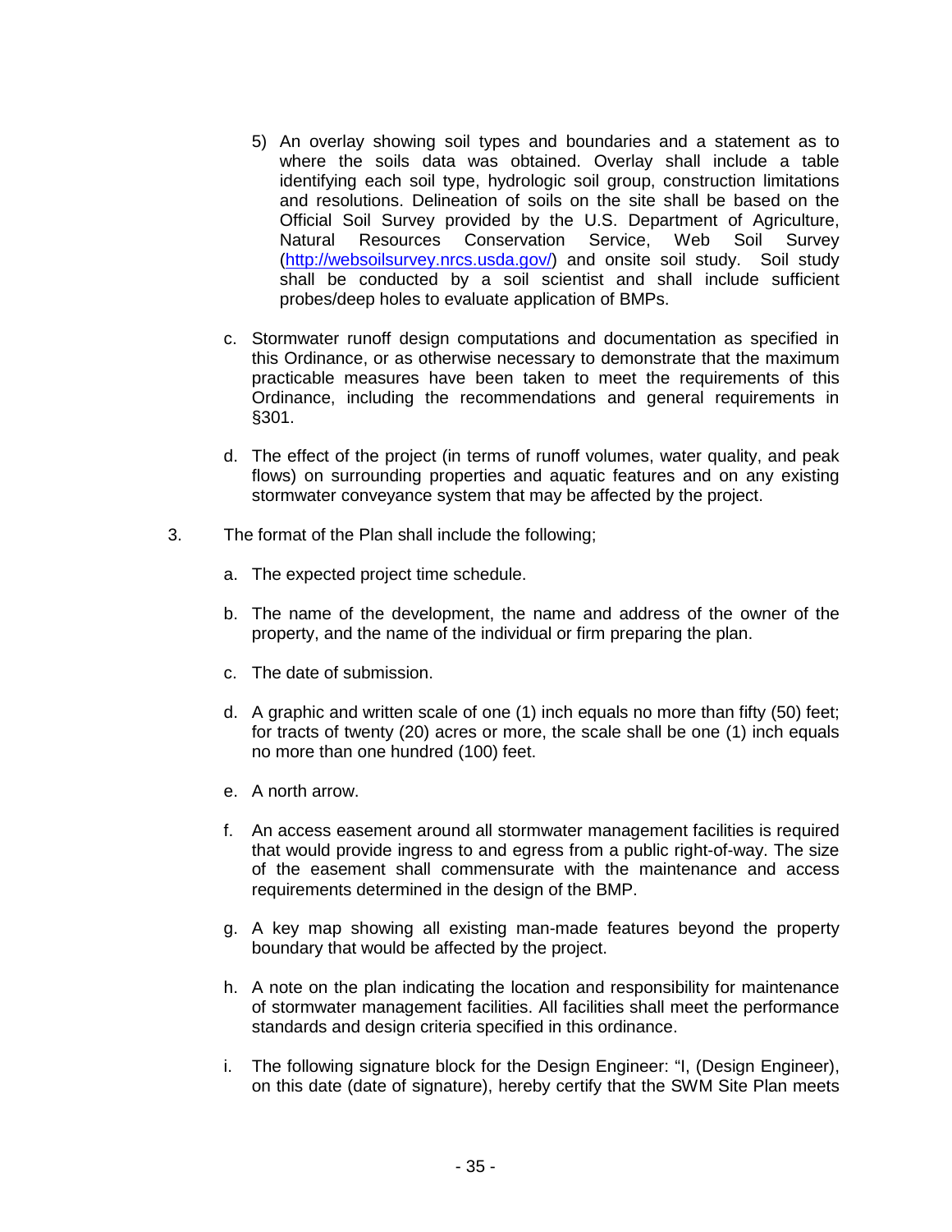5) An overlay showing soil types and boundaries and a statement as to where the soils data was obtained. Overlay shall include a table identifying each soil type, hydrologic soil group, construction limitations and resolutions. Delineation of soils on the site shall be based on the Official Soil Survey provided by the U.S. Department of Agriculture, Natural Resources Conservation Service, Web Soil Survey (http://websoilsurvey.nrcs.usda.gov/) and onsite soil study. Soil study shall be conducted by a soil scientist and shall include sufficient probes/deep holes to evaluate application of BMPs.

c. Stormwater runoff design computations and documentation as specified in this Ordinance, or as otherwise necessary to demonstrate that the maximum practicable measures have been taken to meet the requirements of this Ordinance, including the recommendations and general requirements in §301.

d. The effect of the project (in terms of runoff volumes, water quality, and peak flows) on surrounding properties and aquatic features and on any existing stormwater conveyance system that may be affected by the project.

3. The format of the Plan shall include the following;

a. The expected project time schedule.

b. The name of the development, the name and address of the owner of the property, and the name of the individual or firm preparing the plan.

c. The date of submission.

d. A graphic and written scale of one (1) inch equals no more than fifty (50) feet; for tracts of twenty (20) acres or more, the scale shall be one (1) inch equals no more than one hundred (100) feet.

e. A north arrow.

f. An access easement around all stormwater management facilities is required that would provide ingress to and egress from a public right-of-way. The size of the easement shall commensurate with the maintenance and access requirements determined in the design of the BMP.

g. A key map showing all existing man-made features beyond the property boundary that would be affected by the project.

h. A note on the plan indicating the location and responsibility for maintenance of stormwater management facilities. All facilities shall meet the performance standards and design criteria specified in this ordinance.

i. The following signature block for the Design Engineer: "I, (Design Engineer), on this date (date of signature), hereby certify that the SWM Site Plan meets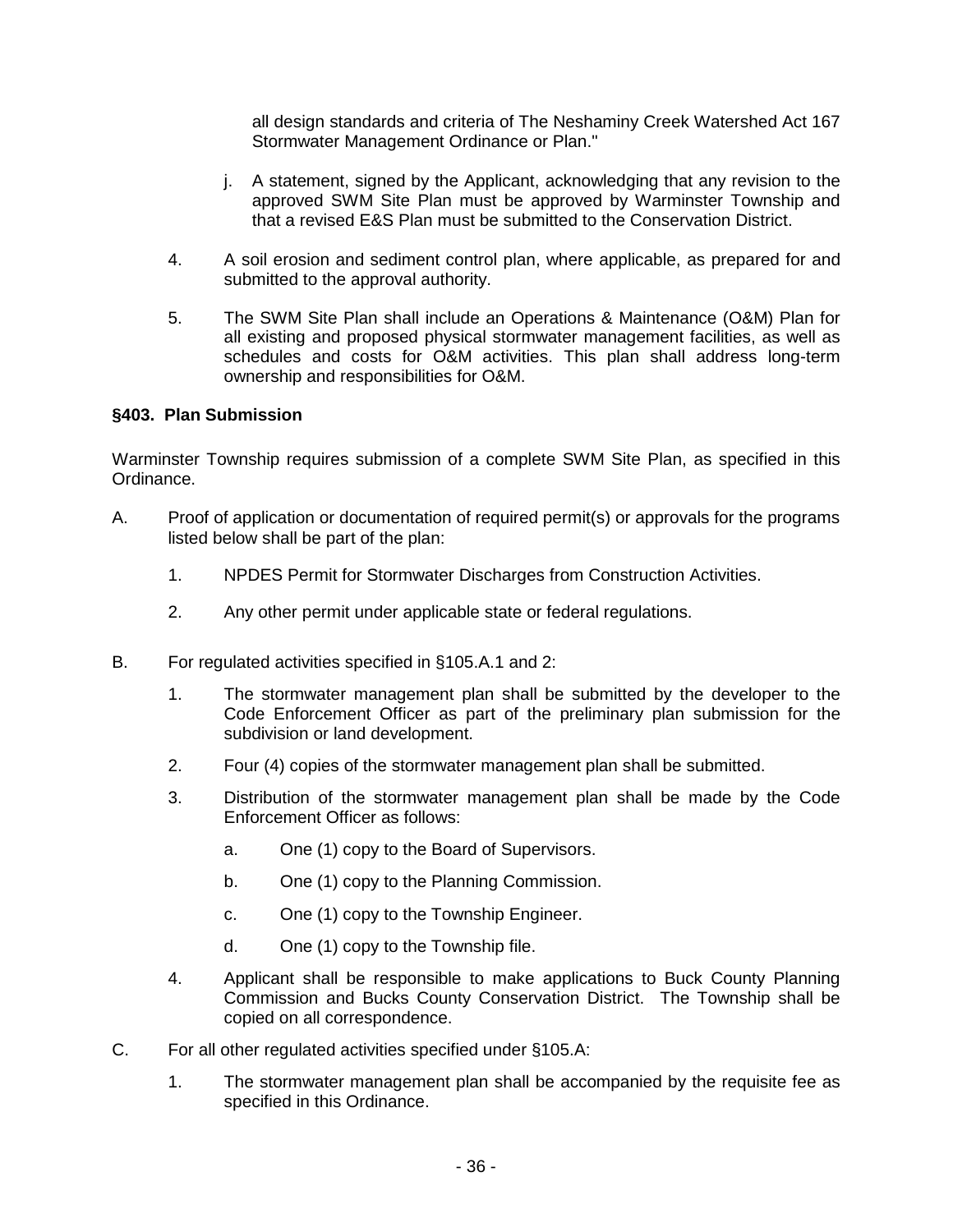all design standards and criteria of The Neshaminy Creek Watershed Act 167 Stormwater Management Ordinance or Plan."

j. A statement, signed by the Applicant, acknowledging that any revision to the approved SWM Site Plan must be approved by Warminster Township and that a revised E&S Plan must be submitted to the Conservation District.

4. A soil erosion and sediment control plan, where applicable, as prepared for and submitted to the approval authority.

5. The SWM Site Plan shall include an Operations & Maintenance (O&M) Plan for all existing and proposed physical stormwater management facilities, as well as schedules and costs for O&M activities. This plan shall address long-term ownership and responsibilities for O&M.

**§403. Plan Submission**

Warminster Township requires submission of a complete SWM Site Plan, as specified in this Ordinance.

A. Proof of application or documentation of required permit(s) or approvals for the programs listed below shall be part of the plan:

   1. NPDES Permit for Stormwater Discharges from Construction Activities.

   2. Any other permit under applicable state or federal regulations.

B. For regulated activities specified in §105.A.1 and 2:

   1. The stormwater management plan shall be submitted by the developer to the Code Enforcement Officer as part of the preliminary plan submission for the subdivision or land development.

   2. Four (4) copies of the stormwater management plan shall be submitted.

   3. Distribution of the stormwater management plan shall be made by the Code Enforcement Officer as follows:

      a. One (1) copy to the Board of Supervisors.

      b. One (1) copy to the Planning Commission.

      c. One (1) copy to the Township Engineer.

      d. One (1) copy to the Township file.

   4. Applicant shall be responsible to make applications to Buck County Planning Commission and Bucks County Conservation District. The Township shall be copied on all correspondence.

C. For all other regulated activities specified under §105.A:

   1. The stormwater management plan shall be accompanied by the requisite fee as specified in this Ordinance.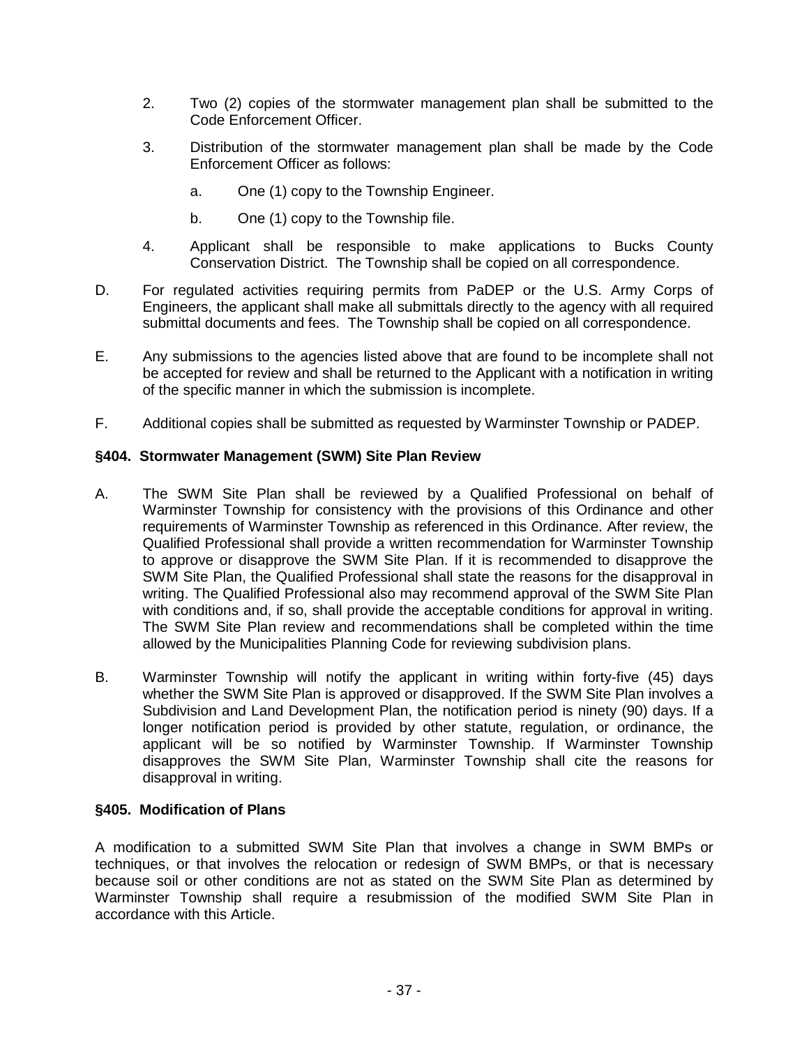2. Two (2) copies of the stormwater management plan shall be submitted to the Code Enforcement Officer.

3. Distribution of the stormwater management plan shall be made by the Code Enforcement Officer as follows:

   a. One (1) copy to the Township Engineer.

   b. One (1) copy to the Township file.

4. Applicant shall be responsible to make applications to Bucks County Conservation District. The Township shall be copied on all correspondence.

D. For regulated activities requiring permits from PaDEP or the U.S. Army Corps of Engineers, the applicant shall make all submittals directly to the agency with all required submittal documents and fees. The Township shall be copied on all correspondence.

E. Any submissions to the agencies listed above that are found to be incomplete shall not be accepted for review and shall be returned to the Applicant with a notification in writing of the specific manner in which the submission is incomplete.

F. Additional copies shall be submitted as requested by Warminster Township or PADEP.

### §404. Stormwater Management (SWM) Site Plan Review

A. The SWM Site Plan shall be reviewed by a Qualified Professional on behalf of Warminster Township for consistency with the provisions of this Ordinance and other requirements of Warminster Township as referenced in this Ordinance. After review, the Qualified Professional shall provide a written recommendation for Warminster Township to approve or disapprove the SWM Site Plan. If it is recommended to disapprove the SWM Site Plan, the Qualified Professional shall state the reasons for the disapproval in writing. The Qualified Professional also may recommend approval of the SWM Site Plan with conditions and, if so, shall provide the acceptable conditions for approval in writing. The SWM Site Plan review and recommendations shall be completed within the time allowed by the Municipalities Planning Code for reviewing subdivision plans.

B. Warminster Township will notify the applicant in writing within forty-five (45) days whether the SWM Site Plan is approved or disapproved. If the SWM Site Plan involves a Subdivision and Land Development Plan, the notification period is ninety (90) days. If a longer notification period is provided by other statute, regulation, or ordinance, the applicant will be so notified by Warminster Township. If Warminster Township disapproves the SWM Site Plan, Warminster Township shall cite the reasons for disapproval in writing.

### §405. Modification of Plans

A modification to a submitted SWM Site Plan that involves a change in SWM BMPs or techniques, or that involves the relocation or redesign of SWM BMPs, or that is necessary because soil or other conditions are not as stated on the SWM Site Plan as determined by Warminster Township shall require a resubmission of the modified SWM Site Plan in accordance with this Article.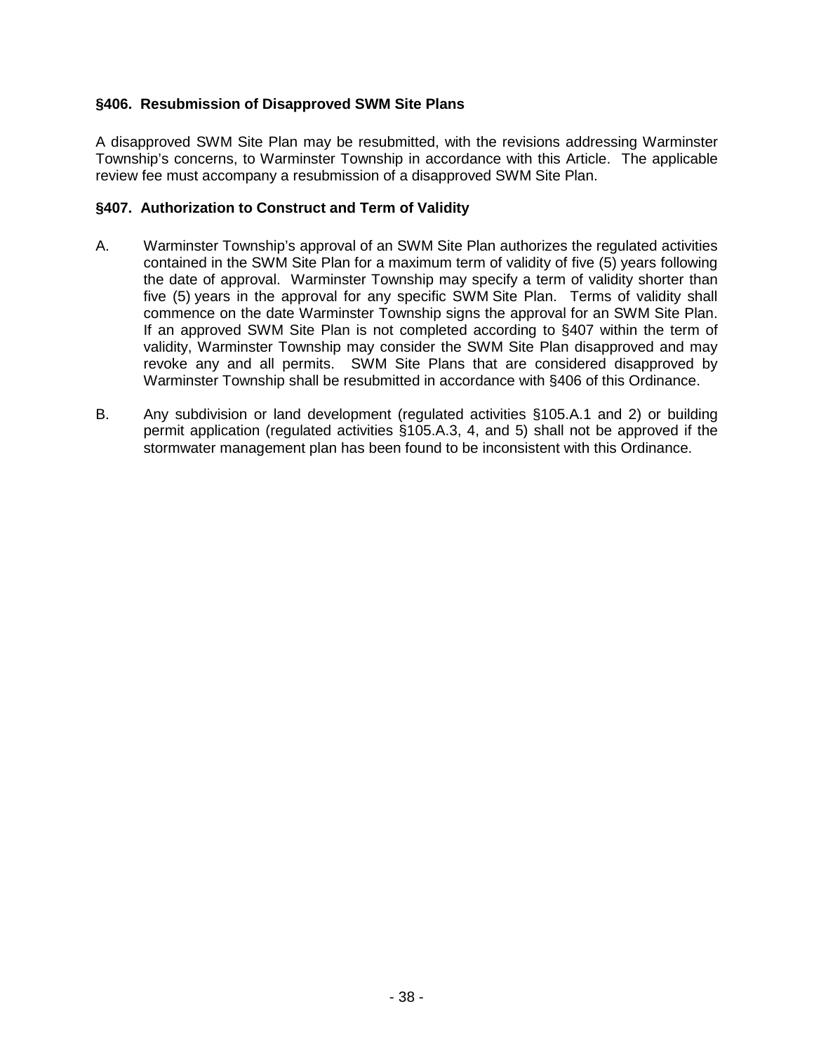### §406. Resubmission of Disapproved SWM Site Plans

A disapproved SWM Site Plan may be resubmitted, with the revisions addressing Warminster Township's concerns, to Warminster Township in accordance with this Article. The applicable review fee must accompany a resubmission of a disapproved SWM Site Plan.

### §407. Authorization to Construct and Term of Validity

A. Warminster Township's approval of an SWM Site Plan authorizes the regulated activities contained in the SWM Site Plan for a maximum term of validity of five (5) years following the date of approval. Warminster Township may specify a term of validity shorter than five (5) years in the approval for any specific SWM Site Plan. Terms of validity shall commence on the date Warminster Township signs the approval for an SWM Site Plan. If an approved SWM Site Plan is not completed according to §407 within the term of validity, Warminster Township may consider the SWM Site Plan disapproved and may revoke any and all permits. SWM Site Plans that are considered disapproved by Warminster Township shall be resubmitted in accordance with §406 of this Ordinance.

B. Any subdivision or land development (regulated activities §105.A.1 and 2) or building permit application (regulated activities §105.A.3, 4, and 5) shall not be approved if the stormwater management plan has been found to be inconsistent with this Ordinance.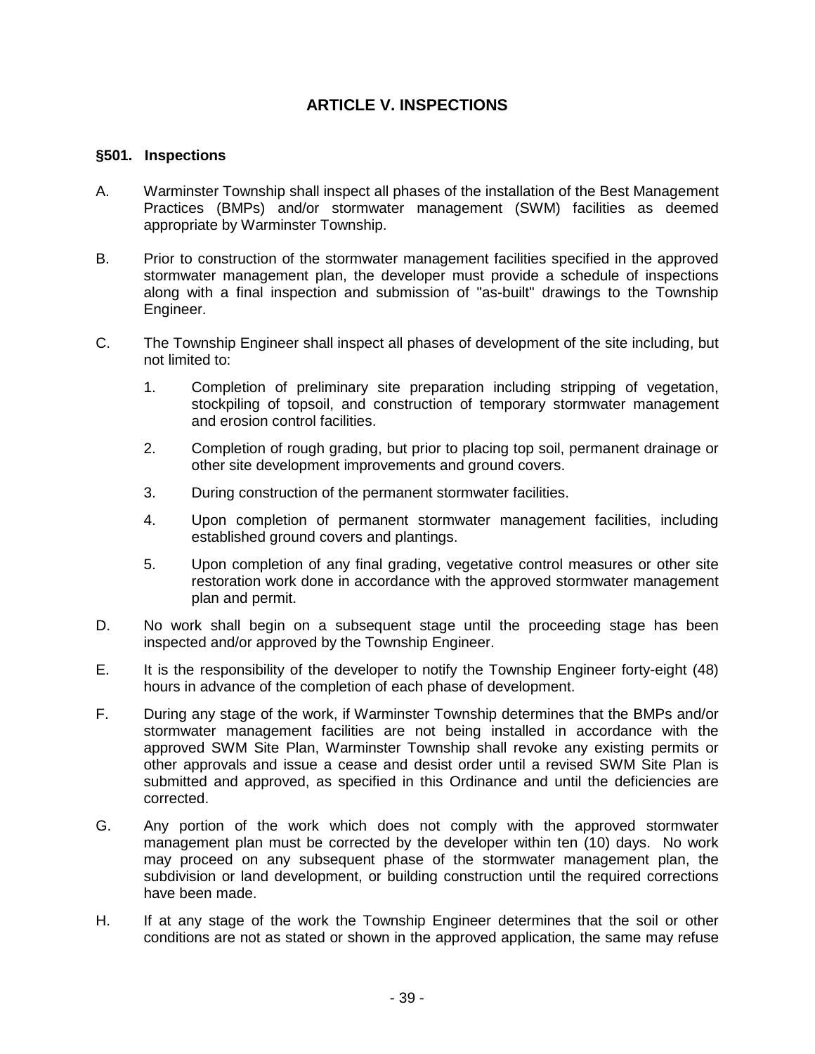# ARTICLE V. INSPECTIONS

### §501. Inspections

A. Warminster Township shall inspect all phases of the installation of the Best Management Practices (BMPs) and/or stormwater management (SWM) facilities as deemed appropriate by Warminster Township.

B. Prior to construction of the stormwater management facilities specified in the approved stormwater management plan, the developer must provide a schedule of inspections along with a final inspection and submission of "as-built" drawings to the Township Engineer.

C. The Township Engineer shall inspect all phases of development of the site including, but not limited to:

   1. Completion of preliminary site preparation including stripping of vegetation, stockpiling of topsoil, and construction of temporary stormwater management and erosion control facilities.

   2. Completion of rough grading, but prior to placing top soil, permanent drainage or other site development improvements and ground covers.

   3. During construction of the permanent stormwater facilities.

   4. Upon completion of permanent stormwater management facilities, including established ground covers and plantings.

   5. Upon completion of any final grading, vegetative control measures or other site restoration work done in accordance with the approved stormwater management plan and permit.

D. No work shall begin on a subsequent stage until the proceeding stage has been inspected and/or approved by the Township Engineer.

E. It is the responsibility of the developer to notify the Township Engineer forty-eight (48) hours in advance of the completion of each phase of development.

F. During any stage of the work, if Warminster Township determines that the BMPs and/or stormwater management facilities are not being installed in accordance with the approved SWM Site Plan, Warminster Township shall revoke any existing permits or other approvals and issue a cease and desist order until a revised SWM Site Plan is submitted and approved, as specified in this Ordinance and until the deficiencies are corrected.

G. Any portion of the work which does not comply with the approved stormwater management plan must be corrected by the developer within ten (10) days. No work may proceed on any subsequent phase of the stormwater management plan, the subdivision or land development, or building construction until the required corrections have been made.

H. If at any stage of the work the Township Engineer determines that the soil or other conditions are not as stated or shown in the approved application, the same may refuse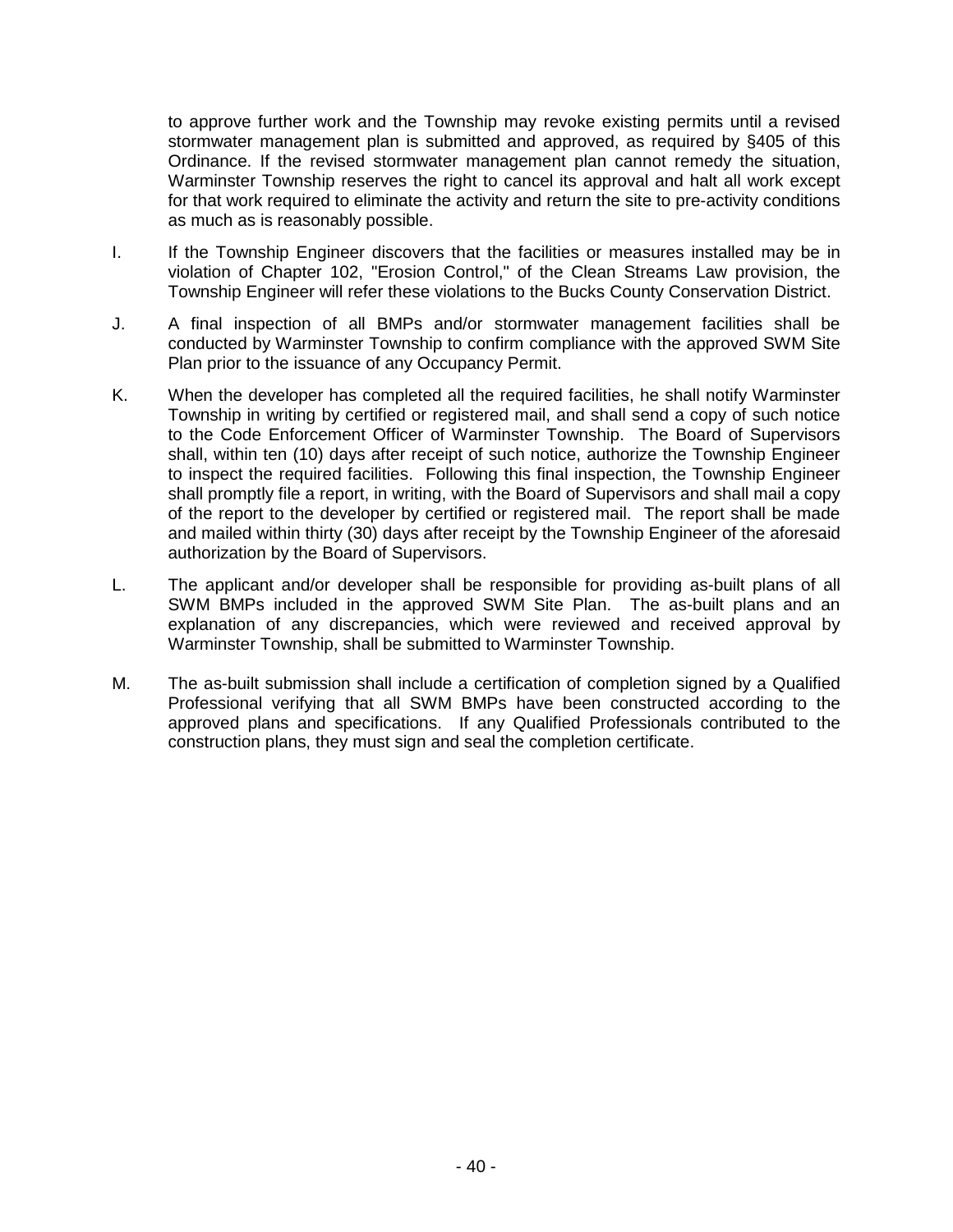to approve further work and the Township may revoke existing permits until a revised stormwater management plan is submitted and approved, as required by §405 of this Ordinance. If the revised stormwater management plan cannot remedy the situation, Warminster Township reserves the right to cancel its approval and halt all work except for that work required to eliminate the activity and return the site to pre-activity conditions as much as is reasonably possible.

I. If the Township Engineer discovers that the facilities or measures installed may be in violation of Chapter 102, "Erosion Control," of the Clean Streams Law provision, the Township Engineer will refer these violations to the Bucks County Conservation District.

J. A final inspection of all BMPs and/or stormwater management facilities shall be conducted by Warminster Township to confirm compliance with the approved SWM Site Plan prior to the issuance of any Occupancy Permit.

K. When the developer has completed all the required facilities, he shall notify Warminster Township in writing by certified or registered mail, and shall send a copy of such notice to the Code Enforcement Officer of Warminster Township. The Board of Supervisors shall, within ten (10) days after receipt of such notice, authorize the Township Engineer to inspect the required facilities. Following this final inspection, the Township Engineer shall promptly file a report, in writing, with the Board of Supervisors and shall mail a copy of the report to the developer by certified or registered mail. The report shall be made and mailed within thirty (30) days after receipt by the Township Engineer of the aforesaid authorization by the Board of Supervisors.

L. The applicant and/or developer shall be responsible for providing as-built plans of all SWM BMPs included in the approved SWM Site Plan. The as-built plans and an explanation of any discrepancies, which were reviewed and received approval by Warminster Township, shall be submitted to Warminster Township.

M. The as-built submission shall include a certification of completion signed by a Qualified Professional verifying that all SWM BMPs have been constructed according to the approved plans and specifications. If any Qualified Professionals contributed to the construction plans, they must sign and seal the completion certificate.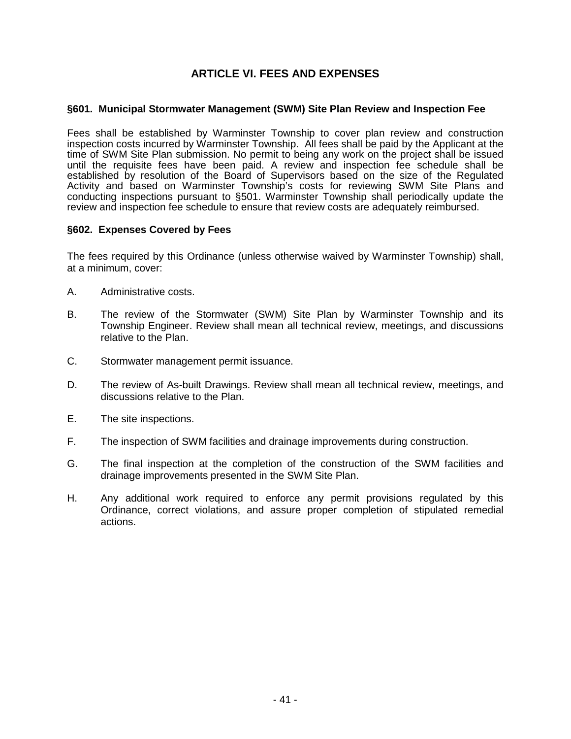# ARTICLE VI. FEES AND EXPENSES

### §601. Municipal Stormwater Management (SWM) Site Plan Review and Inspection Fee

Fees shall be established by Warminster Township to cover plan review and construction inspection costs incurred by Warminster Township. All fees shall be paid by the Applicant at the time of SWM Site Plan submission. No permit to being any work on the project shall be issued until the requisite fees have been paid. A review and inspection fee schedule shall be established by resolution of the Board of Supervisors based on the size of the Regulated Activity and based on Warminster Township's costs for reviewing SWM Site Plans and conducting inspections pursuant to §501. Warminster Township shall periodically update the review and inspection fee schedule to ensure that review costs are adequately reimbursed.

### §602. Expenses Covered by Fees

The fees required by this Ordinance (unless otherwise waived by Warminster Township) shall, at a minimum, cover:

A. Administrative costs.

B. The review of the Stormwater (SWM) Site Plan by Warminster Township and its Township Engineer. Review shall mean all technical review, meetings, and discussions relative to the Plan.

C. Stormwater management permit issuance.

D. The review of As-built Drawings. Review shall mean all technical review, meetings, and discussions relative to the Plan.

E. The site inspections.

F. The inspection of SWM facilities and drainage improvements during construction.

G. The final inspection at the completion of the construction of the SWM facilities and drainage improvements presented in the SWM Site Plan.

H. Any additional work required to enforce any permit provisions regulated by this Ordinance, correct violations, and assure proper completion of stipulated remedial actions.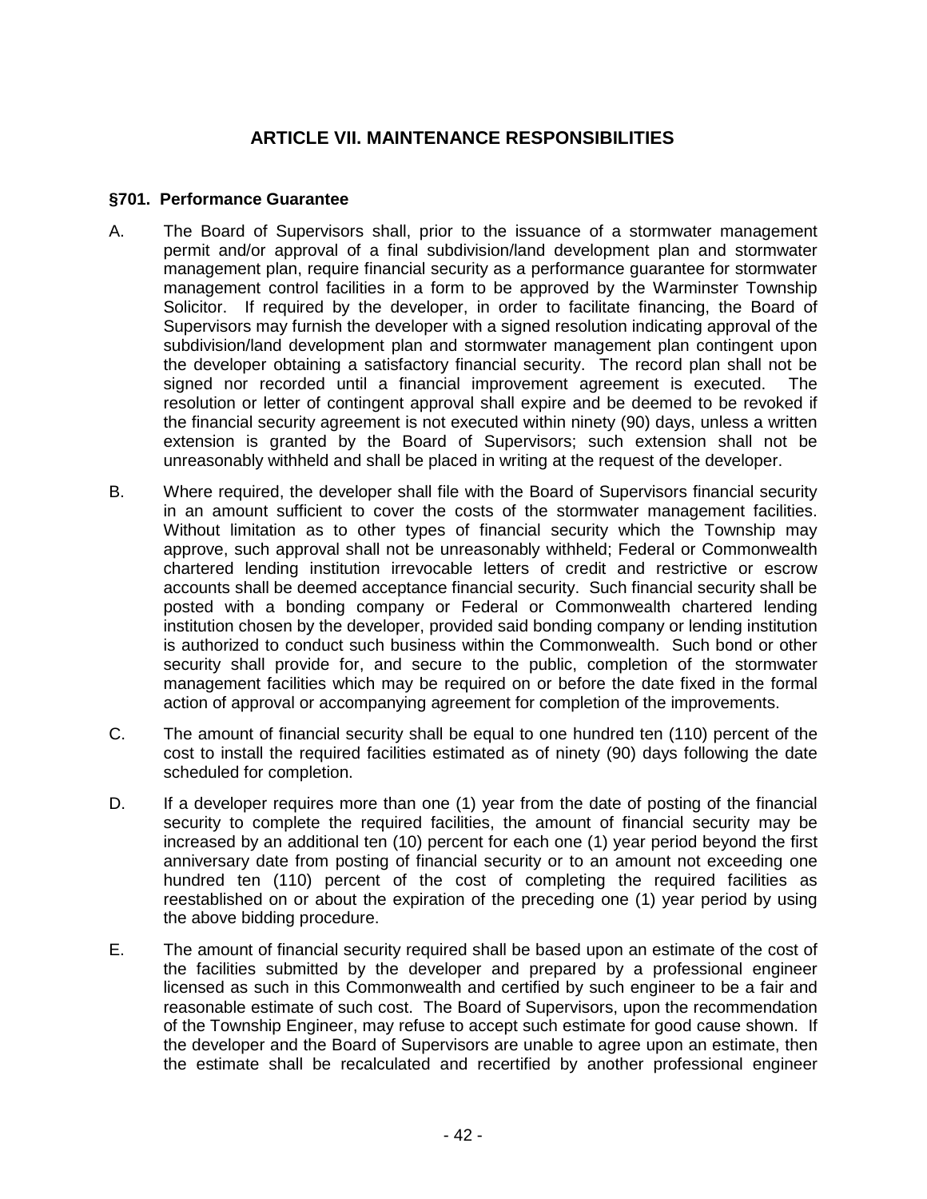# ARTICLE VII. MAINTENANCE RESPONSIBILITIES

### §701. Performance Guarantee

A. The Board of Supervisors shall, prior to the issuance of a stormwater management permit and/or approval of a final subdivision/land development plan and stormwater management plan, require financial security as a performance guarantee for stormwater management control facilities in a form to be approved by the Warminster Township Solicitor. If required by the developer, in order to facilitate financing, the Board of Supervisors may furnish the developer with a signed resolution indicating approval of the subdivision/land development plan and stormwater management plan contingent upon the developer obtaining a satisfactory financial security. The record plan shall not be signed nor recorded until a financial improvement agreement is executed. The resolution or letter of contingent approval shall expire and be deemed to be revoked if the financial security agreement is not executed within ninety (90) days, unless a written extension is granted by the Board of Supervisors; such extension shall not be unreasonably withheld and shall be placed in writing at the request of the developer.

B. Where required, the developer shall file with the Board of Supervisors financial security in an amount sufficient to cover the costs of the stormwater management facilities. Without limitation as to other types of financial security which the Township may approve, such approval shall not be unreasonably withheld; Federal or Commonwealth chartered lending institution irrevocable letters of credit and restrictive or escrow accounts shall be deemed acceptance financial security. Such financial security shall be posted with a bonding company or Federal or Commonwealth chartered lending institution chosen by the developer, provided said bonding company or lending institution is authorized to conduct such business within the Commonwealth. Such bond or other security shall provide for, and secure to the public, completion of the stormwater management facilities which may be required on or before the date fixed in the formal action of approval or accompanying agreement for completion of the improvements.

C. The amount of financial security shall be equal to one hundred ten (110) percent of the cost to install the required facilities estimated as of ninety (90) days following the date scheduled for completion.

D. If a developer requires more than one (1) year from the date of posting of the financial security to complete the required facilities, the amount of financial security may be increased by an additional ten (10) percent for each one (1) year period beyond the first anniversary date from posting of financial security or to an amount not exceeding one hundred ten (110) percent of the cost of completing the required facilities as reestablished on or about the expiration of the preceding one (1) year period by using the above bidding procedure.

E. The amount of financial security required shall be based upon an estimate of the cost of the facilities submitted by the developer and prepared by a professional engineer licensed as such in this Commonwealth and certified by such engineer to be a fair and reasonable estimate of such cost. The Board of Supervisors, upon the recommendation of the Township Engineer, may refuse to accept such estimate for good cause shown. If the developer and the Board of Supervisors are unable to agree upon an estimate, then the estimate shall be recalculated and recertified by another professional engineer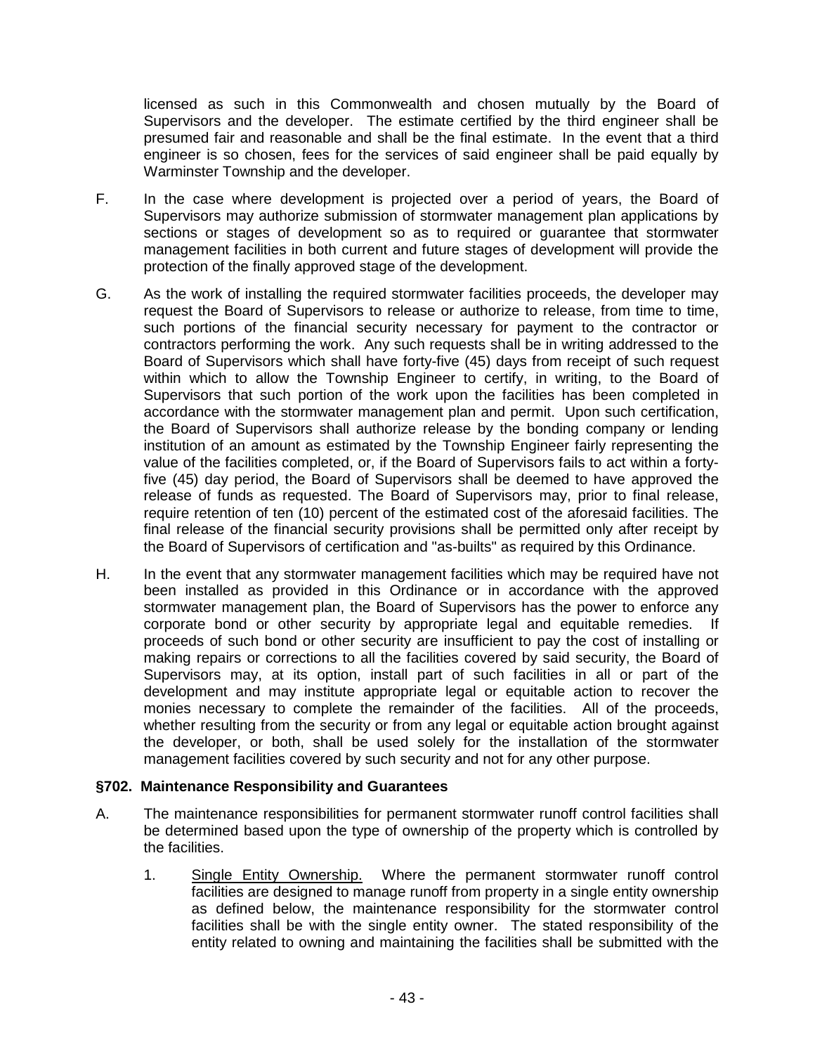licensed as such in this Commonwealth and chosen mutually by the Board of Supervisors and the developer. The estimate certified by the third engineer shall be presumed fair and reasonable and shall be the final estimate. In the event that a third engineer is so chosen, fees for the services of said engineer shall be paid equally by Warminster Township and the developer.

F. In the case where development is projected over a period of years, the Board of Supervisors may authorize submission of stormwater management plan applications by sections or stages of development so as to required or guarantee that stormwater management facilities in both current and future stages of development will provide the protection of the finally approved stage of the development.

G. As the work of installing the required stormwater facilities proceeds, the developer may request the Board of Supervisors to release or authorize to release, from time to time, such portions of the financial security necessary for payment to the contractor or contractors performing the work. Any such requests shall be in writing addressed to the Board of Supervisors which shall have forty-five (45) days from receipt of such request within which to allow the Township Engineer to certify, in writing, to the Board of Supervisors that such portion of the work upon the facilities has been completed in accordance with the stormwater management plan and permit. Upon such certification, the Board of Supervisors shall authorize release by the bonding company or lending institution of an amount as estimated by the Township Engineer fairly representing the value of the facilities completed, or, if the Board of Supervisors fails to act within a forty-five (45) day period, the Board of Supervisors shall be deemed to have approved the release of funds as requested. The Board of Supervisors may, prior to final release, require retention of ten (10) percent of the estimated cost of the aforesaid facilities. The final release of the financial security provisions shall be permitted only after receipt by the Board of Supervisors of certification and "as-builts" as required by this Ordinance.

H. In the event that any stormwater management facilities which may be required have not been installed as provided in this Ordinance or in accordance with the approved stormwater management plan, the Board of Supervisors has the power to enforce any corporate bond or other security by appropriate legal and equitable remedies. If proceeds of such bond or other security are insufficient to pay the cost of installing or making repairs or corrections to all the facilities covered by said security, the Board of Supervisors may, at its option, install part of such facilities in all or part of the development and may institute appropriate legal or equitable action to recover the monies necessary to complete the remainder of the facilities. All of the proceeds, whether resulting from the security or from any legal or equitable action brought against the developer, or both, shall be used solely for the installation of the stormwater management facilities covered by such security and not for any other purpose.

### §702. Maintenance Responsibility and Guarantees

A. The maintenance responsibilities for permanent stormwater runoff control facilities shall be determined based upon the type of ownership of the property which is controlled by the facilities.

1. Single Entity Ownership. Where the permanent stormwater runoff control facilities are designed to manage runoff from property in a single entity ownership as defined below, the maintenance responsibility for the stormwater control facilities shall be with the single entity owner. The stated responsibility of the entity related to owning and maintaining the facilities shall be submitted with the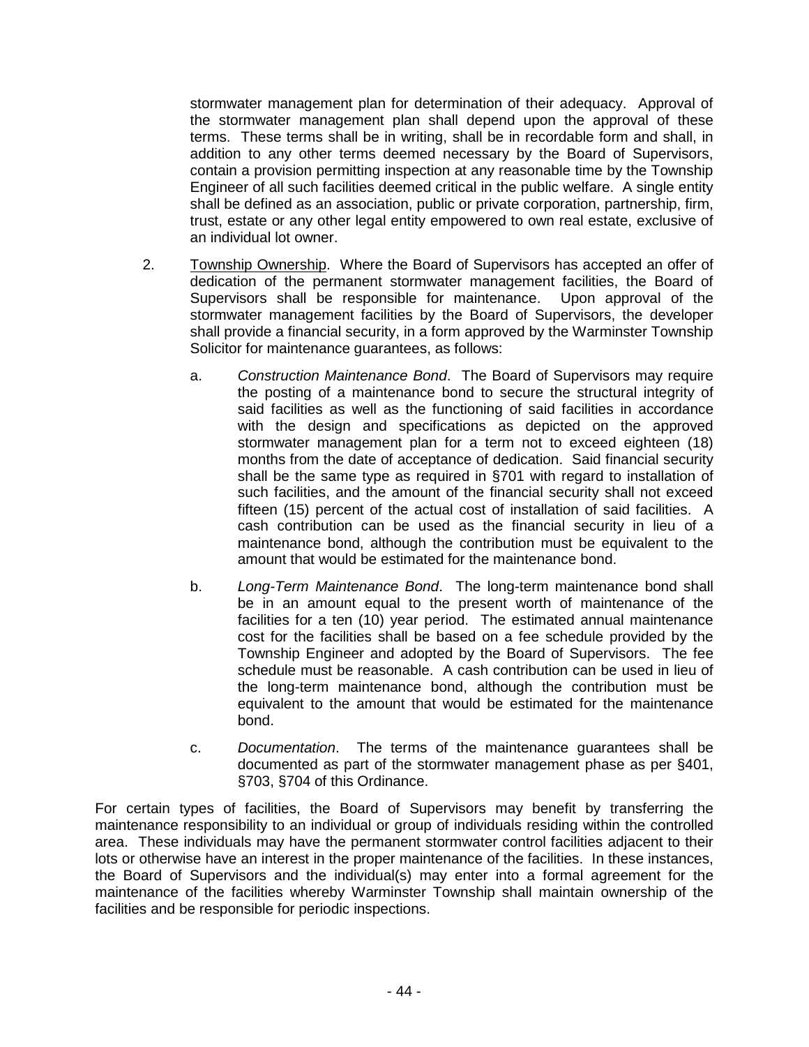stormwater management plan for determination of their adequacy. Approval of the stormwater management plan shall depend upon the approval of these terms. These terms shall be in writing, shall be in recordable form and shall, in addition to any other terms deemed necessary by the Board of Supervisors, contain a provision permitting inspection at any reasonable time by the Township Engineer of all such facilities deemed critical in the public welfare. A single entity shall be defined as an association, public or private corporation, partnership, firm, trust, estate or any other legal entity empowered to own real estate, exclusive of an individual lot owner.

2. Township Ownership. Where the Board of Supervisors has accepted an offer of dedication of the permanent stormwater management facilities, the Board of Supervisors shall be responsible for maintenance. Upon approval of the stormwater management facilities by the Board of Supervisors, the developer shall provide a financial security, in a form approved by the Warminster Township Solicitor for maintenance guarantees, as follows:

   a. *Construction Maintenance Bond*. The Board of Supervisors may require the posting of a maintenance bond to secure the structural integrity of said facilities as well as the functioning of said facilities in accordance with the design and specifications as depicted on the approved stormwater management plan for a term not to exceed eighteen (18) months from the date of acceptance of dedication. Said financial security shall be the same type as required in §701 with regard to installation of such facilities, and the amount of the financial security shall not exceed fifteen (15) percent of the actual cost of installation of said facilities. A cash contribution can be used as the financial security in lieu of a maintenance bond, although the contribution must be equivalent to the amount that would be estimated for the maintenance bond.

   b. *Long-Term Maintenance Bond*. The long-term maintenance bond shall be in an amount equal to the present worth of maintenance of the facilities for a ten (10) year period. The estimated annual maintenance cost for the facilities shall be based on a fee schedule provided by the Township Engineer and adopted by the Board of Supervisors. The fee schedule must be reasonable. A cash contribution can be used in lieu of the long-term maintenance bond, although the contribution must be equivalent to the amount that would be estimated for the maintenance bond.

   c. *Documentation*. The terms of the maintenance guarantees shall be documented as part of the stormwater management phase as per §401, §703, §704 of this Ordinance.

For certain types of facilities, the Board of Supervisors may benefit by transferring the maintenance responsibility to an individual or group of individuals residing within the controlled area. These individuals may have the permanent stormwater control facilities adjacent to their lots or otherwise have an interest in the proper maintenance of the facilities. In these instances, the Board of Supervisors and the individual(s) may enter into a formal agreement for the maintenance of the facilities whereby Warminster Township shall maintain ownership of the facilities and be responsible for periodic inspections.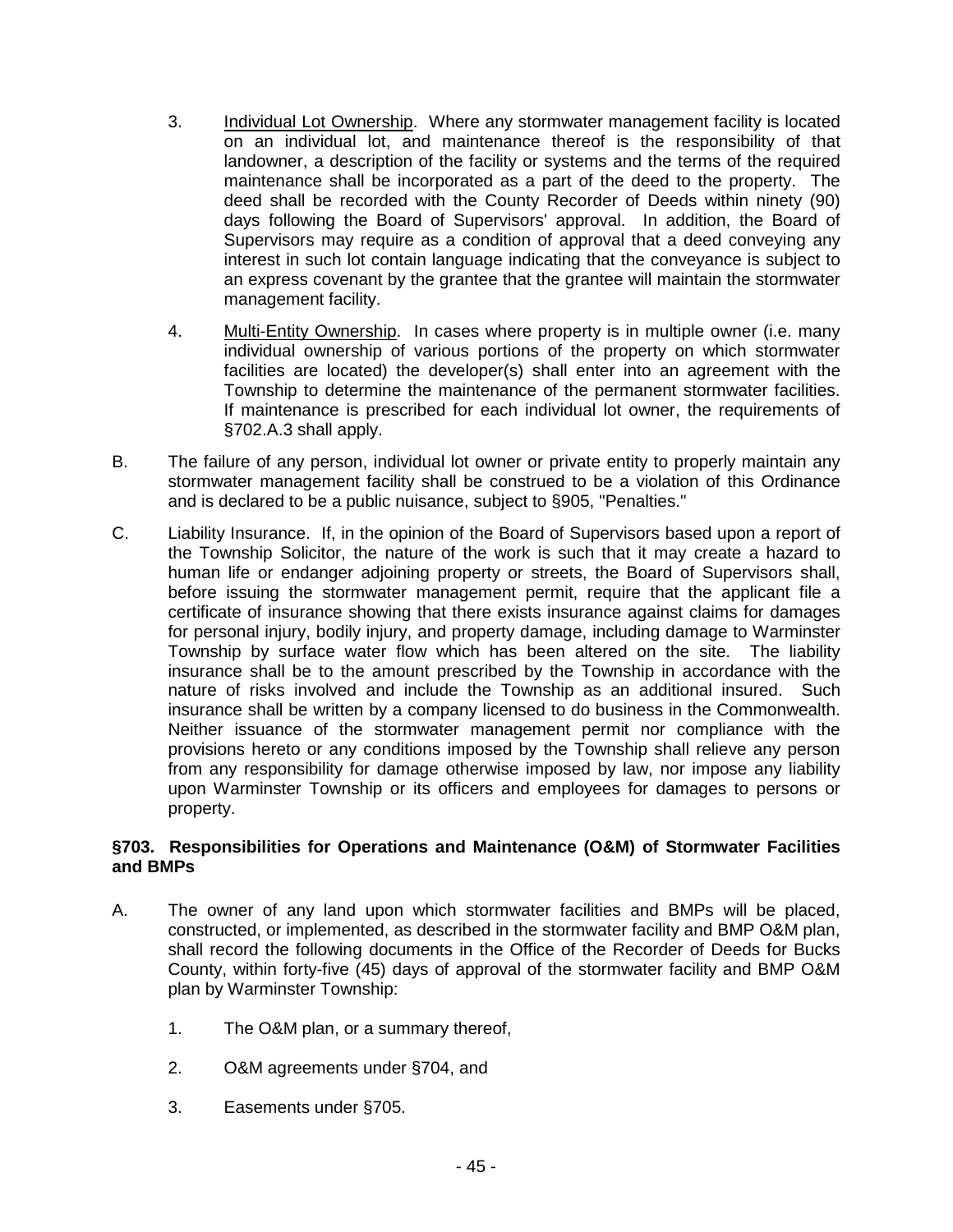3. Individual Lot Ownership. Where any stormwater management facility is located on an individual lot, and maintenance thereof is the responsibility of that landowner, a description of the facility or systems and the terms of the required maintenance shall be incorporated as a part of the deed to the property. The deed shall be recorded with the County Recorder of Deeds within ninety (90) days following the Board of Supervisors' approval. In addition, the Board of Supervisors may require as a condition of approval that a deed conveying any interest in such lot contain language indicating that the conveyance is subject to an express covenant by the grantee that the grantee will maintain the stormwater management facility.

4. Multi-Entity Ownership. In cases where property is in multiple owner (i.e. many individual ownership of various portions of the property on which stormwater facilities are located) the developer(s) shall enter into an agreement with the Township to determine the maintenance of the permanent stormwater facilities. If maintenance is prescribed for each individual lot owner, the requirements of §702.A.3 shall apply.

B. The failure of any person, individual lot owner or private entity to properly maintain any stormwater management facility shall be construed to be a violation of this Ordinance and is declared to be a public nuisance, subject to §905, "Penalties."

C. Liability Insurance. If, in the opinion of the Board of Supervisors based upon a report of the Township Solicitor, the nature of the work is such that it may create a hazard to human life or endanger adjoining property or streets, the Board of Supervisors shall, before issuing the stormwater management permit, require that the applicant file a certificate of insurance showing that there exists insurance against claims for damages for personal injury, bodily injury, and property damage, including damage to Warminster Township by surface water flow which has been altered on the site. The liability insurance shall be to the amount prescribed by the Township in accordance with the nature of risks involved and include the Township as an additional insured. Such insurance shall be written by a company licensed to do business in the Commonwealth. Neither issuance of the stormwater management permit nor compliance with the provisions hereto or any conditions imposed by the Township shall relieve any person from any responsibility for damage otherwise imposed by law, nor impose any liability upon Warminster Township or its officers and employees for damages to persons or property.

**§703. Responsibilities for Operations and Maintenance (O&M) of Stormwater Facilities and BMPs**

A. The owner of any land upon which stormwater facilities and BMPs will be placed, constructed, or implemented, as described in the stormwater facility and BMP O&M plan, shall record the following documents in the Office of the Recorder of Deeds for Bucks County, within forty-five (45) days of approval of the stormwater facility and BMP O&M plan by Warminster Township:

1. The O&M plan, or a summary thereof,

2. O&M agreements under §704, and

3. Easements under §705.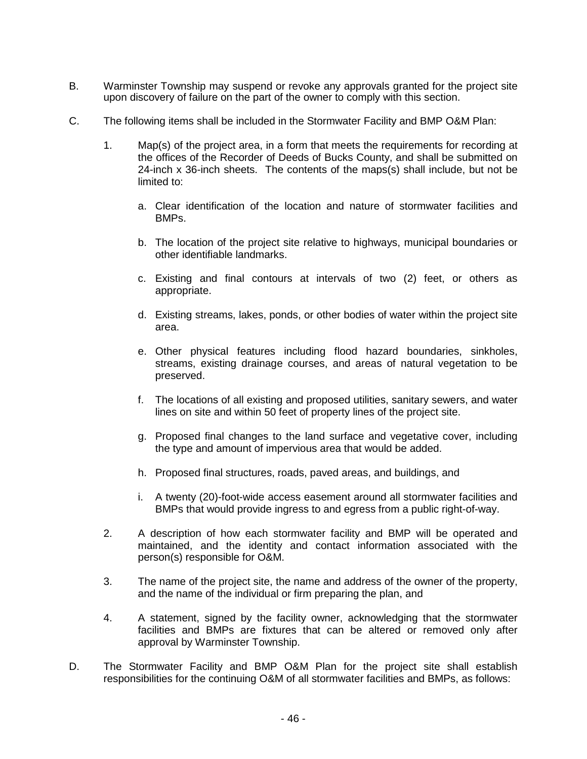B. Warminster Township may suspend or revoke any approvals granted for the project site upon discovery of failure on the part of the owner to comply with this section.

C. The following items shall be included in the Stormwater Facility and BMP O&M Plan:

1. Map(s) of the project area, in a form that meets the requirements for recording at the offices of the Recorder of Deeds of Bucks County, and shall be submitted on 24-inch x 36-inch sheets. The contents of the maps(s) shall include, but not be limited to:

   a. Clear identification of the location and nature of stormwater facilities and BMPs.

   b. The location of the project site relative to highways, municipal boundaries or other identifiable landmarks.

   c. Existing and final contours at intervals of two (2) feet, or others as appropriate.

   d. Existing streams, lakes, ponds, or other bodies of water within the project site area.

   e. Other physical features including flood hazard boundaries, sinkholes, streams, existing drainage courses, and areas of natural vegetation to be preserved.

   f. The locations of all existing and proposed utilities, sanitary sewers, and water lines on site and within 50 feet of property lines of the project site.

   g. Proposed final changes to the land surface and vegetative cover, including the type and amount of impervious area that would be added.

   h. Proposed final structures, roads, paved areas, and buildings, and

   i. A twenty (20)-foot-wide access easement around all stormwater facilities and BMPs that would provide ingress to and egress from a public right-of-way.

2. A description of how each stormwater facility and BMP will be operated and maintained, and the identity and contact information associated with the person(s) responsible for O&M.

3. The name of the project site, the name and address of the owner of the property, and the name of the individual or firm preparing the plan, and

4. A statement, signed by the facility owner, acknowledging that the stormwater facilities and BMPs are fixtures that can be altered or removed only after approval by Warminster Township.

D. The Stormwater Facility and BMP O&M Plan for the project site shall establish responsibilities for the continuing O&M of all stormwater facilities and BMPs, as follows: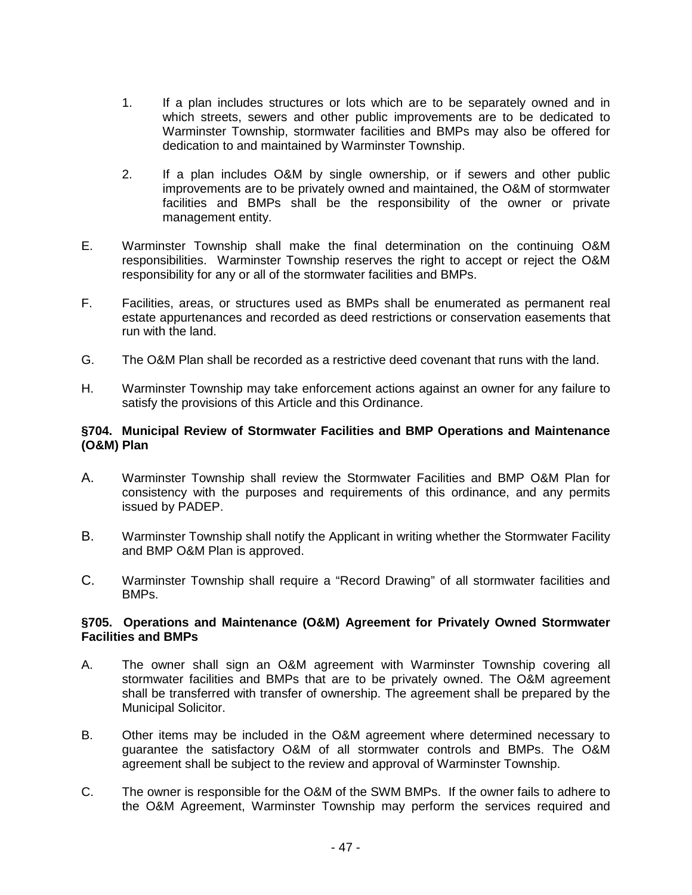1. If a plan includes structures or lots which are to be separately owned and in which streets, sewers and other public improvements are to be dedicated to Warminster Township, stormwater facilities and BMPs may also be offered for dedication to and maintained by Warminster Township.

2. If a plan includes O&M by single ownership, or if sewers and other public improvements are to be privately owned and maintained, the O&M of stormwater facilities and BMPs shall be the responsibility of the owner or private management entity.

E. Warminster Township shall make the final determination on the continuing O&M responsibilities. Warminster Township reserves the right to accept or reject the O&M responsibility for any or all of the stormwater facilities and BMPs.

F. Facilities, areas, or structures used as BMPs shall be enumerated as permanent real estate appurtenances and recorded as deed restrictions or conservation easements that run with the land.

G. The O&M Plan shall be recorded as a restrictive deed covenant that runs with the land.

H. Warminster Township may take enforcement actions against an owner for any failure to satisfy the provisions of this Article and this Ordinance.

**§704. Municipal Review of Stormwater Facilities and BMP Operations and Maintenance (O&M) Plan**

A. Warminster Township shall review the Stormwater Facilities and BMP O&M Plan for consistency with the purposes and requirements of this ordinance, and any permits issued by PADEP.

B. Warminster Township shall notify the Applicant in writing whether the Stormwater Facility and BMP O&M Plan is approved.

C. Warminster Township shall require a “Record Drawing” of all stormwater facilities and BMPs.

**§705. Operations and Maintenance (O&M) Agreement for Privately Owned Stormwater Facilities and BMPs**

A. The owner shall sign an O&M agreement with Warminster Township covering all stormwater facilities and BMPs that are to be privately owned. The O&M agreement shall be transferred with transfer of ownership. The agreement shall be prepared by the Municipal Solicitor.

B. Other items may be included in the O&M agreement where determined necessary to guarantee the satisfactory O&M of all stormwater controls and BMPs. The O&M agreement shall be subject to the review and approval of Warminster Township.

C. The owner is responsible for the O&M of the SWM BMPs. If the owner fails to adhere to the O&M Agreement, Warminster Township may perform the services required and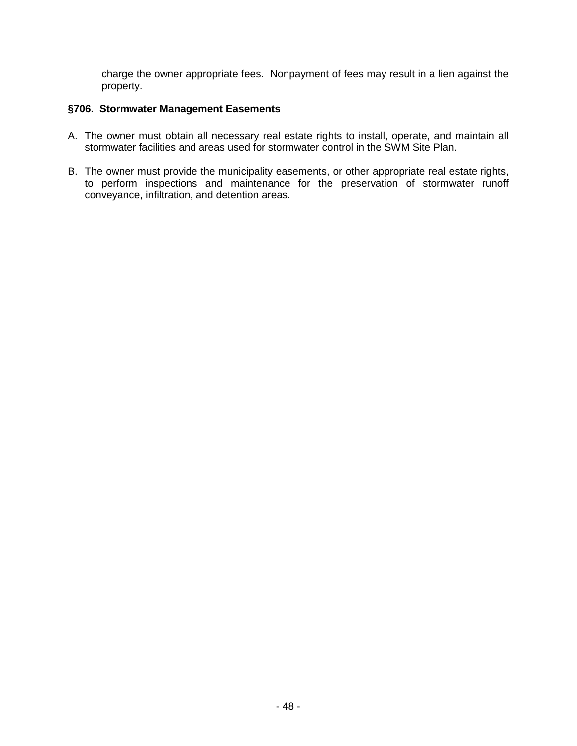charge the owner appropriate fees. Nonpayment of fees may result in a lien against the property.

**§706. Stormwater Management Easements**

A. The owner must obtain all necessary real estate rights to install, operate, and maintain all stormwater facilities and areas used for stormwater control in the SWM Site Plan.

B. The owner must provide the municipality easements, or other appropriate real estate rights, to perform inspections and maintenance for the preservation of stormwater runoff conveyance, infiltration, and detention areas.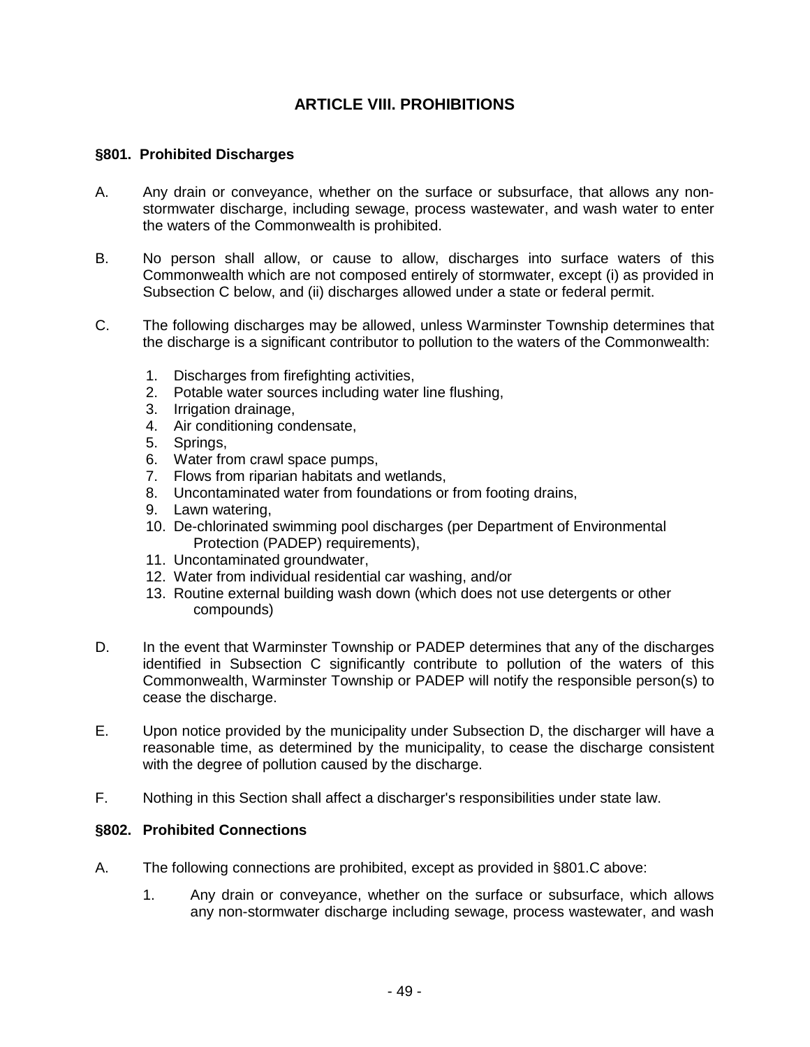# ARTICLE VIII. PROHIBITIONS

## §801. Prohibited Discharges

A. Any drain or conveyance, whether on the surface or subsurface, that allows any non-stormwater discharge, including sewage, process wastewater, and wash water to enter the waters of the Commonwealth is prohibited.

B. No person shall allow, or cause to allow, discharges into surface waters of this Commonwealth which are not composed entirely of stormwater, except (i) as provided in Subsection C below, and (ii) discharges allowed under a state or federal permit.

C. The following discharges may be allowed, unless Warminster Township determines that the discharge is a significant contributor to pollution to the waters of the Commonwealth:

1. Discharges from firefighting activities,
2. Potable water sources including water line flushing,
3. Irrigation drainage,
4. Air conditioning condensate,
5. Springs,
6. Water from crawl space pumps,
7. Flows from riparian habitats and wetlands,
8. Uncontaminated water from foundations or from footing drains,
9. Lawn watering,
10. De-chlorinated swimming pool discharges (per Department of Environmental Protection (PADEP) requirements),
11. Uncontaminated groundwater,
12. Water from individual residential car washing, and/or
13. Routine external building wash down (which does not use detergents or other compounds)

D. In the event that Warminster Township or PADEP determines that any of the discharges identified in Subsection C significantly contribute to pollution of the waters of this Commonwealth, Warminster Township or PADEP will notify the responsible person(s) to cease the discharge.

E. Upon notice provided by the municipality under Subsection D, the discharger will have a reasonable time, as determined by the municipality, to cease the discharge consistent with the degree of pollution caused by the discharge.

F. Nothing in this Section shall affect a discharger's responsibilities under state law.

## §802. Prohibited Connections

A. The following connections are prohibited, except as provided in §801.C above:

1. Any drain or conveyance, whether on the surface or subsurface, which allows any non-stormwater discharge including sewage, process wastewater, and wash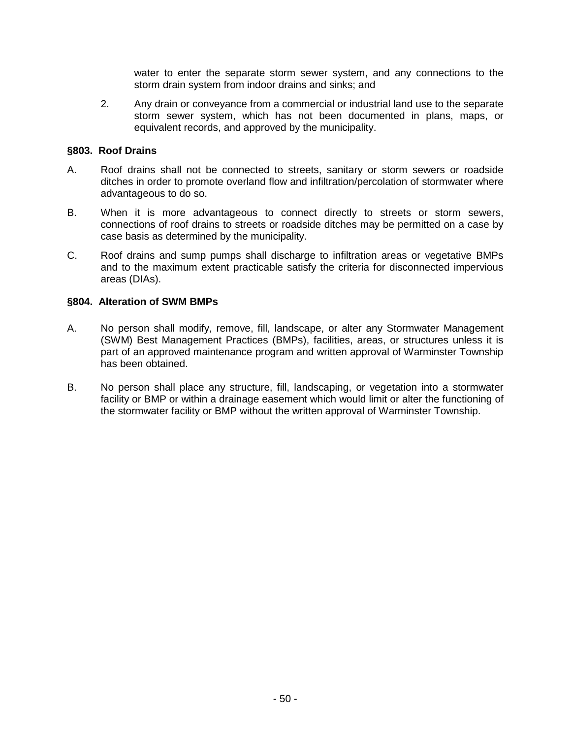water to enter the separate storm sewer system, and any connections to the storm drain system from indoor drains and sinks; and

2. Any drain or conveyance from a commercial or industrial land use to the separate storm sewer system, which has not been documented in plans, maps, or equivalent records, and approved by the municipality.

**§803. Roof Drains**

A. Roof drains shall not be connected to streets, sanitary or storm sewers or roadside ditches in order to promote overland flow and infiltration/percolation of stormwater where advantageous to do so.

B. When it is more advantageous to connect directly to streets or storm sewers, connections of roof drains to streets or roadside ditches may be permitted on a case by case basis as determined by the municipality.

C. Roof drains and sump pumps shall discharge to infiltration areas or vegetative BMPs and to the maximum extent practicable satisfy the criteria for disconnected impervious areas (DIAs).

**§804. Alteration of SWM BMPs**

A. No person shall modify, remove, fill, landscape, or alter any Stormwater Management (SWM) Best Management Practices (BMPs), facilities, areas, or structures unless it is part of an approved maintenance program and written approval of Warminster Township has been obtained.

B. No person shall place any structure, fill, landscaping, or vegetation into a stormwater facility or BMP or within a drainage easement which would limit or alter the functioning of the stormwater facility or BMP without the written approval of Warminster Township.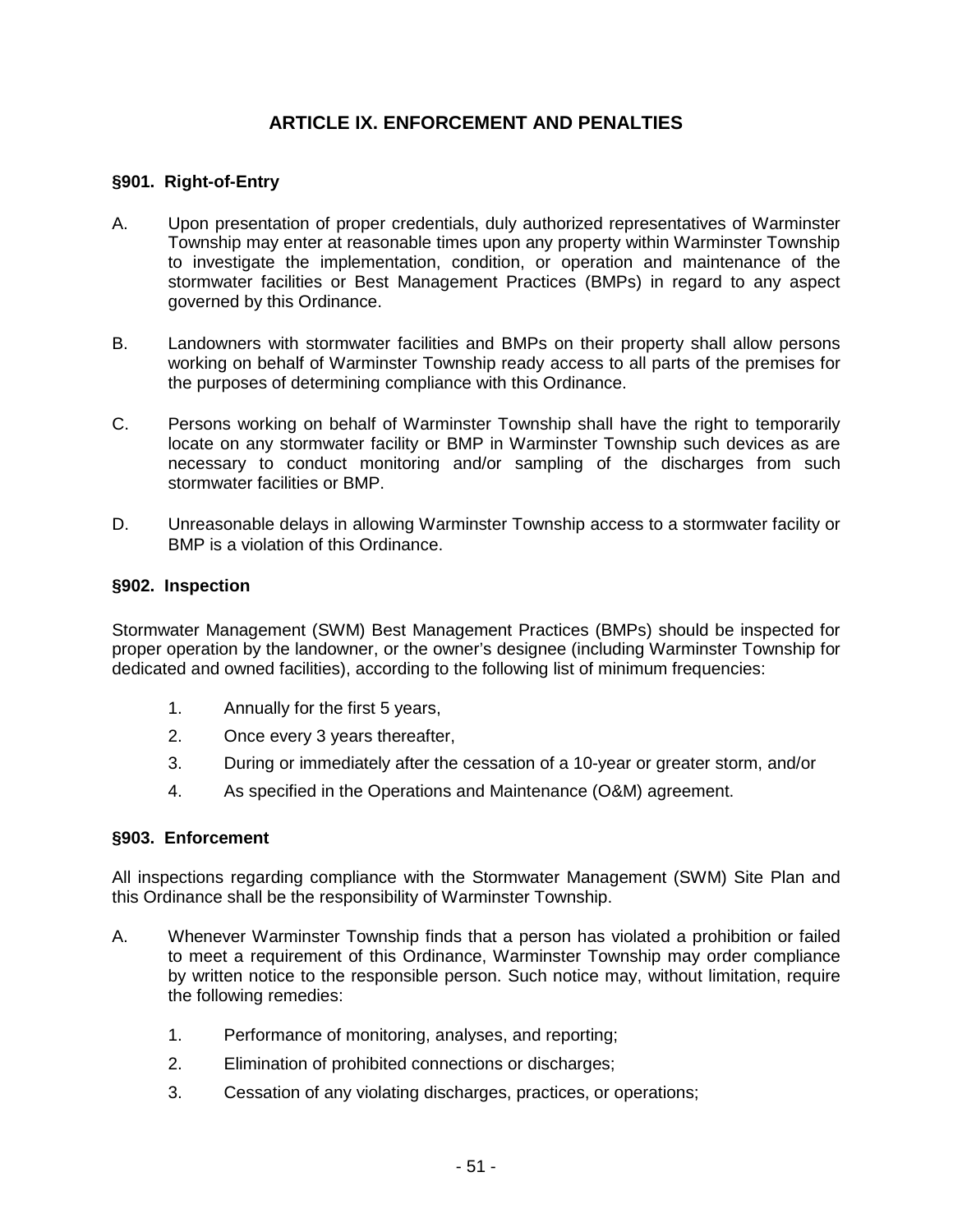# ARTICLE IX. ENFORCEMENT AND PENALTIES

## §901. Right-of-Entry

A. Upon presentation of proper credentials, duly authorized representatives of Warminster Township may enter at reasonable times upon any property within Warminster Township to investigate the implementation, condition, or operation and maintenance of the stormwater facilities or Best Management Practices (BMPs) in regard to any aspect governed by this Ordinance.

B. Landowners with stormwater facilities and BMPs on their property shall allow persons working on behalf of Warminster Township ready access to all parts of the premises for the purposes of determining compliance with this Ordinance.

C. Persons working on behalf of Warminster Township shall have the right to temporarily locate on any stormwater facility or BMP in Warminster Township such devices as are necessary to conduct monitoring and/or sampling of the discharges from such stormwater facilities or BMP.

D. Unreasonable delays in allowing Warminster Township access to a stormwater facility or BMP is a violation of this Ordinance.

## §902. Inspection

Stormwater Management (SWM) Best Management Practices (BMPs) should be inspected for proper operation by the landowner, or the owner's designee (including Warminster Township for dedicated and owned facilities), according to the following list of minimum frequencies:

1. Annually for the first 5 years,
2. Once every 3 years thereafter,
3. During or immediately after the cessation of a 10-year or greater storm, and/or
4. As specified in the Operations and Maintenance (O&M) agreement.

## §903. Enforcement

All inspections regarding compliance with the Stormwater Management (SWM) Site Plan and this Ordinance shall be the responsibility of Warminster Township.

A. Whenever Warminster Township finds that a person has violated a prohibition or failed to meet a requirement of this Ordinance, Warminster Township may order compliance by written notice to the responsible person. Such notice may, without limitation, require the following remedies:

   1. Performance of monitoring, analyses, and reporting;
   2. Elimination of prohibited connections or discharges;
   3. Cessation of any violating discharges, practices, or operations;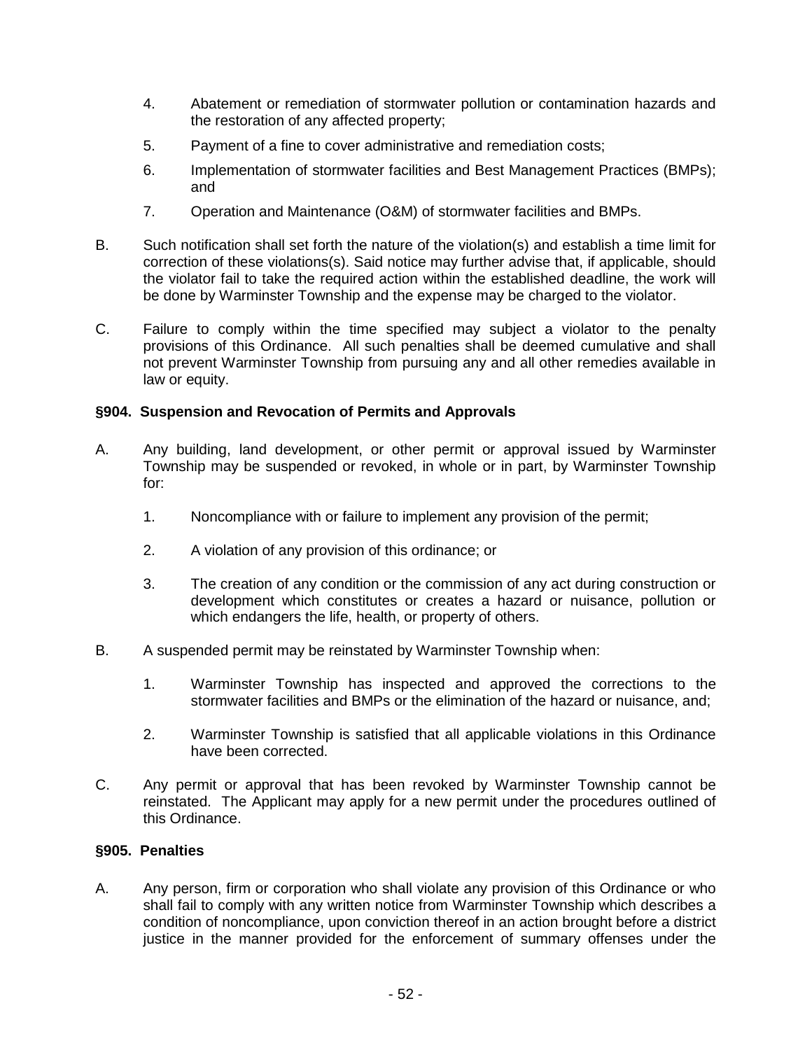4. Abatement or remediation of stormwater pollution or contamination hazards and the restoration of any affected property;

5. Payment of a fine to cover administrative and remediation costs;

6. Implementation of stormwater facilities and Best Management Practices (BMPs); and

7. Operation and Maintenance (O&M) of stormwater facilities and BMPs.

B. Such notification shall set forth the nature of the violation(s) and establish a time limit for correction of these violations(s). Said notice may further advise that, if applicable, should the violator fail to take the required action within the established deadline, the work will be done by Warminster Township and the expense may be charged to the violator.

C. Failure to comply within the time specified may subject a violator to the penalty provisions of this Ordinance. All such penalties shall be deemed cumulative and shall not prevent Warminster Township from pursuing any and all other remedies available in law or equity.

### §904. Suspension and Revocation of Permits and Approvals

A. Any building, land development, or other permit or approval issued by Warminster Township may be suspended or revoked, in whole or in part, by Warminster Township for:

1. Noncompliance with or failure to implement any provision of the permit;

2. A violation of any provision of this ordinance; or

3. The creation of any condition or the commission of any act during construction or development which constitutes or creates a hazard or nuisance, pollution or which endangers the life, health, or property of others.

B. A suspended permit may be reinstated by Warminster Township when:

1. Warminster Township has inspected and approved the corrections to the stormwater facilities and BMPs or the elimination of the hazard or nuisance, and;

2. Warminster Township is satisfied that all applicable violations in this Ordinance have been corrected.

C. Any permit or approval that has been revoked by Warminster Township cannot be reinstated. The Applicant may apply for a new permit under the procedures outlined of this Ordinance.

### §905. Penalties

A. Any person, firm or corporation who shall violate any provision of this Ordinance or who shall fail to comply with any written notice from Warminster Township which describes a condition of noncompliance, upon conviction thereof in an action brought before a district justice in the manner provided for the enforcement of summary offenses under the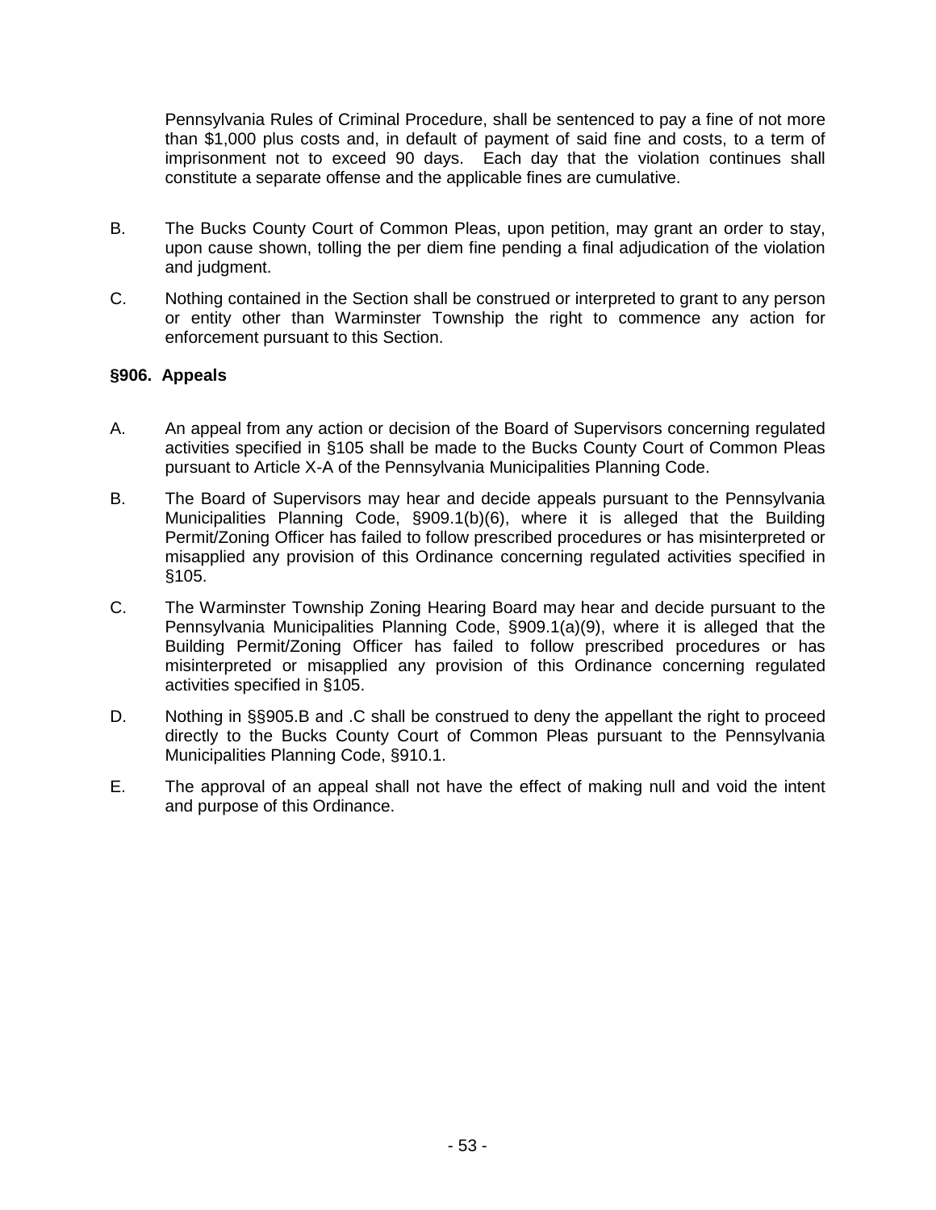Pennsylvania Rules of Criminal Procedure, shall be sentenced to pay a fine of not more than $1,000 plus costs and, in default of payment of said fine and costs, to a term of imprisonment not to exceed 90 days. Each day that the violation continues shall constitute a separate offense and the applicable fines are cumulative.

B. The Bucks County Court of Common Pleas, upon petition, may grant an order to stay, upon cause shown, tolling the per diem fine pending a final adjudication of the violation and judgment.

C. Nothing contained in the Section shall be construed or interpreted to grant to any person or entity other than Warminster Township the right to commence any action for enforcement pursuant to this Section.

### §906. Appeals

A. An appeal from any action or decision of the Board of Supervisors concerning regulated activities specified in §105 shall be made to the Bucks County Court of Common Pleas pursuant to Article X-A of the Pennsylvania Municipalities Planning Code.

B. The Board of Supervisors may hear and decide appeals pursuant to the Pennsylvania Municipalities Planning Code, §909.1(b)(6), where it is alleged that the Building Permit/Zoning Officer has failed to follow prescribed procedures or has misinterpreted or misapplied any provision of this Ordinance concerning regulated activities specified in §105.

C. The Warminster Township Zoning Hearing Board may hear and decide pursuant to the Pennsylvania Municipalities Planning Code, §909.1(a)(9), where it is alleged that the Building Permit/Zoning Officer has failed to follow prescribed procedures or has misinterpreted or misapplied any provision of this Ordinance concerning regulated activities specified in §105.

D. Nothing in §§905.B and .C shall be construed to deny the appellant the right to proceed directly to the Bucks County Court of Common Pleas pursuant to the Pennsylvania Municipalities Planning Code, §910.1.

E. The approval of an appeal shall not have the effect of making null and void the intent and purpose of this Ordinance.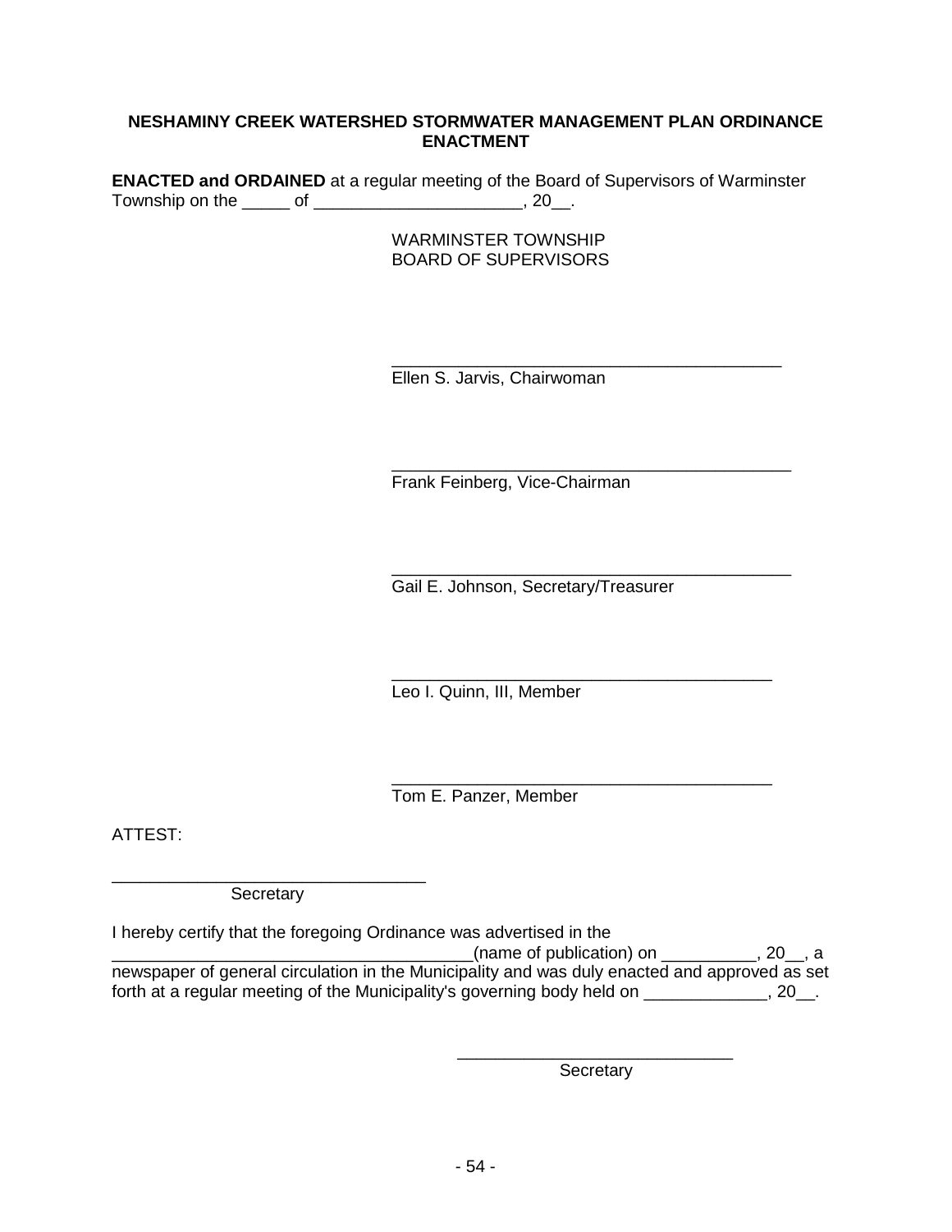**NESHAMINY CREEK WATERSHED STORMWATER MANAGEMENT PLAN ORDINANCE ENACTMENT**

**ENACTED and ORDAINED** at a regular meeting of the Board of Supervisors of Warminster Township on the _____ of ______________________, 20__.

WARMINSTER TOWNSHIP
BOARD OF SUPERVISORS

_________________________________________
Ellen S. Jarvis, Chairwoman

_________________________________________
Frank Feinberg, Vice-Chairman

_________________________________________
Gail E. Johnson, Secretary/Treasurer

_________________________________________
Leo I. Quinn, III, Member

_________________________________________
Tom E. Panzer, Member

ATTEST:

_________________________________
Secretary

I hereby certify that the foregoing Ordinance was advertised in the ______________________________________(name of publication) on __________, 20__, a newspaper of general circulation in the Municipality and was duly enacted and approved as set forth at a regular meeting of the Municipality's governing body held on _____________, 20__.

_____________________________
Secretary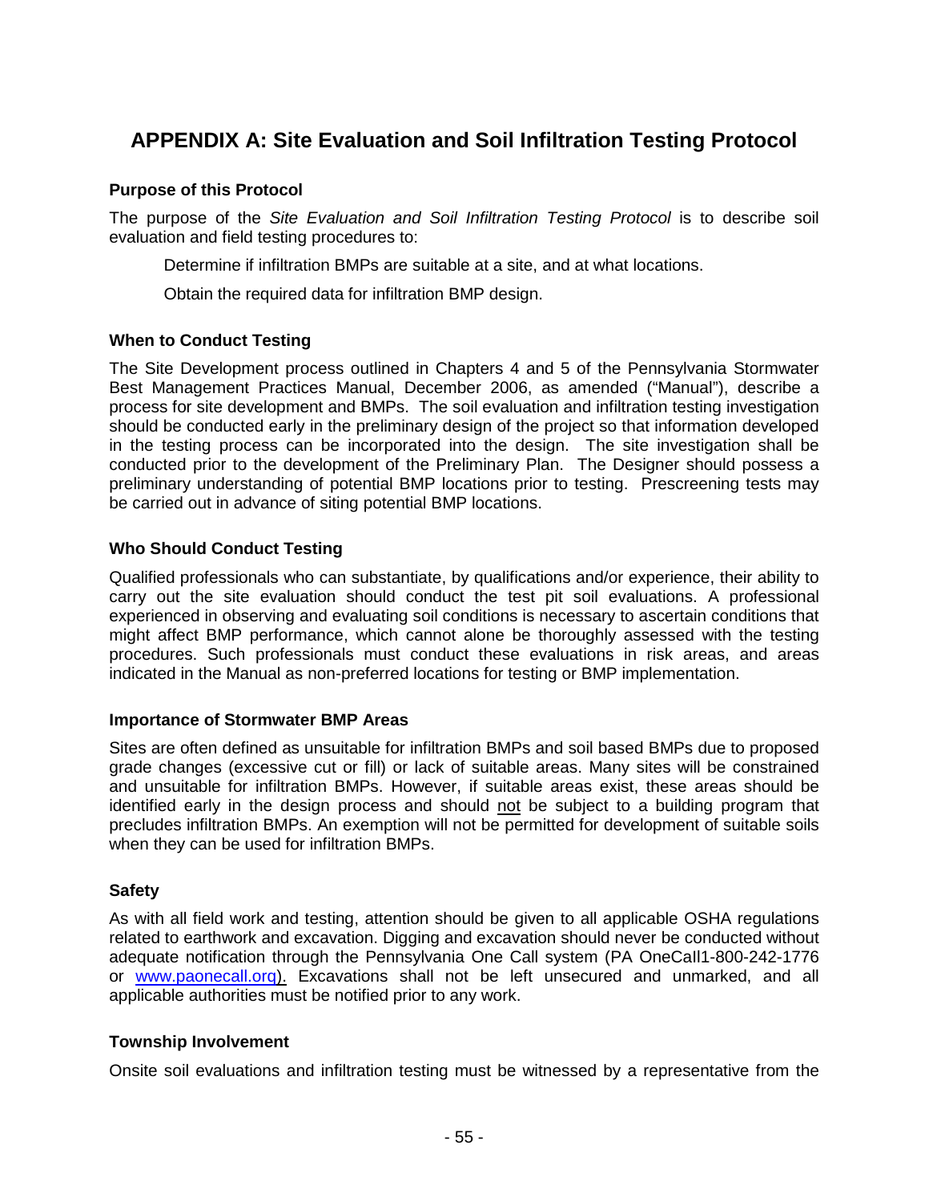# APPENDIX A: Site Evaluation and Soil Infiltration Testing Protocol

### Purpose of this Protocol

The purpose of the *Site Evaluation and Soil Infiltration Testing Protocol* is to describe soil evaluation and field testing procedures to:

Determine if infiltration BMPs are suitable at a site, and at what locations.

Obtain the required data for infiltration BMP design.

### When to Conduct Testing

The Site Development process outlined in Chapters 4 and 5 of the Pennsylvania Stormwater Best Management Practices Manual, December 2006, as amended ("Manual"), describe a process for site development and BMPs. The soil evaluation and infiltration testing investigation should be conducted early in the preliminary design of the project so that information developed in the testing process can be incorporated into the design. The site investigation shall be conducted prior to the development of the Preliminary Plan. The Designer should possess a preliminary understanding of potential BMP locations prior to testing. Prescreening tests may be carried out in advance of siting potential BMP locations.

### Who Should Conduct Testing

Qualified professionals who can substantiate, by qualifications and/or experience, their ability to carry out the site evaluation should conduct the test pit soil evaluations. A professional experienced in observing and evaluating soil conditions is necessary to ascertain conditions that might affect BMP performance, which cannot alone be thoroughly assessed with the testing procedures. Such professionals must conduct these evaluations in risk areas, and areas indicated in the Manual as non-preferred locations for testing or BMP implementation.

### Importance of Stormwater BMP Areas

Sites are often defined as unsuitable for infiltration BMPs and soil based BMPs due to proposed grade changes (excessive cut or fill) or lack of suitable areas. Many sites will be constrained and unsuitable for infiltration BMPs. However, if suitable areas exist, these areas should be identified early in the design process and should not be subject to a building program that precludes infiltration BMPs. An exemption will not be permitted for development of suitable soils when they can be used for infiltration BMPs.

### Safety

As with all field work and testing, attention should be given to all applicable OSHA regulations related to earthwork and excavation. Digging and excavation should never be conducted without adequate notification through the Pennsylvania One Call system (PA OneCall1-800-242-1776 or [www.paonecall.org](www.paonecall.org)). Excavations shall not be left unsecured and unmarked, and all applicable authorities must be notified prior to any work.

### Township Involvement

Onsite soil evaluations and infiltration testing must be witnessed by a representative from the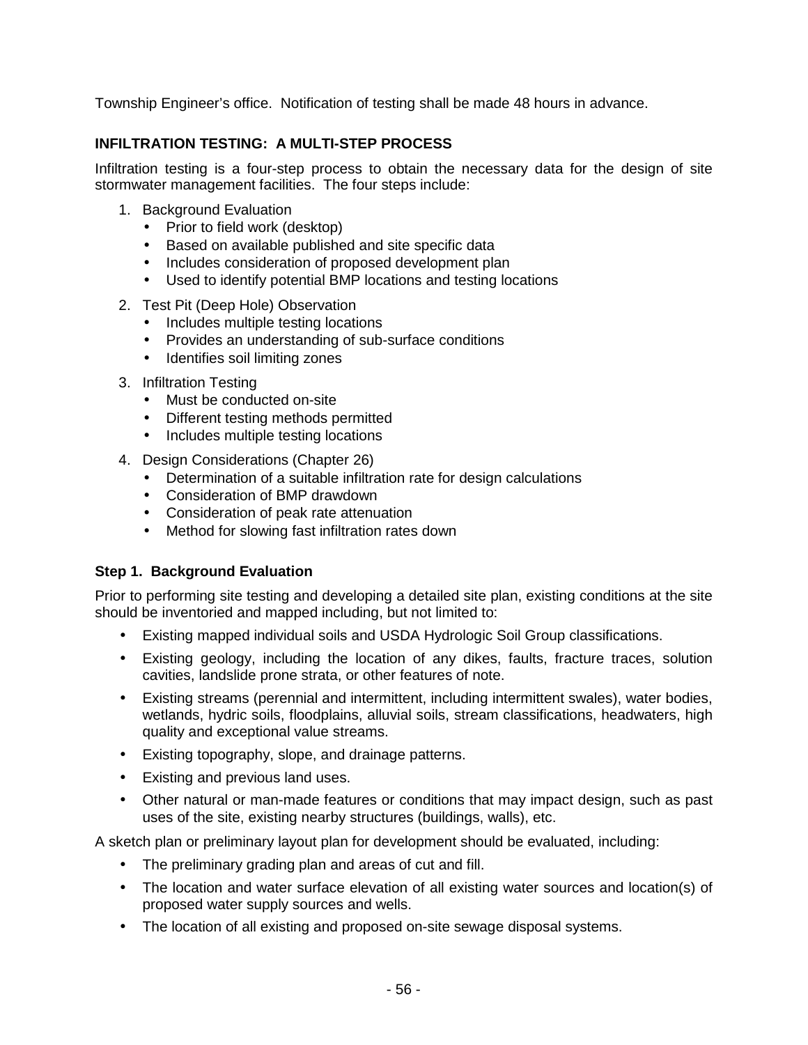Township Engineer's office. Notification of testing shall be made 48 hours in advance.

**INFILTRATION TESTING: A MULTI-STEP PROCESS**

Infiltration testing is a four-step process to obtain the necessary data for the design of site stormwater management facilities. The four steps include:

1. Background Evaluation
   - Prior to field work (desktop)
   - Based on available published and site specific data
   - Includes consideration of proposed development plan
   - Used to identify potential BMP locations and testing locations
2. Test Pit (Deep Hole) Observation
   - Includes multiple testing locations
   - Provides an understanding of sub-surface conditions
   - Identifies soil limiting zones
3. Infiltration Testing
   - Must be conducted on-site
   - Different testing methods permitted
   - Includes multiple testing locations
4. Design Considerations (Chapter 26)
   - Determination of a suitable infiltration rate for design calculations
   - Consideration of BMP drawdown
   - Consideration of peak rate attenuation
   - Method for slowing fast infiltration rates down

**Step 1. Background Evaluation**

Prior to performing site testing and developing a detailed site plan, existing conditions at the site should be inventoried and mapped including, but not limited to:

- Existing mapped individual soils and USDA Hydrologic Soil Group classifications.
- Existing geology, including the location of any dikes, faults, fracture traces, solution cavities, landslide prone strata, or other features of note.
- Existing streams (perennial and intermittent, including intermittent swales), water bodies, wetlands, hydric soils, floodplains, alluvial soils, stream classifications, headwaters, high quality and exceptional value streams.
- Existing topography, slope, and drainage patterns.
- Existing and previous land uses.
- Other natural or man-made features or conditions that may impact design, such as past uses of the site, existing nearby structures (buildings, walls), etc.

A sketch plan or preliminary layout plan for development should be evaluated, including:

- The preliminary grading plan and areas of cut and fill.
- The location and water surface elevation of all existing water sources and location(s) of proposed water supply sources and wells.
- The location of all existing and proposed on-site sewage disposal systems.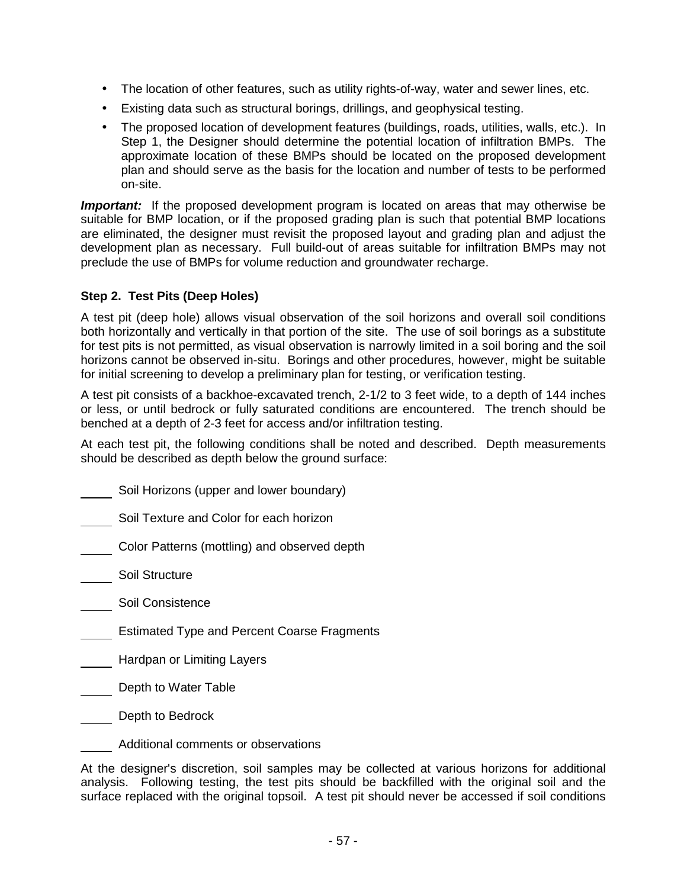- The location of other features, such as utility rights-of-way, water and sewer lines, etc.
- Existing data such as structural borings, drillings, and geophysical testing.
- The proposed location of development features (buildings, roads, utilities, walls, etc.). In Step 1, the Designer should determine the potential location of infiltration BMPs. The approximate location of these BMPs should be located on the proposed development plan and should serve as the basis for the location and number of tests to be performed on-site.

***Important:*** If the proposed development program is located on areas that may otherwise be suitable for BMP location, or if the proposed grading plan is such that potential BMP locations are eliminated, the designer must revisit the proposed layout and grading plan and adjust the development plan as necessary. Full build-out of areas suitable for infiltration BMPs may not preclude the use of BMPs for volume reduction and groundwater recharge.

**Step 2. Test Pits (Deep Holes)**

A test pit (deep hole) allows visual observation of the soil horizons and overall soil conditions both horizontally and vertically in that portion of the site. The use of soil borings as a substitute for test pits is not permitted, as visual observation is narrowly limited in a soil boring and the soil horizons cannot be observed in-situ. Borings and other procedures, however, might be suitable for initial screening to develop a preliminary plan for testing, or verification testing.

A test pit consists of a backhoe-excavated trench, 2-1/2 to 3 feet wide, to a depth of 144 inches or less, or until bedrock or fully saturated conditions are encountered. The trench should be benched at a depth of 2-3 feet for access and/or infiltration testing.

At each test pit, the following conditions shall be noted and described. Depth measurements should be described as depth below the ground surface:

_____ Soil Horizons (upper and lower boundary)

_____ Soil Texture and Color for each horizon

_____ Color Patterns (mottling) and observed depth

_____ Soil Structure

_____ Soil Consistence

_____ Estimated Type and Percent Coarse Fragments

_____ Hardpan or Limiting Layers

_____ Depth to Water Table

_____ Depth to Bedrock

_____ Additional comments or observations

At the designer's discretion, soil samples may be collected at various horizons for additional analysis. Following testing, the test pits should be backfilled with the original soil and the surface replaced with the original topsoil. A test pit should never be accessed if soil conditions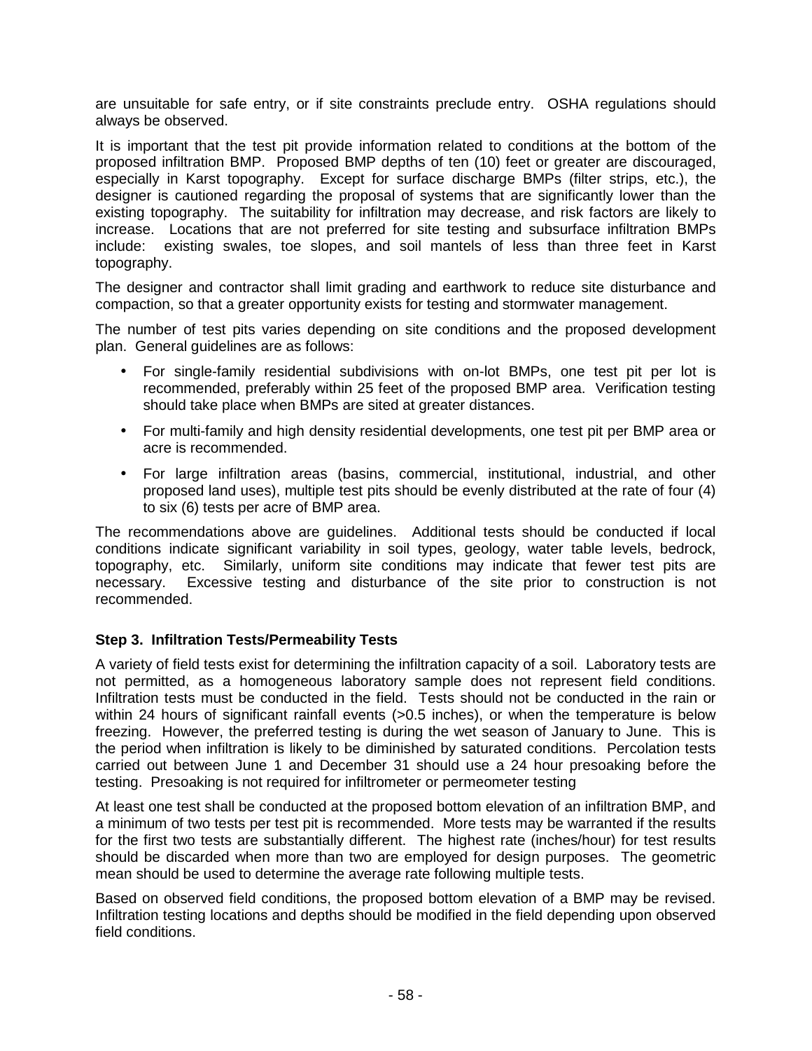are unsuitable for safe entry, or if site constraints preclude entry. OSHA regulations should always be observed.

It is important that the test pit provide information related to conditions at the bottom of the proposed infiltration BMP. Proposed BMP depths of ten (10) feet or greater are discouraged, especially in Karst topography. Except for surface discharge BMPs (filter strips, etc.), the designer is cautioned regarding the proposal of systems that are significantly lower than the existing topography. The suitability for infiltration may decrease, and risk factors are likely to increase. Locations that are not preferred for site testing and subsurface infiltration BMPs include: existing swales, toe slopes, and soil mantels of less than three feet in Karst topography.

The designer and contractor shall limit grading and earthwork to reduce site disturbance and compaction, so that a greater opportunity exists for testing and stormwater management.

The number of test pits varies depending on site conditions and the proposed development plan. General guidelines are as follows:

- For single-family residential subdivisions with on-lot BMPs, one test pit per lot is recommended, preferably within 25 feet of the proposed BMP area. Verification testing should take place when BMPs are sited at greater distances.
- For multi-family and high density residential developments, one test pit per BMP area or acre is recommended.
- For large infiltration areas (basins, commercial, institutional, industrial, and other proposed land uses), multiple test pits should be evenly distributed at the rate of four (4) to six (6) tests per acre of BMP area.

The recommendations above are guidelines. Additional tests should be conducted if local conditions indicate significant variability in soil types, geology, water table levels, bedrock, topography, etc. Similarly, uniform site conditions may indicate that fewer test pits are necessary. Excessive testing and disturbance of the site prior to construction is not recommended.

### Step 3. Infiltration Tests/Permeability Tests

A variety of field tests exist for determining the infiltration capacity of a soil. Laboratory tests are not permitted, as a homogeneous laboratory sample does not represent field conditions. Infiltration tests must be conducted in the field. Tests should not be conducted in the rain or within 24 hours of significant rainfall events (>0.5 inches), or when the temperature is below freezing. However, the preferred testing is during the wet season of January to June. This is the period when infiltration is likely to be diminished by saturated conditions. Percolation tests carried out between June 1 and December 31 should use a 24 hour presoaking before the testing. Presoaking is not required for infiltrometer or permeometer testing

At least one test shall be conducted at the proposed bottom elevation of an infiltration BMP, and a minimum of two tests per test pit is recommended. More tests may be warranted if the results for the first two tests are substantially different. The highest rate (inches/hour) for test results should be discarded when more than two are employed for design purposes. The geometric mean should be used to determine the average rate following multiple tests.

Based on observed field conditions, the proposed bottom elevation of a BMP may be revised. Infiltration testing locations and depths should be modified in the field depending upon observed field conditions.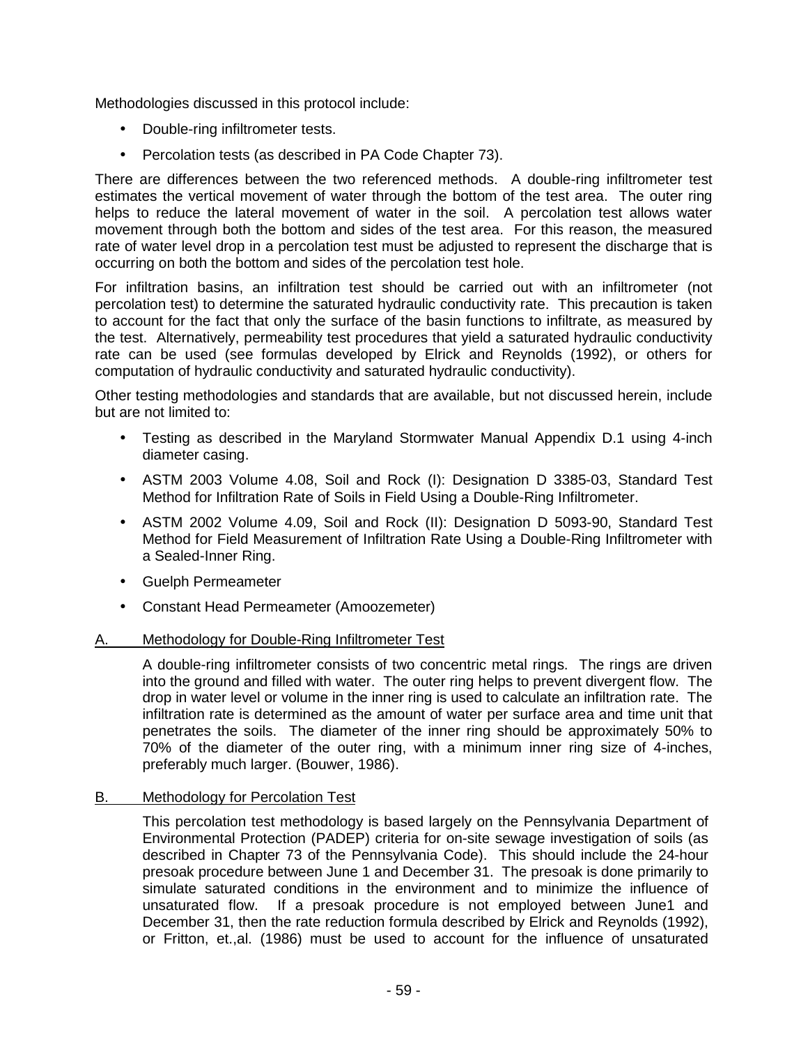Methodologies discussed in this protocol include:

- Double-ring infiltrometer tests.
- Percolation tests (as described in PA Code Chapter 73).

There are differences between the two referenced methods. A double-ring infiltrometer test estimates the vertical movement of water through the bottom of the test area. The outer ring helps to reduce the lateral movement of water in the soil. A percolation test allows water movement through both the bottom and sides of the test area. For this reason, the measured rate of water level drop in a percolation test must be adjusted to represent the discharge that is occurring on both the bottom and sides of the percolation test hole.

For infiltration basins, an infiltration test should be carried out with an infiltrometer (not percolation test) to determine the saturated hydraulic conductivity rate. This precaution is taken to account for the fact that only the surface of the basin functions to infiltrate, as measured by the test. Alternatively, permeability test procedures that yield a saturated hydraulic conductivity rate can be used (see formulas developed by Elrick and Reynolds (1992), or others for computation of hydraulic conductivity and saturated hydraulic conductivity).

Other testing methodologies and standards that are available, but not discussed herein, include but are not limited to:

- Testing as described in the Maryland Stormwater Manual Appendix D.1 using 4-inch diameter casing.
- ASTM 2003 Volume 4.08, Soil and Rock (I): Designation D 3385-03, Standard Test Method for Infiltration Rate of Soils in Field Using a Double-Ring Infiltrometer.
- ASTM 2002 Volume 4.09, Soil and Rock (II): Designation D 5093-90, Standard Test Method for Field Measurement of Infiltration Rate Using a Double-Ring Infiltrometer with a Sealed-Inner Ring.
- Guelph Permeameter
- Constant Head Permeameter (Amoozemeter)

## A. Methodology for Double-Ring Infiltrometer Test

A double-ring infiltrometer consists of two concentric metal rings. The rings are driven into the ground and filled with water. The outer ring helps to prevent divergent flow. The drop in water level or volume in the inner ring is used to calculate an infiltration rate. The infiltration rate is determined as the amount of water per surface area and time unit that penetrates the soils. The diameter of the inner ring should be approximately 50% to 70% of the diameter of the outer ring, with a minimum inner ring size of 4-inches, preferably much larger. (Bouwer, 1986).

## B. Methodology for Percolation Test

This percolation test methodology is based largely on the Pennsylvania Department of Environmental Protection (PADEP) criteria for on-site sewage investigation of soils (as described in Chapter 73 of the Pennsylvania Code). This should include the 24-hour presoak procedure between June 1 and December 31. The presoak is done primarily to simulate saturated conditions in the environment and to minimize the influence of unsaturated flow. If a presoak procedure is not employed between June1 and December 31, then the rate reduction formula described by Elrick and Reynolds (1992), or Fritton, et.,al. (1986) must be used to account for the influence of unsaturated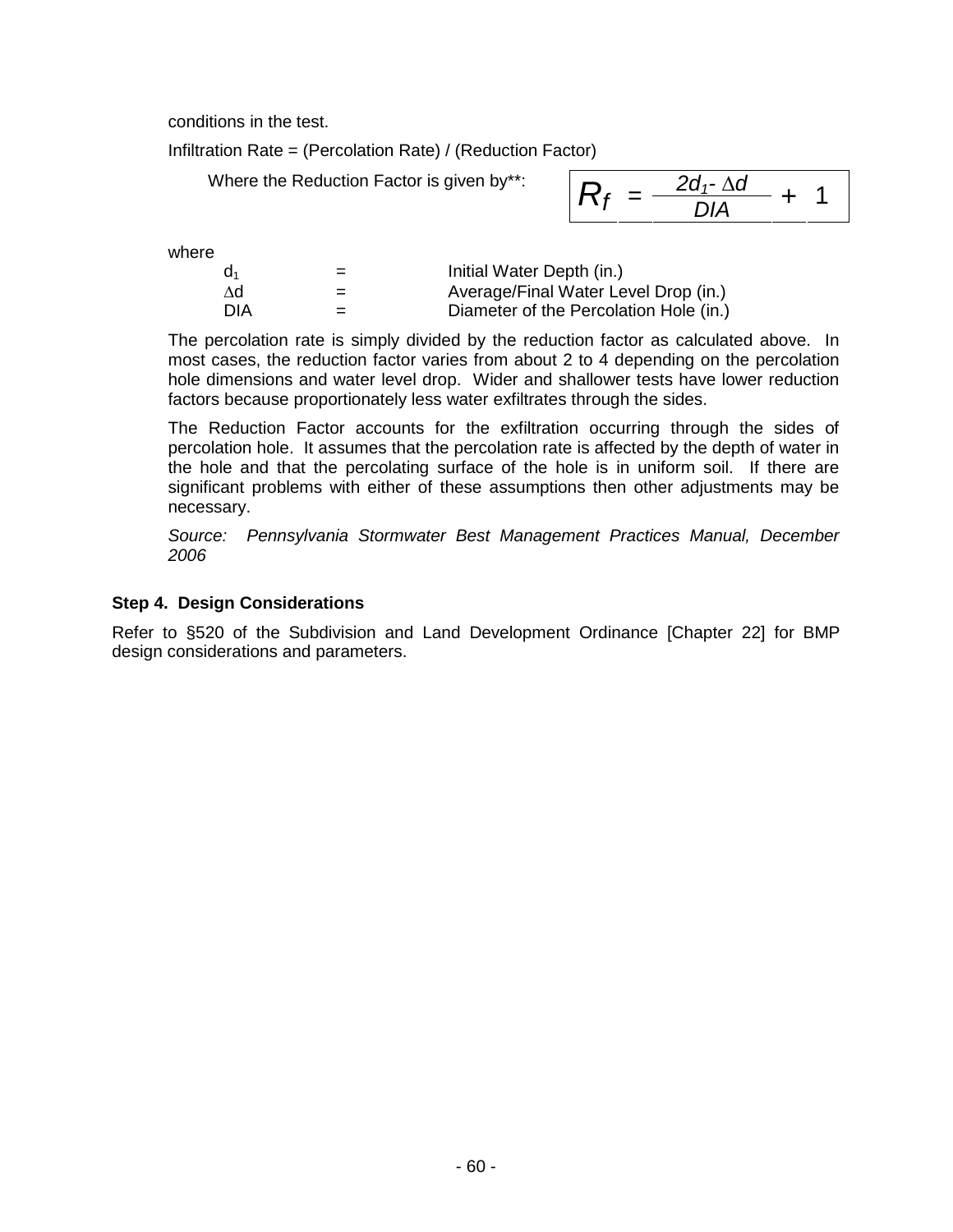conditions in the test.

Infiltration Rate = (Percolation Rate) / (Reduction Factor)

Where the Reduction Factor is given by**:

$$R_f = \frac{2d_1 - \Delta d}{DIA} + 1$$

where

| | | |
|---|---|---|
| $d_1$ | = | Initial Water Depth (in.) |
| $\Delta d$ | = | Average/Final Water Level Drop (in.) |
| DIA | = | Diameter of the Percolation Hole (in.) |

The percolation rate is simply divided by the reduction factor as calculated above. In most cases, the reduction factor varies from about 2 to 4 depending on the percolation hole dimensions and water level drop. Wider and shallower tests have lower reduction factors because proportionately less water exfiltrates through the sides.

The Reduction Factor accounts for the exfiltration occurring through the sides of percolation hole. It assumes that the percolation rate is affected by the depth of water in the hole and that the percolating surface of the hole is in uniform soil. If there are significant problems with either of these assumptions then other adjustments may be necessary.

*Source: Pennsylvania Stormwater Best Management Practices Manual, December 2006*

**Step 4. Design Considerations**

Refer to §520 of the Subdivision and Land Development Ordinance [Chapter 22] for BMP design considerations and parameters.